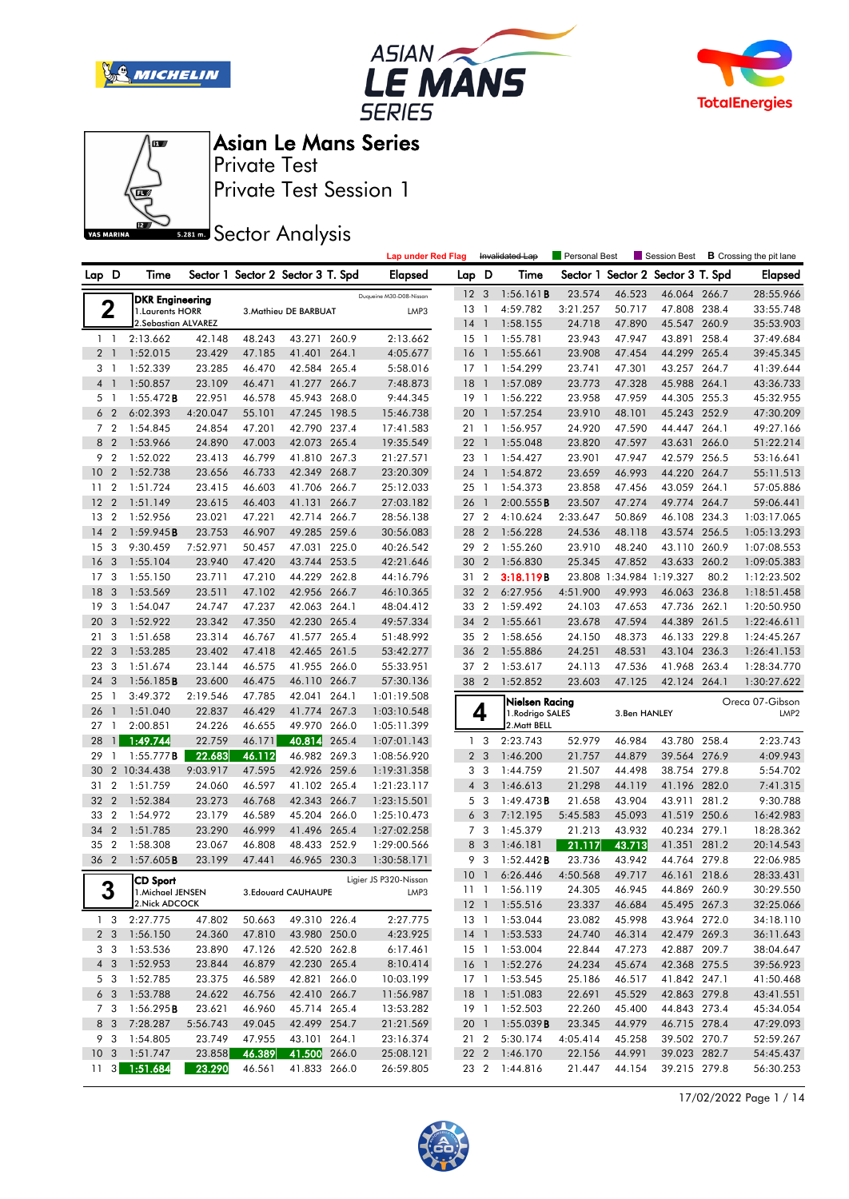# Asian Le Mans Series

## Private Test

## Private Test Session 1

## Sector Analysis

Lap under Red Flag | ~~Invalidated Lap~~ | Personal Best | Session Best | **B** Crossing the pit lane

**2** — DKR Engineering — Duqueine M30-D08-Nissan — LMP3
1.Laurents HORR, 2.Sebastian ALVAREZ, 3.Mathieu DE BARBUAT

| Lap | D | Time | Sector 1 | Sector 2 | Sector 3 | T. Spd | Elapsed |
|---|---|---|---|---|---|---|---|
| 1 | 1 | 2:13.662 | 42.148 | 48.243 | 43.271 | 260.9 | 2:13.662 |
| 2 | 1 | 1:52.015 | 23.429 | 47.185 | 41.401 | 264.1 | 4:05.677 |
| 3 | 1 | 1:52.339 | 23.285 | 46.470 | 42.584 | 265.4 | 5:58.016 |
| 4 | 1 | 1:50.857 | 23.109 | 46.471 | 41.277 | 266.7 | 7:48.873 |
| 5 | 1 | 1:55.472**B** | 22.951 | 46.578 | 45.943 | 268.0 | 9:44.345 |
| 6 | 2 | 6:02.393 | 4:20.047 | 55.101 | 47.245 | 198.5 | 15:46.738 |
| 7 | 2 | 1:54.845 | 24.854 | 47.201 | 42.790 | 237.4 | 17:41.583 |
| 8 | 2 | 1:53.966 | 24.890 | 47.003 | 42.073 | 265.4 | 19:35.549 |
| 9 | 2 | 1:52.022 | 23.413 | 46.799 | 41.810 | 267.3 | 21:27.571 |
| 10 | 2 | 1:52.738 | 23.656 | 46.733 | 42.349 | 268.7 | 23:20.309 |
| 11 | 2 | 1:51.724 | 23.415 | 46.603 | 41.706 | 266.7 | 25:12.033 |
| 12 | 2 | 1:51.149 | 23.615 | 46.403 | 41.131 | 266.7 | 27:03.182 |
| 13 | 2 | 1:52.956 | 23.021 | 47.221 | 42.714 | 266.7 | 28:56.138 |
| 14 | 2 | 1:59.945**B** | 23.753 | 46.907 | 49.285 | 259.6 | 30:56.083 |
| 15 | 3 | 9:30.459 | 7:52.971 | 50.457 | 47.031 | 225.0 | 40:26.542 |
| 16 | 3 | 1:55.104 | 23.940 | 47.420 | 43.744 | 253.5 | 42:21.646 |
| 17 | 3 | 1:55.150 | 23.711 | 47.210 | 44.229 | 262.8 | 44:16.796 |
| 18 | 3 | 1:53.569 | 23.511 | 47.102 | 42.956 | 266.7 | 46:10.365 |
| 19 | 3 | 1:54.047 | 24.747 | 47.237 | 42.063 | 264.1 | 48:04.412 |
| 20 | 3 | 1:52.922 | 23.342 | 47.350 | 42.230 | 265.4 | 49:57.334 |
| 21 | 3 | 1:51.658 | 23.314 | 46.767 | 41.577 | 265.4 | 51:48.992 |
| 22 | 3 | 1:53.285 | 23.402 | 47.418 | 42.465 | 261.5 | 53:42.277 |
| 23 | 3 | 1:51.674 | 23.144 | 46.575 | 41.955 | 266.0 | 55:33.951 |
| 24 | 3 | 1:56.185**B** | 23.600 | 46.475 | 46.110 | 266.7 | 57:30.136 |
| 25 | 1 | 3:49.372 | 2:19.546 | 47.785 | 42.041 | 264.1 | 1:01:19.508 |
| 26 | 1 | 1:51.040 | 22.837 | 46.429 | 41.774 | 267.3 | 1:03:10.548 |
| 27 | 1 | 2:00.851 | 24.226 | 46.655 | 49.970 | 266.0 | 1:05:11.399 |
| 28 | 1 | 1:49.744 | 22.759 | 46.171 | 40.814 | 265.4 | 1:07:01.143 |
| 29 | 1 | 1:55.777**B** | 22.683 | 46.112 | 46.982 | 269.3 | 1:08:56.920 |
| 30 | 2 | 10:34.438 | 9:03.917 | 47.595 | 42.926 | 259.6 | 1:19:31.358 |
| 31 | 2 | 1:51.759 | 24.060 | 46.597 | 41.102 | 265.4 | 1:21:23.117 |
| 32 | 2 | 1:52.384 | 23.273 | 46.768 | 42.343 | 266.7 | 1:23:15.501 |
| 33 | 2 | 1:54.972 | 23.179 | 46.589 | 45.204 | 266.0 | 1:25:10.473 |
| 34 | 2 | 1:51.785 | 23.290 | 46.999 | 41.496 | 265.4 | 1:27:02.258 |
| 35 | 2 | 1:58.308 | 23.067 | 46.808 | 48.433 | 252.9 | 1:29:00.566 |
| 36 | 2 | 1:57.605**B** | 23.199 | 47.441 | 46.965 | 230.3 | 1:30:58.171 |

**3** — CD Sport — Ligier JS P320-Nissan — LMP3
1.Michael JENSEN, 2.Nick ADCOCK, 3.Edouard CAUHAUPE

| Lap | D | Time | Sector 1 | Sector 2 | Sector 3 | T. Spd | Elapsed |
|---|---|---|---|---|---|---|---|
| 1 | 3 | 2:27.775 | 47.802 | 50.663 | 49.310 | 226.4 | 2:27.775 |
| 2 | 3 | 1:56.150 | 24.360 | 47.810 | 43.980 | 250.0 | 4:23.925 |
| 3 | 3 | 1:53.536 | 23.890 | 47.126 | 42.520 | 262.8 | 6:17.461 |
| 4 | 3 | 1:52.953 | 23.844 | 46.879 | 42.230 | 265.4 | 8:10.414 |
| 5 | 3 | 1:52.785 | 23.375 | 46.589 | 42.821 | 266.0 | 10:03.199 |
| 6 | 3 | 1:53.788 | 24.622 | 46.756 | 42.410 | 266.7 | 11:56.987 |
| 7 | 3 | 1:56.295**B** | 23.621 | 46.960 | 45.714 | 265.4 | 13:53.282 |
| 8 | 3 | 7:28.287 | 5:56.743 | 49.045 | 42.499 | 254.7 | 21:21.569 |
| 9 | 3 | 1:54.805 | 23.749 | 47.955 | 43.101 | 264.1 | 23:16.374 |
| 10 | 3 | 1:51.747 | 23.858 | 46.389 | 41.500 | 266.0 | 25:08.121 |
| 11 | 3 | 1:51.684 | 23.290 | 46.561 | 41.833 | 266.0 | 26:59.805 |
| 12 | 3 | 1:56.161**B** | 23.574 | 46.523 | 46.064 | 266.7 | 28:55.966 |
| 13 | 1 | 4:59.782 | 3:21.257 | 50.717 | 47.808 | 238.4 | 33:55.748 |
| 14 | 1 | 1:58.155 | 24.718 | 47.890 | 45.547 | 260.9 | 35:53.903 |
| 15 | 1 | 1:55.781 | 23.943 | 47.947 | 43.891 | 258.4 | 37:49.684 |
| 16 | 1 | 1:55.661 | 23.908 | 47.454 | 44.299 | 265.4 | 39:45.345 |
| 17 | 1 | 1:54.299 | 23.741 | 47.301 | 43.257 | 264.7 | 41:39.644 |
| 18 | 1 | 1:57.089 | 23.773 | 47.328 | 45.988 | 264.1 | 43:36.733 |
| 19 | 1 | 1:56.222 | 23.958 | 47.959 | 44.305 | 255.3 | 45:32.955 |
| 20 | 1 | 1:57.254 | 23.910 | 48.101 | 45.243 | 252.9 | 47:30.209 |
| 21 | 1 | 1:56.957 | 24.920 | 47.590 | 44.447 | 264.1 | 49:27.166 |
| 22 | 1 | 1:55.048 | 23.820 | 47.597 | 43.631 | 266.0 | 51:22.214 |
| 23 | 1 | 1:54.427 | 23.901 | 47.947 | 42.579 | 256.5 | 53:16.641 |
| 24 | 1 | 1:54.872 | 23.659 | 46.993 | 44.220 | 264.7 | 55:11.513 |
| 25 | 1 | 1:54.373 | 23.858 | 47.456 | 43.059 | 264.1 | 57:05.886 |
| 26 | 1 | 2:00.555**B** | 23.507 | 47.274 | 49.774 | 264.7 | 59:06.441 |
| 27 | 2 | 4:10.624 | 2:33.647 | 50.869 | 46.108 | 234.3 | 1:03:17.065 |
| 28 | 2 | 1:56.228 | 24.536 | 48.118 | 43.574 | 256.5 | 1:05:13.293 |
| 29 | 2 | 1:55.260 | 23.910 | 48.240 | 43.110 | 260.9 | 1:07:08.553 |
| 30 | 2 | 1:56.830 | 25.345 | 47.852 | 43.633 | 260.2 | 1:09:05.383 |
| 31 | 2 | 3:18.119**B** | 23.808 | 1:34.984 | 1:19.327 | 80.2 | 1:12:23.502 |
| 32 | 2 | 6:27.956 | 4:51.900 | 49.993 | 46.063 | 236.8 | 1:18:51.458 |
| 33 | 2 | 1:59.492 | 24.103 | 47.653 | 47.736 | 262.1 | 1:20:50.950 |
| 34 | 2 | 1:55.661 | 23.678 | 47.594 | 44.389 | 261.5 | 1:22:46.611 |
| 35 | 2 | 1:58.656 | 24.150 | 48.373 | 46.133 | 229.8 | 1:24:45.267 |
| 36 | 2 | 1:55.886 | 24.251 | 48.531 | 43.104 | 236.3 | 1:26:41.153 |
| 37 | 2 | 1:53.617 | 24.113 | 47.536 | 41.968 | 263.4 | 1:28:34.770 |
| 38 | 2 | 1:52.852 | 23.603 | 47.125 | 42.124 | 264.1 | 1:30:27.622 |

**4** — Nielsen Racing — Oreca 07-Gibson — LMP2
1.Rodrigo SALES, 2.Matt BELL, 3.Ben HANLEY

| Lap | D | Time | Sector 1 | Sector 2 | Sector 3 | T. Spd | Elapsed |
|---|---|---|---|---|---|---|---|
| 1 | 3 | 2:23.743 | 52.979 | 46.984 | 43.780 | 258.4 | 2:23.743 |
| 2 | 3 | 1:46.200 | 21.757 | 44.879 | 39.564 | 276.9 | 4:09.943 |
| 3 | 3 | 1:44.759 | 21.507 | 44.498 | 38.754 | 279.8 | 5:54.702 |
| 4 | 3 | 1:46.613 | 21.298 | 44.119 | 41.196 | 282.0 | 7:41.315 |
| 5 | 3 | 1:49.473**B** | 21.658 | 43.904 | 43.911 | 281.2 | 9:30.788 |
| 6 | 3 | 7:12.195 | 5:45.583 | 45.093 | 41.519 | 250.6 | 16:42.983 |
| 7 | 3 | 1:45.379 | 21.500 | 43.932 | 40.234 | 279.1 | 18:28.362 |
| 8 | 3 | 1:46.181 | 21.117 | 43.713 | 41.351 | 281.2 | 20:14.543 |
| 9 | 3 | 1:52.442**B** | 23.736 | 43.942 | 44.764 | 279.8 | 22:06.985 |
| 10 | 1 | 6:26.446 | 4:50.568 | 49.717 | 46.161 | 218.6 | 28:33.431 |
| 11 | 1 | 1:56.119 | 24.305 | 46.945 | 44.869 | 260.9 | 30:29.550 |
| 12 | 1 | 1:55.516 | 23.337 | 46.684 | 45.495 | 267.3 | 32:25.066 |
| 13 | 1 | 1:53.044 | 23.082 | 45.998 | 43.964 | 272.0 | 34:18.110 |
| 14 | 1 | 1:53.533 | 24.740 | 46.314 | 42.479 | 269.3 | 36:11.643 |
| 15 | 1 | 1:53.004 | 22.844 | 47.273 | 42.887 | 209.7 | 38:04.647 |
| 16 | 1 | 1:52.276 | 24.234 | 45.674 | 42.368 | 275.5 | 39:56.923 |
| 17 | 1 | 1:53.545 | 25.186 | 46.517 | 41.842 | 247.1 | 41:50.468 |
| 18 | 1 | 1:51.083 | 22.691 | 45.529 | 42.863 | 279.8 | 43:41.551 |
| 19 | 1 | 1:52.503 | 22.260 | 45.400 | 44.843 | 273.4 | 45:34.054 |
| 20 | 1 | 1:55.039**B** | 23.345 | 44.979 | 46.715 | 278.4 | 47:29.093 |
| 21 | 2 | 5:30.174 | 4:05.414 | 45.258 | 39.502 | 270.7 | 52:59.267 |
| 22 | 2 | 1:46.170 | 22.156 | 44.991 | 39.023 | 282.7 | 54:45.437 |
| 23 | 2 | 1:44.816 | 21.447 | 44.154 | 39.215 | 279.8 | 56:30.253 |

17/02/2022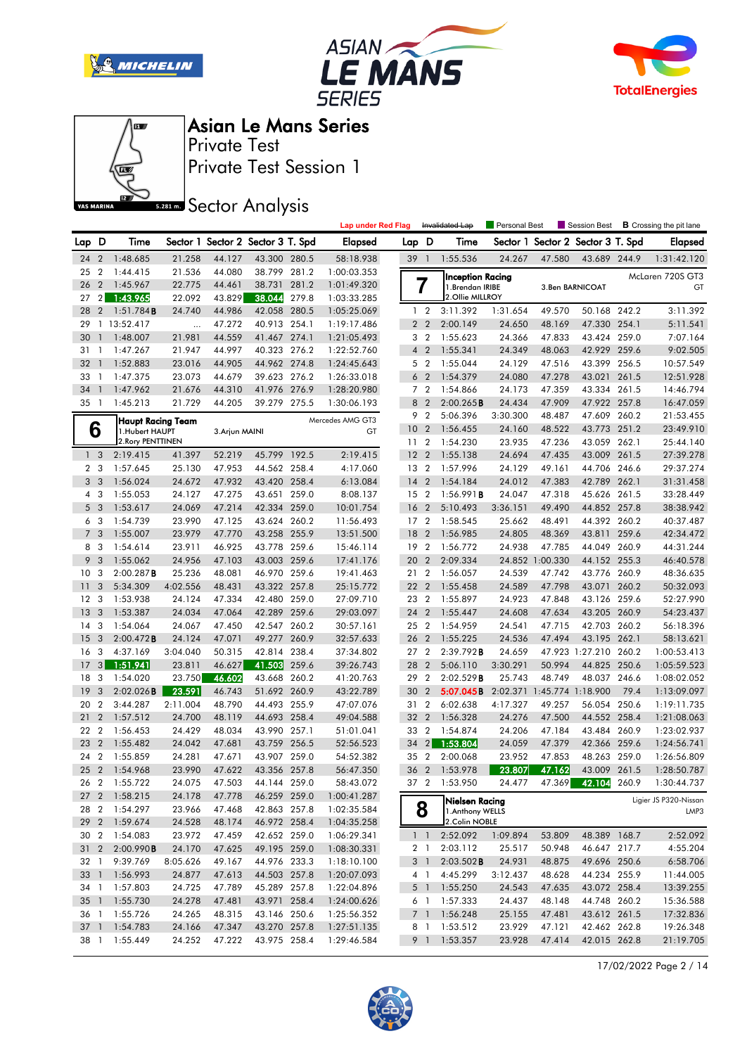# Asian Le Mans Series

## Private Test

## Private Test Session 1

## Sector Analysis

Lap under Red Flag | ~~Invalidated Lap~~ | Personal Best | Session Best | **B** Crossing the pit lane

| Lap | D | Time | Sector 1 | Sector 2 | Sector 3 | T. Spd | Elapsed |
|---|---|---|---|---|---|---|---|
| 24 | 2 | 1:48.685 | 21.258 | 44.127 | 43.300 | 280.5 | 58:18.938 |
| 25 | 2 | 1:44.415 | 21.536 | 44.080 | 38.799 | 281.2 | 1:00:03.353 |
| 26 | 2 | 1:45.967 | 22.775 | 44.461 | 38.731 | 281.2 | 1:01:49.320 |
| 27 | 2 | 1:43.965 | 22.092 | 43.829 | 38.044 | 279.8 | 1:03:33.285 |
| 28 | 2 | 1:51.784**B** | 24.740 | 44.986 | 42.058 | 280.5 | 1:05:25.069 |
| 29 | 1 | 13:52.417 | ... | 47.272 | 40.913 | 254.1 | 1:19:17.486 |
| 30 | 1 | 1:48.007 | 21.981 | 44.559 | 41.467 | 274.1 | 1:21:05.493 |
| 31 | 1 | 1:47.267 | 21.947 | 44.997 | 40.323 | 276.2 | 1:22:52.760 |
| 32 | 1 | 1:52.883 | 23.016 | 44.905 | 44.962 | 274.8 | 1:24:45.643 |
| 33 | 1 | 1:47.375 | 23.073 | 44.679 | 39.623 | 276.2 | 1:26:33.018 |
| 34 | 1 | 1:47.962 | 21.676 | 44.310 | 41.976 | 276.9 | 1:28:20.980 |
| 35 | 1 | 1:45.213 | 21.729 | 44.205 | 39.279 | 275.5 | 1:30:06.193 |

**6 — Haupt Racing Team** — Mercedes AMG GT3 — GT
1.Hubert HAUPT, 2.Rory PENTTINEN, 3.Arjun MAINI

| Lap | D | Time | Sector 1 | Sector 2 | Sector 3 | T. Spd | Elapsed |
|---|---|---|---|---|---|---|---|
| 1 | 3 | 2:19.415 | 41.397 | 52.219 | 45.799 | 192.5 | 2:19.415 |
| 2 | 3 | 1:57.645 | 25.130 | 47.953 | 44.562 | 258.4 | 4:17.060 |
| 3 | 3 | 1:56.024 | 24.672 | 47.932 | 43.420 | 258.4 | 6:13.084 |
| 4 | 3 | 1:55.053 | 24.127 | 47.275 | 43.651 | 259.0 | 8:08.137 |
| 5 | 3 | 1:53.617 | 24.069 | 47.214 | 42.334 | 259.0 | 10:01.754 |
| 6 | 3 | 1:54.739 | 23.990 | 47.125 | 43.624 | 260.2 | 11:56.493 |
| 7 | 3 | 1:55.007 | 23.979 | 47.770 | 43.258 | 255.9 | 13:51.500 |
| 8 | 3 | 1:54.614 | 23.911 | 46.925 | 43.778 | 259.6 | 15:46.114 |
| 9 | 3 | 1:55.062 | 24.956 | 47.103 | 43.003 | 259.6 | 17:41.176 |
| 10 | 3 | 2:00.287**B** | 25.236 | 48.081 | 46.970 | 259.6 | 19:41.463 |
| 11 | 3 | 5:34.309 | 4:02.556 | 48.431 | 43.322 | 257.8 | 25:15.772 |
| 12 | 3 | 1:53.938 | 24.124 | 47.334 | 42.480 | 259.0 | 27:09.710 |
| 13 | 3 | 1:53.387 | 24.034 | 47.064 | 42.289 | 259.6 | 29:03.097 |
| 14 | 3 | 1:54.064 | 24.067 | 47.450 | 42.547 | 260.2 | 30:57.161 |
| 15 | 3 | 2:00.472**B** | 24.124 | 47.071 | 49.277 | 260.9 | 32:57.633 |
| 16 | 3 | 4:37.169 | 3:04.040 | 50.315 | 42.814 | 238.4 | 37:34.802 |
| 17 | 3 | 1:51.941 | 23.811 | 46.627 | 41.503 | 259.6 | 39:26.743 |
| 18 | 3 | 1:54.020 | 23.750 | 46.602 | 43.668 | 260.2 | 41:20.763 |
| 19 | 3 | 2:02.026**B** | 23.591 | 46.743 | 51.692 | 260.9 | 43:22.789 |
| 20 | 2 | 3:44.287 | 2:11.004 | 48.790 | 44.493 | 255.9 | 47:07.076 |
| 21 | 2 | 1:57.512 | 24.700 | 48.119 | 44.693 | 258.4 | 49:04.588 |
| 22 | 2 | 1:56.453 | 24.429 | 48.034 | 43.990 | 257.1 | 51:01.041 |
| 23 | 2 | 1:55.482 | 24.042 | 47.681 | 43.759 | 256.5 | 52:56.523 |
| 24 | 2 | 1:55.859 | 24.281 | 47.671 | 43.907 | 259.0 | 54:52.382 |
| 25 | 2 | 1:54.968 | 23.990 | 47.622 | 43.356 | 257.8 | 56:47.350 |
| 26 | 2 | 1:55.722 | 24.075 | 47.503 | 44.144 | 259.0 | 58:43.072 |
| 27 | 2 | 1:58.215 | 24.178 | 47.778 | 46.259 | 259.0 | 1:00:41.287 |
| 28 | 2 | 1:54.297 | 23.966 | 47.468 | 42.863 | 257.8 | 1:02:35.584 |
| 29 | 2 | 1:59.674 | 24.528 | 48.174 | 46.972 | 258.4 | 1:04:35.258 |
| 30 | 2 | 1:54.083 | 23.972 | 47.459 | 42.652 | 259.0 | 1:06:29.341 |
| 31 | 2 | 2:00.990**B** | 24.170 | 47.625 | 49.195 | 259.0 | 1:08:30.331 |
| 32 | 1 | 9:39.769 | 8:05.626 | 49.167 | 44.976 | 233.3 | 1:18:10.100 |
| 33 | 1 | 1:56.993 | 24.877 | 47.613 | 44.503 | 257.1 | 1:20:07.093 |
| 34 | 1 | 1:57.803 | 24.725 | 47.789 | 45.289 | 257.8 | 1:22:04.896 |
| 35 | 1 | 1:55.730 | 24.278 | 47.481 | 43.971 | 258.4 | 1:24:00.626 |
| 36 | 1 | 1:55.726 | 24.265 | 48.315 | 43.146 | 250.6 | 1:25:56.352 |
| 37 | 1 | 1:54.783 | 24.166 | 47.347 | 43.270 | 257.8 | 1:27:51.135 |
| 38 | 1 | 1:55.449 | 24.252 | 47.222 | 43.975 | 258.4 | 1:29:46.584 |
| 39 | 1 | 1:55.536 | 24.267 | 47.580 | 43.689 | 244.9 | 1:31:42.120 |

**7 — Inception Racing** — McLaren 720S GT3 — GT
1.Brendan IRIBE, 2.Ollie MILLROY, 3.Ben BARNICOAT

| Lap | D | Time | Sector 1 | Sector 2 | Sector 3 | T. Spd | Elapsed |
|---|---|---|---|---|---|---|---|
| 1 | 2 | 3:11.392 | 1:31.654 | 49.570 | 50.168 | 242.2 | 3:11.392 |
| 2 | 2 | 2:00.149 | 24.650 | 48.169 | 47.330 | 254.1 | 5:11.541 |
| 3 | 2 | 1:55.623 | 24.366 | 47.833 | 43.424 | 259.0 | 7:07.164 |
| 4 | 2 | 1:55.341 | 24.349 | 48.063 | 42.929 | 259.6 | 9:02.505 |
| 5 | 2 | 1:55.044 | 24.129 | 47.516 | 43.399 | 256.5 | 10:57.549 |
| 6 | 2 | 1:54.379 | 24.080 | 47.278 | 43.021 | 261.5 | 12:51.928 |
| 7 | 2 | 1:54.866 | 24.173 | 47.359 | 43.334 | 261.5 | 14:46.794 |
| 8 | 2 | 2:00.265**B** | 24.434 | 47.909 | 47.922 | 257.8 | 16:47.059 |
| 9 | 2 | 5:06.396 | 3:30.300 | 48.487 | 47.609 | 260.2 | 21:53.455 |
| 10 | 2 | 1:56.455 | 24.160 | 48.522 | 43.773 | 251.2 | 23:49.910 |
| 11 | 2 | 1:54.230 | 23.935 | 47.236 | 43.059 | 262.1 | 25:44.140 |
| 12 | 2 | 1:55.138 | 24.694 | 47.435 | 43.009 | 261.5 | 27:39.278 |
| 13 | 2 | 1:57.996 | 24.129 | 49.161 | 44.706 | 246.6 | 29:37.274 |
| 14 | 2 | 1:54.184 | 24.012 | 47.383 | 42.789 | 262.1 | 31:31.458 |
| 15 | 2 | 1:56.991**B** | 24.047 | 47.318 | 45.626 | 261.5 | 33:28.449 |
| 16 | 2 | 5:10.493 | 3:36.151 | 49.490 | 44.852 | 257.8 | 38:38.942 |
| 17 | 2 | 1:58.545 | 25.662 | 48.491 | 44.392 | 260.2 | 40:37.487 |
| 18 | 2 | 1:56.985 | 24.805 | 48.369 | 43.811 | 259.6 | 42:34.472 |
| 19 | 2 | 1:56.772 | 24.938 | 47.785 | 44.049 | 260.9 | 44:31.244 |
| 20 | 2 | 2:09.334 | 24.852 | 1:00.330 | 44.152 | 255.3 | 46:40.578 |
| 21 | 2 | 1:56.057 | 24.539 | 47.742 | 43.776 | 260.9 | 48:36.635 |
| 22 | 2 | 1:55.458 | 24.589 | 47.798 | 43.071 | 260.2 | 50:32.093 |
| 23 | 2 | 1:55.897 | 24.923 | 47.848 | 43.126 | 259.6 | 52:27.990 |
| 24 | 2 | 1:55.447 | 24.608 | 47.634 | 43.205 | 260.9 | 54:23.437 |
| 25 | 2 | 1:54.959 | 24.541 | 47.715 | 42.703 | 260.2 | 56:18.396 |
| 26 | 2 | 1:55.225 | 24.536 | 47.494 | 43.195 | 262.1 | 58:13.621 |
| 27 | 2 | 2:39.792**B** | 24.659 | 47.923 | 1:27.210 | 260.2 | 1:00:53.413 |
| 28 | 2 | 5:06.110 | 3:30.291 | 50.994 | 44.825 | 250.6 | 1:05:59.523 |
| 29 | 2 | 2:02.529**B** | 25.743 | 48.749 | 48.037 | 246.6 | 1:08:02.052 |
| 30 | 2 | 5:07.045**B** | 2:02.371 | 1:45.774 | 1:18.900 | 79.4 | 1:13:09.097 |
| 31 | 2 | 6:02.638 | 4:17.327 | 49.257 | 56.054 | 250.6 | 1:19:11.735 |
| 32 | 2 | 1:56.328 | 24.276 | 47.500 | 44.552 | 258.4 | 1:21:08.063 |
| 33 | 2 | 1:54.874 | 24.206 | 47.184 | 43.484 | 260.9 | 1:23:02.937 |
| 34 | 2 | 1:53.804 | 24.059 | 47.379 | 42.366 | 259.6 | 1:24:56.741 |
| 35 | 2 | 2:00.068 | 23.952 | 47.853 | 48.263 | 259.0 | 1:26:56.809 |
| 36 | 2 | 1:53.978 | 23.807 | 47.162 | 43.009 | 261.5 | 1:28:50.787 |
| 37 | 2 | 1:53.950 | 24.477 | 47.369 | 42.104 | 260.9 | 1:30:44.737 |

**8 — Nielsen Racing** — Ligier JS P320-Nissan — LMP3
1.Anthony WELLS, 2.Colin NOBLE

| Lap | D | Time | Sector 1 | Sector 2 | Sector 3 | T. Spd | Elapsed |
|---|---|---|---|---|---|---|---|
| 1 | 1 | 2:52.092 | 1:09.894 | 53.809 | 48.389 | 168.7 | 2:52.092 |
| 2 | 1 | 2:03.112 | 25.517 | 50.948 | 46.647 | 217.7 | 4:55.204 |
| 3 | 1 | 2:03.502**B** | 24.931 | 48.875 | 49.696 | 250.6 | 6:58.706 |
| 4 | 1 | 4:45.299 | 3:12.437 | 48.628 | 44.234 | 255.9 | 11:44.005 |
| 5 | 1 | 1:55.250 | 24.543 | 47.635 | 43.072 | 258.4 | 13:39.255 |
| 6 | 1 | 1:57.333 | 24.437 | 48.148 | 44.748 | 260.2 | 15:36.588 |
| 7 | 1 | 1:56.248 | 25.155 | 47.481 | 43.612 | 261.5 | 17:32.836 |
| 8 | 1 | 1:53.512 | 23.929 | 47.121 | 42.462 | 262.8 | 19:26.348 |
| 9 | 1 | 1:53.357 | 23.928 | 47.414 | 42.015 | 262.8 | 21:19.705 |

17/02/2022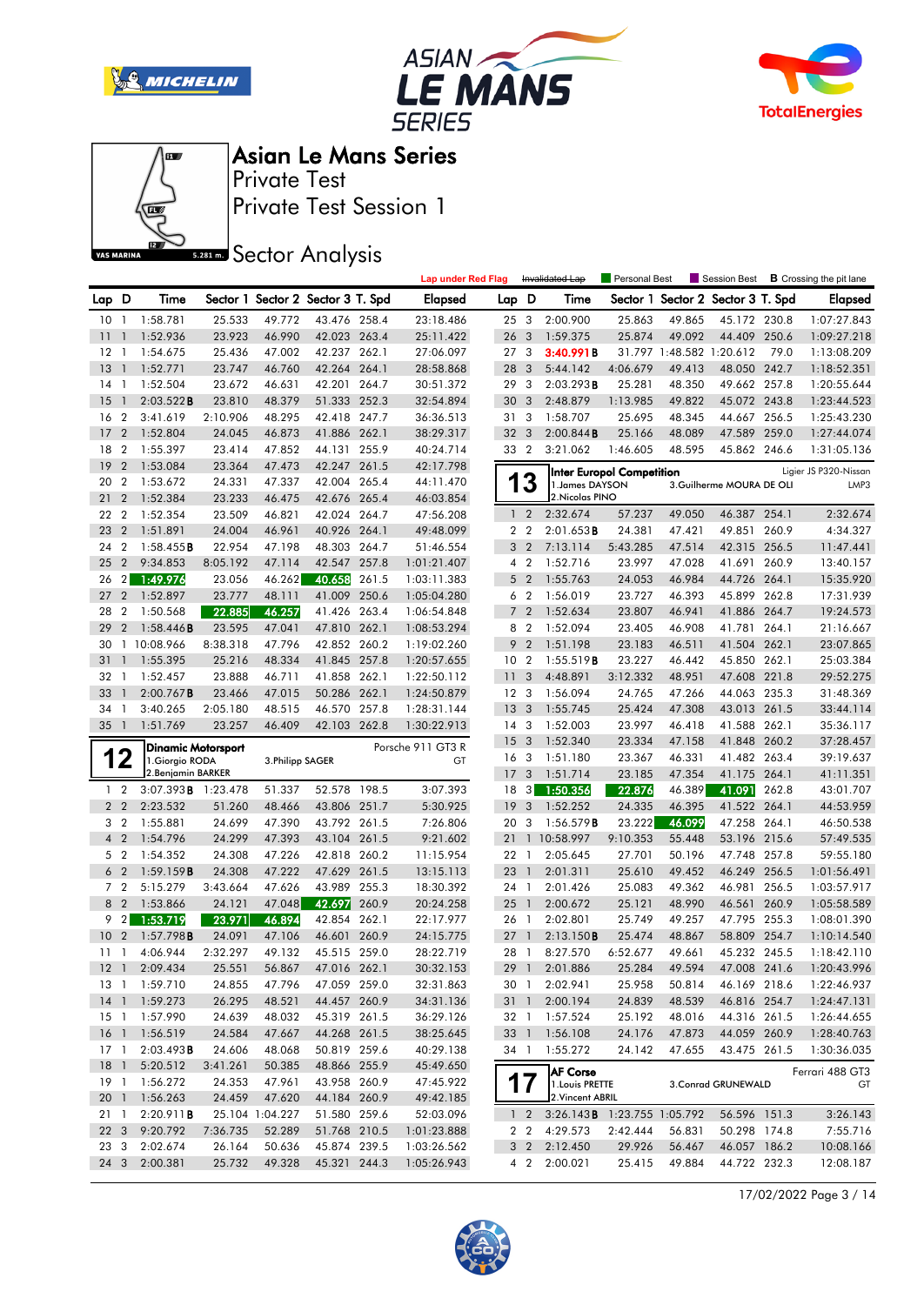# Asian Le Mans Series

Private Test

Private Test Session 1

## Sector Analysis

Lap under Red Flag | ~~Invalidated Lap~~ | Personal Best | Session Best | **B** Crossing the pit lane

| Lap | D | Time | Sector 1 | Sector 2 | Sector 3 | T. Spd | Elapsed |
|---|---|---|---|---|---|---|---|
| 10 | 1 | 1:58.781 | 25.533 | 49.772 | 43.476 | 258.4 | 23:18.486 |
| 11 | 1 | 1:52.936 | 23.923 | 46.990 | 42.023 | 263.4 | 25:11.422 |
| 12 | 1 | 1:54.675 | 25.436 | 47.002 | 42.237 | 262.1 | 27:06.097 |
| 13 | 1 | 1:52.771 | 23.747 | 46.760 | 42.264 | 264.1 | 28:58.868 |
| 14 | 1 | 1:52.504 | 23.672 | 46.631 | 42.201 | 264.7 | 30:51.372 |
| 15 | 1 | 2:03.522**B** | 23.810 | 48.379 | 51.333 | 252.3 | 32:54.894 |
| 16 | 2 | 3:41.619 | 2:10.906 | 48.295 | 42.418 | 247.7 | 36:36.513 |
| 17 | 2 | 1:52.804 | 24.045 | 46.873 | 41.886 | 262.1 | 38:29.317 |
| 18 | 2 | 1:55.397 | 23.414 | 47.852 | 44.131 | 255.9 | 40:24.714 |
| 19 | 2 | 1:53.084 | 23.364 | 47.473 | 42.247 | 261.5 | 42:17.798 |
| 20 | 2 | 1:53.672 | 24.331 | 47.337 | 42.004 | 265.4 | 44:11.470 |
| 21 | 2 | 1:52.384 | 23.233 | 46.475 | 42.676 | 265.4 | 46:03.854 |
| 22 | 2 | 1:52.354 | 23.509 | 46.821 | 42.024 | 264.7 | 47:56.208 |
| 23 | 2 | 1:51.891 | 24.004 | 46.961 | 40.926 | 264.1 | 49:48.099 |
| 24 | 2 | 1:58.455**B** | 22.954 | 47.198 | 48.303 | 264.7 | 51:46.554 |
| 25 | 2 | 9:34.853 | 8:05.192 | 47.114 | 42.547 | 257.8 | 1:01:21.407 |
| 26 | 2 | 1:49.976 | 23.056 | 46.262 | 40.658 | 261.5 | 1:03:11.383 |
| 27 | 2 | 1:52.897 | 23.777 | 48.111 | 41.009 | 250.6 | 1:05:04.280 |
| 28 | 2 | 1:50.568 | 22.885 | 46.257 | 41.426 | 263.4 | 1:06:54.848 |
| 29 | 2 | 1:58.446**B** | 23.595 | 47.041 | 47.810 | 262.1 | 1:08:53.294 |
| 30 | 1 | 10:08.966 | 8:38.318 | 47.796 | 42.852 | 260.2 | 1:19:02.260 |
| 31 | 1 | 1:55.395 | 25.216 | 48.334 | 41.845 | 257.8 | 1:20:57.655 |
| 32 | 1 | 1:52.457 | 23.888 | 46.711 | 41.858 | 262.1 | 1:22:50.112 |
| 33 | 1 | 2:00.767**B** | 23.466 | 47.015 | 50.286 | 262.1 | 1:24:50.879 |
| 34 | 1 | 3:40.265 | 2:05.180 | 48.515 | 46.570 | 257.8 | 1:28:31.144 |
| 35 | 1 | 1:51.769 | 23.257 | 46.409 | 42.103 | 262.8 | 1:30:22.913 |

**12** Dinamic Motorsport — Porsche 911 GT3 R — GT
1.Giorgio RODA, 2.Benjamin BARKER, 3.Philipp SAGER

| Lap | D | Time | Sector 1 | Sector 2 | Sector 3 | T. Spd | Elapsed |
|---|---|---|---|---|---|---|---|
| 1 | 2 | 3:07.393**B** | 1:23.478 | 51.337 | 52.578 | 198.5 | 3:07.393 |
| 2 | 2 | 2:23.532 | 51.260 | 48.466 | 43.806 | 251.7 | 5:30.925 |
| 3 | 2 | 1:55.881 | 24.699 | 47.390 | 43.792 | 261.5 | 7:26.806 |
| 4 | 2 | 1:54.796 | 24.299 | 47.393 | 43.104 | 261.5 | 9:21.602 |
| 5 | 2 | 1:54.352 | 24.308 | 47.226 | 42.818 | 260.2 | 11:15.954 |
| 6 | 2 | 1:59.159**B** | 24.308 | 47.222 | 47.629 | 261.5 | 13:15.113 |
| 7 | 2 | 5:15.279 | 3:43.664 | 47.626 | 43.989 | 255.3 | 18:30.392 |
| 8 | 2 | 1:53.866 | 24.121 | 47.048 | 42.697 | 260.9 | 20:24.258 |
| 9 | 2 | 1:53.719 | 23.971 | 46.894 | 42.854 | 262.1 | 22:17.977 |
| 10 | 2 | 1:57.798**B** | 24.091 | 47.106 | 46.601 | 260.9 | 24:15.775 |
| 11 | 1 | 4:06.944 | 2:32.297 | 49.132 | 45.515 | 259.0 | 28:22.719 |
| 12 | 1 | 2:09.434 | 25.551 | 56.867 | 47.016 | 262.1 | 30:32.153 |
| 13 | 1 | 1:59.710 | 24.855 | 47.796 | 47.059 | 259.0 | 32:31.863 |
| 14 | 1 | 1:59.273 | 26.295 | 48.521 | 44.457 | 260.9 | 34:31.136 |
| 15 | 1 | 1:57.990 | 24.639 | 48.032 | 45.319 | 261.5 | 36:29.126 |
| 16 | 1 | 1:56.519 | 24.584 | 47.667 | 44.268 | 261.5 | 38:25.645 |
| 17 | 1 | 2:03.493**B** | 24.606 | 48.068 | 50.819 | 259.6 | 40:29.138 |
| 18 | 1 | 5:20.512 | 3:41.261 | 50.385 | 48.866 | 255.9 | 45:49.650 |
| 19 | 1 | 1:56.272 | 24.353 | 47.961 | 43.958 | 260.9 | 47:45.922 |
| 20 | 1 | 1:56.263 | 24.459 | 47.620 | 44.184 | 260.9 | 49:42.185 |
| 21 | 1 | 2:20.911**B** | 25.104 | 1:04.227 | 51.580 | 259.6 | 52:03.096 |
| 22 | 3 | 9:20.792 | 7:36.735 | 52.289 | 51.768 | 210.5 | 1:01:23.888 |
| 23 | 3 | 2:02.674 | 26.164 | 50.636 | 45.874 | 239.5 | 1:03:26.562 |
| 24 | 3 | 2:00.381 | 25.732 | 49.328 | 45.321 | 244.3 | 1:05:26.943 |
| 25 | 3 | 2:00.900 | 25.863 | 49.865 | 45.172 | 230.8 | 1:07:27.843 |
| 26 | 3 | 1:59.375 | 25.874 | 49.092 | 44.409 | 250.6 | 1:09:27.218 |
| 27 | 3 | 3:40.991**B** | 31.797 | 1:48.582 | 1:20.612 | 79.0 | 1:13:08.209 |
| 28 | 3 | 5:44.142 | 4:06.679 | 49.413 | 48.050 | 242.7 | 1:18:52.351 |
| 29 | 3 | 2:03.293**B** | 25.281 | 48.350 | 49.662 | 257.8 | 1:20:55.644 |
| 30 | 3 | 2:48.879 | 1:13.985 | 49.822 | 45.072 | 243.8 | 1:23:44.523 |
| 31 | 3 | 1:58.707 | 25.695 | 48.345 | 44.667 | 256.5 | 1:25:43.230 |
| 32 | 3 | 2:00.844**B** | 25.166 | 48.089 | 47.589 | 259.0 | 1:27:44.074 |
| 33 | 2 | 3:21.062 | 1:46.605 | 48.595 | 45.862 | 246.6 | 1:31:05.136 |

**13** Inter Europol Competition — Ligier JS P320-Nissan — LMP3
1.James DAYSON, 2.Nicolas PINO, 3.Guilherme MOURA DE OLI

| Lap | D | Time | Sector 1 | Sector 2 | Sector 3 | T. Spd | Elapsed |
|---|---|---|---|---|---|---|---|
| 1 | 2 | 2:32.674 | 57.237 | 49.050 | 46.387 | 254.1 | 2:32.674 |
| 2 | 2 | 2:01.653**B** | 24.381 | 47.421 | 49.851 | 260.9 | 4:34.327 |
| 3 | 2 | 7:13.114 | 5:43.285 | 47.514 | 42.315 | 256.5 | 11:47.441 |
| 4 | 2 | 1:52.716 | 23.997 | 47.028 | 41.691 | 260.9 | 13:40.157 |
| 5 | 2 | 1:55.763 | 24.053 | 46.984 | 44.726 | 264.1 | 15:35.920 |
| 6 | 2 | 1:56.019 | 23.727 | 46.393 | 45.899 | 262.8 | 17:31.939 |
| 7 | 2 | 1:52.634 | 23.807 | 46.941 | 41.886 | 264.7 | 19:24.573 |
| 8 | 2 | 1:52.094 | 23.405 | 46.908 | 41.781 | 264.1 | 21:16.667 |
| 9 | 2 | 1:51.198 | 23.183 | 46.511 | 41.504 | 262.1 | 23:07.865 |
| 10 | 2 | 1:55.519**B** | 23.227 | 46.442 | 45.850 | 262.1 | 25:03.384 |
| 11 | 3 | 4:48.891 | 3:12.332 | 48.951 | 47.608 | 221.8 | 29:52.275 |
| 12 | 3 | 1:56.094 | 24.765 | 47.266 | 44.063 | 235.3 | 31:48.369 |
| 13 | 3 | 1:55.745 | 25.424 | 47.308 | 43.013 | 261.5 | 33:44.114 |
| 14 | 3 | 1:52.003 | 23.997 | 46.418 | 41.588 | 262.1 | 35:36.117 |
| 15 | 3 | 1:52.340 | 23.334 | 47.158 | 41.848 | 260.2 | 37:28.457 |
| 16 | 3 | 1:51.180 | 23.367 | 46.331 | 41.482 | 263.4 | 39:19.637 |
| 17 | 3 | 1:51.714 | 23.185 | 47.354 | 41.175 | 264.1 | 41:11.351 |
| 18 | 3 | 1:50.356 | 22.876 | 46.389 | 41.091 | 262.8 | 43:01.707 |
| 19 | 3 | 1:52.252 | 24.335 | 46.395 | 41.522 | 264.1 | 44:53.959 |
| 20 | 3 | 1:56.579**B** | 23.222 | 46.099 | 47.258 | 264.1 | 46:50.538 |
| 21 | 1 | 10:58.997 | 9:10.353 | 55.448 | 53.196 | 215.6 | 57:49.535 |
| 22 | 1 | 2:05.645 | 27.701 | 50.196 | 47.748 | 257.8 | 59:55.180 |
| 23 | 1 | 2:01.311 | 25.610 | 49.452 | 46.249 | 256.5 | 1:01:56.491 |
| 24 | 1 | 2:01.426 | 25.083 | 49.362 | 46.981 | 256.5 | 1:03:57.917 |
| 25 | 1 | 2:00.672 | 25.121 | 48.990 | 46.561 | 260.9 | 1:05:58.589 |
| 26 | 1 | 2:02.801 | 25.749 | 49.257 | 47.795 | 255.3 | 1:08:01.390 |
| 27 | 1 | 2:13.150**B** | 25.474 | 48.867 | 58.809 | 254.7 | 1:10:14.540 |
| 28 | 1 | 8:27.570 | 6:52.677 | 49.661 | 45.232 | 245.5 | 1:18:42.110 |
| 29 | 1 | 2:01.886 | 25.284 | 49.594 | 47.008 | 241.6 | 1:20:43.996 |
| 30 | 1 | 2:02.941 | 25.958 | 50.814 | 46.169 | 218.6 | 1:22:46.937 |
| 31 | 1 | 2:00.194 | 24.839 | 48.539 | 46.816 | 254.7 | 1:24:47.131 |
| 32 | 1 | 1:57.524 | 25.192 | 48.016 | 44.316 | 261.5 | 1:26:44.655 |
| 33 | 1 | 1:56.108 | 24.176 | 47.873 | 44.059 | 260.9 | 1:28:40.763 |
| 34 | 1 | 1:55.272 | 24.142 | 47.655 | 43.475 | 261.5 | 1:30:36.035 |

**17** AF Corse — Ferrari 488 GT3 — GT
1.Louis PRETTE, 2.Vincent ABRIL, 3.Conrad GRUNEWALD

| Lap | D | Time | Sector 1 | Sector 2 | Sector 3 | T. Spd | Elapsed |
|---|---|---|---|---|---|---|---|
| 1 | 2 | 3:26.143**B** | 1:23.755 | 1:05.792 | 56.596 | 151.3 | 3:26.143 |
| 2 | 2 | 4:29.573 | 2:42.444 | 56.831 | 50.298 | 174.8 | 7:55.716 |
| 3 | 2 | 2:12.450 | 29.926 | 56.467 | 46.057 | 186.2 | 10:08.166 |
| 4 | 2 | 2:00.021 | 25.415 | 49.884 | 44.722 | 232.3 | 12:08.187 |

17/02/2022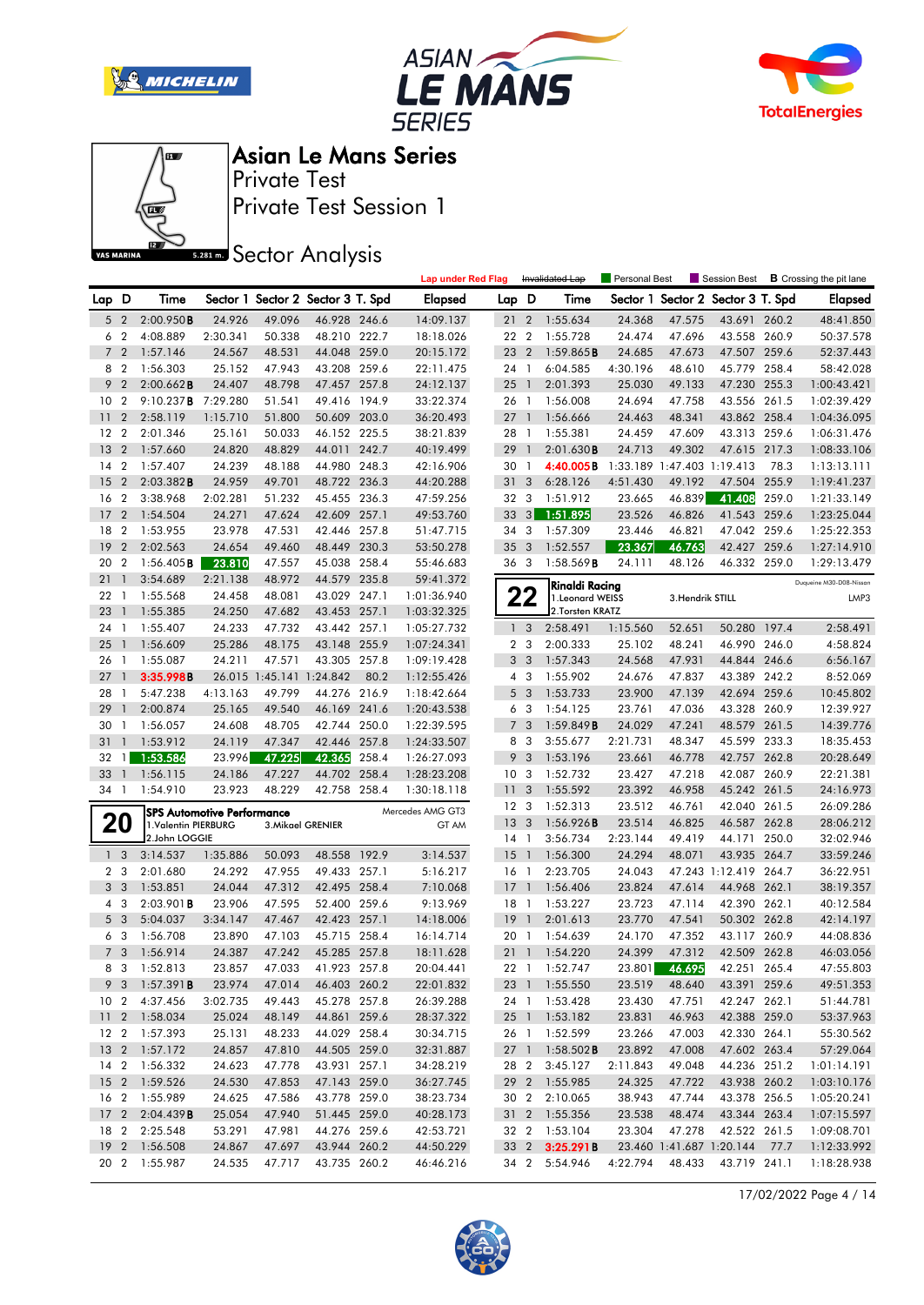# Asian Le Mans Series

Private Test

Private Test Session 1

## Sector Analysis

Lap under Red Flag | ~~Invalidated Lap~~ | Personal Best | Session Best | **B** Crossing the pit lane

| Lap | D | Time | Sector 1 | Sector 2 | Sector 3 | T. Spd | Elapsed |
|---|---|---|---|---|---|---|---|
| 5 | 2 | 2:00.950**B** | 24.926 | 49.096 | 46.928 | 246.6 | 14:09.137 |
| 6 | 2 | 4:08.889 | 2:30.341 | 50.338 | 48.210 | 222.7 | 18:18.026 |
| 7 | 2 | 1:57.146 | 24.567 | 48.531 | 44.048 | 259.0 | 20:15.172 |
| 8 | 2 | 1:56.303 | 25.152 | 47.943 | 43.208 | 259.6 | 22:11.475 |
| 9 | 2 | 2:00.662**B** | 24.407 | 48.798 | 47.457 | 257.8 | 24:12.137 |
| 10 | 2 | 9:10.237**B** | 7:29.280 | 51.541 | 49.416 | 194.9 | 33:22.374 |
| 11 | 2 | 2:58.119 | 1:15.710 | 51.800 | 50.609 | 203.0 | 36:20.493 |
| 12 | 2 | 2:01.346 | 25.161 | 50.033 | 46.152 | 225.5 | 38:21.839 |
| 13 | 2 | 1:57.660 | 24.820 | 48.829 | 44.011 | 242.7 | 40:19.499 |
| 14 | 2 | 1:57.407 | 24.239 | 48.188 | 44.980 | 248.3 | 42:16.906 |
| 15 | 2 | 2:03.382**B** | 24.959 | 49.701 | 48.722 | 236.3 | 44:20.288 |
| 16 | 2 | 3:38.968 | 2:02.281 | 51.232 | 45.455 | 236.3 | 47:59.256 |
| 17 | 2 | 1:54.504 | 24.271 | 47.624 | 42.609 | 257.1 | 49:53.760 |
| 18 | 2 | 1:53.955 | 23.978 | 47.531 | 42.446 | 257.8 | 51:47.715 |
| 19 | 2 | 2:02.563 | 24.654 | 49.460 | 48.449 | 230.3 | 53:50.278 |
| 20 | 2 | 1:56.405**B** | 23.810 | 47.557 | 45.038 | 258.4 | 55:46.683 |
| 21 | 1 | 3:54.689 | 2:21.138 | 48.972 | 44.579 | 235.8 | 59:41.372 |
| 22 | 1 | 1:55.568 | 24.458 | 48.081 | 43.029 | 247.1 | 1:01:36.940 |
| 23 | 1 | 1:55.385 | 24.250 | 47.682 | 43.453 | 257.1 | 1:03:32.325 |
| 24 | 1 | 1:55.407 | 24.233 | 47.732 | 43.442 | 257.1 | 1:05:27.732 |
| 25 | 1 | 1:56.609 | 25.286 | 48.175 | 43.148 | 255.9 | 1:07:24.341 |
| 26 | 1 | 1:55.087 | 24.211 | 47.571 | 43.305 | 257.8 | 1:09:19.428 |
| 27 | 1 | 3:35.998**B** | 26.015 | 1:45.141 | 1:24.842 | 80.2 | 1:12:55.426 |
| 28 | 1 | 5:47.238 | 4:13.163 | 49.799 | 44.276 | 216.9 | 1:18:42.664 |
| 29 | 1 | 2:00.874 | 25.165 | 49.540 | 46.169 | 241.6 | 1:20:43.538 |
| 30 | 1 | 1:56.057 | 24.608 | 48.705 | 42.744 | 250.0 | 1:22:39.595 |
| 31 | 1 | 1:53.912 | 24.119 | 47.347 | 42.446 | 257.8 | 1:24:33.507 |
| 32 | 1 | 1:53.586 | 23.996 | 47.225 | 42.365 | 258.4 | 1:26:27.093 |
| 33 | 1 | 1:56.115 | 24.186 | 47.227 | 44.702 | 258.4 | 1:28:23.208 |
| 34 | 1 | 1:54.910 | 23.923 | 48.229 | 42.758 | 258.4 | 1:30:18.118 |

**20** SPS Automotive Performance — Mercedes AMG GT3 — GT AM
1.Valentin PIERBURG, 2.John LOGGIE, 3.Mikael GRENIER

| Lap | D | Time | Sector 1 | Sector 2 | Sector 3 | T. Spd | Elapsed |
|---|---|---|---|---|---|---|---|
| 1 | 3 | 3:14.537 | 1:35.886 | 50.093 | 48.558 | 192.9 | 3:14.537 |
| 2 | 3 | 2:01.680 | 24.292 | 47.955 | 49.433 | 257.1 | 5:16.217 |
| 3 | 3 | 1:53.851 | 24.044 | 47.312 | 42.495 | 258.4 | 7:10.068 |
| 4 | 3 | 2:03.901**B** | 23.906 | 47.595 | 52.400 | 259.6 | 9:13.969 |
| 5 | 3 | 5:04.037 | 3:34.147 | 47.467 | 42.423 | 257.1 | 14:18.006 |
| 6 | 3 | 1:56.708 | 23.890 | 47.103 | 45.715 | 258.4 | 16:14.714 |
| 7 | 3 | 1:56.914 | 24.387 | 47.242 | 45.285 | 257.8 | 18:11.628 |
| 8 | 3 | 1:52.813 | 23.857 | 47.033 | 41.923 | 257.8 | 20:04.441 |
| 9 | 3 | 1:57.391**B** | 23.974 | 47.014 | 46.403 | 260.2 | 22:01.832 |
| 10 | 2 | 4:37.456 | 3:02.735 | 49.443 | 45.278 | 257.8 | 26:39.288 |
| 11 | 2 | 1:58.034 | 25.024 | 48.149 | 44.861 | 259.6 | 28:37.322 |
| 12 | 2 | 1:57.393 | 25.131 | 48.233 | 44.029 | 258.4 | 30:34.715 |
| 13 | 2 | 1:57.172 | 24.857 | 47.810 | 44.505 | 259.0 | 32:31.887 |
| 14 | 2 | 1:56.332 | 24.623 | 47.778 | 43.931 | 257.1 | 34:28.219 |
| 15 | 2 | 1:59.526 | 24.530 | 47.853 | 47.143 | 259.0 | 36:27.745 |
| 16 | 2 | 1:55.989 | 24.625 | 47.586 | 43.778 | 259.0 | 38:23.734 |
| 17 | 2 | 2:04.439**B** | 25.054 | 47.940 | 51.445 | 259.0 | 40:28.173 |
| 18 | 2 | 2:25.548 | 53.291 | 47.981 | 44.276 | 259.6 | 42:53.721 |
| 19 | 2 | 1:56.508 | 24.867 | 47.697 | 43.944 | 260.2 | 44:50.229 |
| 20 | 2 | 1:55.987 | 24.535 | 47.717 | 43.735 | 260.2 | 46:46.216 |
| 21 | 2 | 1:55.634 | 24.368 | 47.575 | 43.691 | 260.2 | 48:41.850 |
| 22 | 2 | 1:55.728 | 24.474 | 47.696 | 43.558 | 260.9 | 50:37.578 |
| 23 | 2 | 1:59.865**B** | 24.685 | 47.673 | 47.507 | 259.6 | 52:37.443 |
| 24 | 1 | 6:04.585 | 4:30.196 | 48.610 | 45.779 | 258.4 | 58:42.028 |
| 25 | 1 | 2:01.393 | 25.030 | 49.133 | 47.230 | 255.3 | 1:00:43.421 |
| 26 | 1 | 1:56.008 | 24.694 | 47.758 | 43.556 | 261.5 | 1:02:39.429 |
| 27 | 1 | 1:56.666 | 24.463 | 48.341 | 43.862 | 258.4 | 1:04:36.095 |
| 28 | 1 | 1:55.381 | 24.459 | 47.609 | 43.313 | 259.6 | 1:06:31.476 |
| 29 | 1 | 2:01.630**B** | 24.713 | 49.302 | 47.615 | 217.3 | 1:08:33.106 |
| 30 | 1 | 4:40.005**B** | 1:33.189 | 1:47.403 | 1:19.413 | 78.3 | 1:13:13.111 |
| 31 | 3 | 6:28.126 | 4:51.430 | 49.192 | 47.504 | 255.9 | 1:19:41.237 |
| 32 | 3 | 1:51.912 | 23.665 | 46.839 | 41.408 | 259.0 | 1:21:33.149 |
| 33 | 3 | 1:51.895 | 23.526 | 46.826 | 41.543 | 259.6 | 1:23:25.044 |
| 34 | 3 | 1:57.309 | 23.446 | 46.821 | 47.042 | 259.6 | 1:25:22.353 |
| 35 | 3 | 1:52.557 | 23.367 | 46.763 | 42.427 | 259.6 | 1:27:14.910 |
| 36 | 3 | 1:58.569**B** | 24.111 | 48.126 | 46.332 | 259.0 | 1:29:13.479 |

**22** Rinaldi Racing — Duqueine M30-D08-Nissan — LMP3
1.Leonard WEISS, 2.Torsten KRATZ, 3.Hendrik STILL

| Lap | D | Time | Sector 1 | Sector 2 | Sector 3 | T. Spd | Elapsed |
|---|---|---|---|---|---|---|---|
| 1 | 3 | 2:58.491 | 1:15.560 | 52.651 | 50.280 | 197.4 | 2:58.491 |
| 2 | 3 | 2:00.333 | 25.102 | 48.241 | 46.990 | 246.0 | 4:58.824 |
| 3 | 3 | 1:57.343 | 24.568 | 47.931 | 44.844 | 246.6 | 6:56.167 |
| 4 | 3 | 1:55.902 | 24.676 | 47.837 | 43.389 | 242.2 | 8:52.069 |
| 5 | 3 | 1:53.733 | 23.900 | 47.139 | 42.694 | 259.6 | 10:45.802 |
| 6 | 3 | 1:54.125 | 23.761 | 47.036 | 43.328 | 260.9 | 12:39.927 |
| 7 | 3 | 1:59.849**B** | 24.029 | 47.241 | 48.579 | 261.5 | 14:39.776 |
| 8 | 3 | 3:55.677 | 2:21.731 | 48.347 | 45.599 | 233.3 | 18:35.453 |
| 9 | 3 | 1:53.196 | 23.661 | 46.778 | 42.757 | 262.8 | 20:28.649 |
| 10 | 3 | 1:52.732 | 23.427 | 47.218 | 42.087 | 260.9 | 22:21.381 |
| 11 | 3 | 1:55.592 | 23.392 | 46.958 | 45.242 | 261.5 | 24:16.973 |
| 12 | 3 | 1:52.313 | 23.512 | 46.761 | 42.040 | 261.5 | 26:09.286 |
| 13 | 3 | 1:56.926**B** | 23.514 | 46.825 | 46.587 | 262.8 | 28:06.212 |
| 14 | 1 | 3:56.734 | 2:23.144 | 49.419 | 44.171 | 250.0 | 32:02.946 |
| 15 | 1 | 1:56.300 | 24.294 | 48.071 | 43.935 | 264.7 | 33:59.246 |
| 16 | 1 | 2:23.705 | 24.043 | 47.243 | 1:12.419 | 264.7 | 36:22.951 |
| 17 | 1 | 1:56.406 | 23.824 | 47.614 | 44.968 | 262.1 | 38:19.357 |
| 18 | 1 | 1:53.227 | 23.723 | 47.114 | 42.390 | 262.1 | 40:12.584 |
| 19 | 1 | 2:01.613 | 23.770 | 47.541 | 50.302 | 262.8 | 42:14.197 |
| 20 | 1 | 1:54.639 | 24.170 | 47.352 | 43.117 | 260.9 | 44:08.836 |
| 21 | 1 | 1:54.220 | 24.399 | 47.312 | 42.509 | 262.8 | 46:03.056 |
| 22 | 1 | 1:52.747 | 23.801 | 46.695 | 42.251 | 265.4 | 47:55.803 |
| 23 | 1 | 1:55.550 | 23.519 | 48.640 | 43.391 | 259.6 | 49:51.353 |
| 24 | 1 | 1:53.428 | 23.430 | 47.751 | 42.247 | 262.1 | 51:44.781 |
| 25 | 1 | 1:53.182 | 23.831 | 46.963 | 42.388 | 259.0 | 53:37.963 |
| 26 | 1 | 1:52.599 | 23.266 | 47.003 | 42.330 | 264.1 | 55:30.562 |
| 27 | 1 | 1:58.502**B** | 23.892 | 47.008 | 47.602 | 263.4 | 57:29.064 |
| 28 | 2 | 3:45.127 | 2:11.843 | 49.048 | 44.236 | 251.2 | 1:01:14.191 |
| 29 | 2 | 1:55.985 | 24.325 | 47.722 | 43.938 | 260.2 | 1:03:10.176 |
| 30 | 2 | 2:10.065 | 38.943 | 47.744 | 43.378 | 256.5 | 1:05:20.241 |
| 31 | 2 | 1:55.356 | 23.538 | 48.474 | 43.344 | 263.4 | 1:07:15.597 |
| 32 | 2 | 1:53.104 | 23.304 | 47.278 | 42.522 | 261.5 | 1:09:08.701 |
| 33 | 2 | 3:25.291**B** | 23.460 | 1:41.687 | 1:20.144 | 77.7 | 1:12:33.992 |
| 34 | 2 | 5:54.946 | 4:22.794 | 48.433 | 43.719 | 241.1 | 1:18:28.938 |

17/02/2022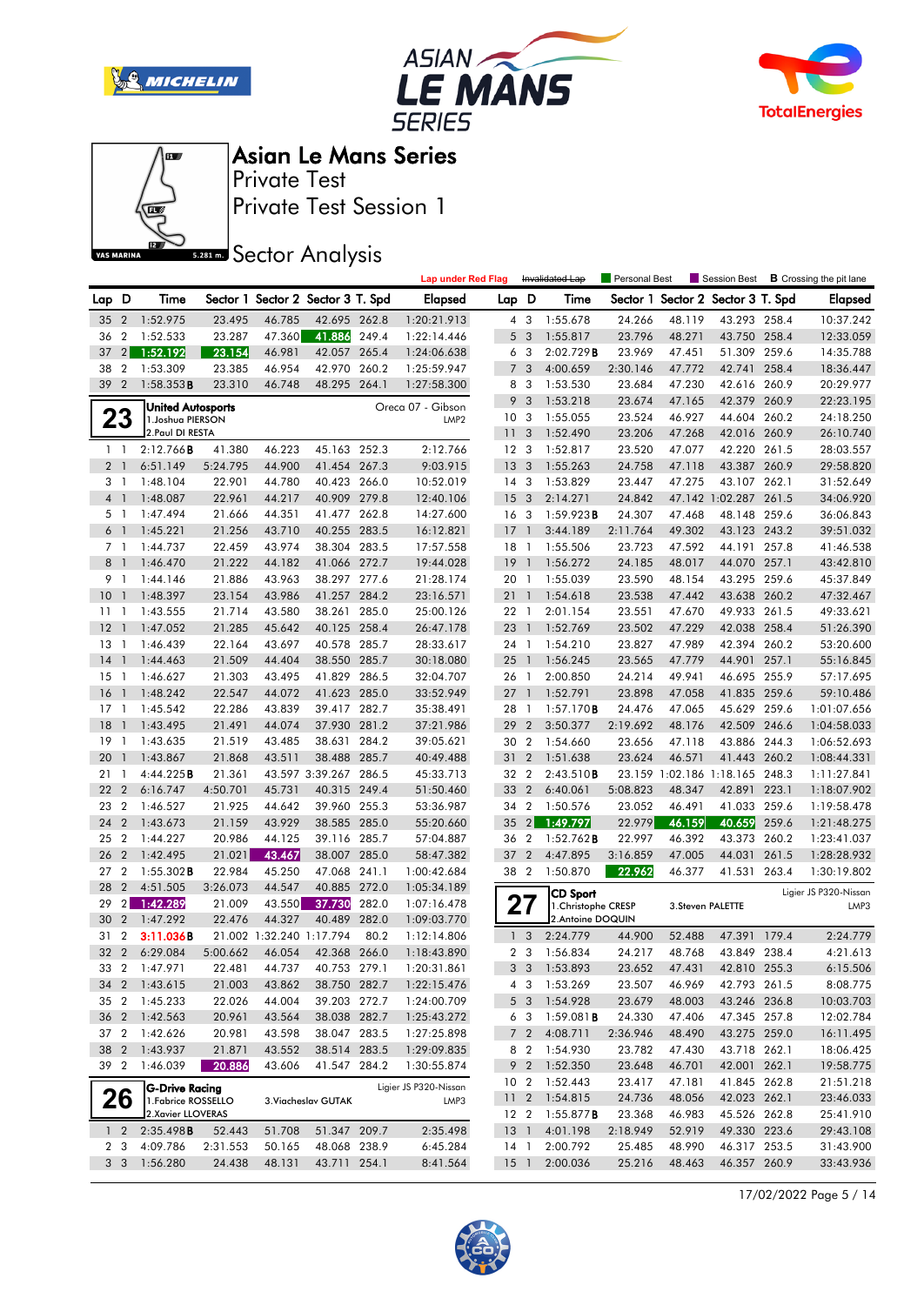# Asian Le Mans Series

Private Test

Private Test Session 1

## Sector Analysis

Lap under Red Flag | ~~Invalidated Lap~~ | Personal Best | Session Best | **B** Crossing the pit lane

| Lap | D | Time | Sector 1 | Sector 2 | Sector 3 | T. Spd | Elapsed |
|---|---|---|---|---|---|---|---|
| 35 | 2 | 1:52.975 | 23.495 | 46.785 | 42.695 | 262.8 | 1:20:21.913 |
| 36 | 2 | 1:52.533 | 23.287 | 47.360 | 41.886 | 249.4 | 1:22:14.446 |
| 37 | 2 | 1:52.192 | 23.154 | 46.981 | 42.057 | 265.4 | 1:24:06.638 |
| 38 | 2 | 1:53.309 | 23.385 | 46.954 | 42.970 | 260.2 | 1:25:59.947 |
| 39 | 2 | 1:58.353**B** | 23.310 | 46.748 | 48.295 | 264.1 | 1:27:58.300 |

**23** United Autosports — Oreca 07 - Gibson — LMP2
1.Joshua PIERSON
2.Paul DI RESTA

| Lap | D | Time | Sector 1 | Sector 2 | Sector 3 | T. Spd | Elapsed |
|---|---|---|---|---|---|---|---|
| 1 | 1 | 2:12.766**B** | 41.380 | 46.223 | 45.163 | 252.3 | 2:12.766 |
| 2 | 1 | 6:51.149 | 5:24.795 | 44.900 | 41.454 | 267.3 | 9:03.915 |
| 3 | 1 | 1:48.104 | 22.901 | 44.780 | 40.423 | 266.0 | 10:52.019 |
| 4 | 1 | 1:48.087 | 22.961 | 44.217 | 40.909 | 279.8 | 12:40.106 |
| 5 | 1 | 1:47.494 | 21.666 | 44.351 | 41.477 | 262.8 | 14:27.600 |
| 6 | 1 | 1:45.221 | 21.256 | 43.710 | 40.255 | 283.5 | 16:12.821 |
| 7 | 1 | 1:44.737 | 22.459 | 43.974 | 38.304 | 283.5 | 17:57.558 |
| 8 | 1 | 1:46.470 | 21.222 | 44.182 | 41.066 | 272.7 | 19:44.028 |
| 9 | 1 | 1:44.146 | 21.886 | 43.963 | 38.297 | 277.6 | 21:28.174 |
| 10 | 1 | 1:48.397 | 23.154 | 43.986 | 41.257 | 284.2 | 23:16.571 |
| 11 | 1 | 1:43.555 | 21.714 | 43.580 | 38.261 | 285.0 | 25:00.126 |
| 12 | 1 | 1:47.052 | 21.285 | 45.642 | 40.125 | 258.4 | 26:47.178 |
| 13 | 1 | 1:46.439 | 22.164 | 43.697 | 40.578 | 285.7 | 28:33.617 |
| 14 | 1 | 1:44.463 | 21.509 | 44.404 | 38.550 | 285.7 | 30:18.080 |
| 15 | 1 | 1:46.627 | 21.303 | 43.495 | 41.829 | 286.5 | 32:04.707 |
| 16 | 1 | 1:48.242 | 22.547 | 44.072 | 41.623 | 285.0 | 33:52.949 |
| 17 | 1 | 1:45.542 | 22.286 | 43.839 | 39.417 | 282.7 | 35:38.491 |
| 18 | 1 | 1:43.495 | 21.491 | 44.074 | 37.930 | 281.2 | 37:21.986 |
| 19 | 1 | 1:43.635 | 21.519 | 43.485 | 38.631 | 284.2 | 39:05.621 |
| 20 | 1 | 1:43.867 | 21.868 | 43.511 | 38.488 | 285.7 | 40:49.488 |
| 21 | 1 | 4:44.225**B** | 21.361 | 43.597 | 3:39.267 | 286.5 | 45:33.713 |
| 22 | 2 | 6:16.747 | 4:50.701 | 45.731 | 40.315 | 249.4 | 51:50.460 |
| 23 | 2 | 1:46.527 | 21.925 | 44.642 | 39.960 | 255.3 | 53:36.987 |
| 24 | 2 | 1:43.673 | 21.159 | 43.929 | 38.585 | 285.0 | 55:20.660 |
| 25 | 2 | 1:44.227 | 20.986 | 44.125 | 39.116 | 285.7 | 57:04.887 |
| 26 | 2 | 1:42.495 | 21.021 | 43.467 | 38.007 | 285.0 | 58:47.382 |
| 27 | 2 | 1:55.302**B** | 22.984 | 45.250 | 47.068 | 241.1 | 1:00:42.684 |
| 28 | 2 | 4:51.505 | 3:26.073 | 44.547 | 40.885 | 272.0 | 1:05:34.189 |
| 29 | 2 | 1:42.289 | 21.009 | 43.550 | 37.730 | 282.0 | 1:07:16.478 |
| 30 | 2 | 1:47.292 | 22.476 | 44.327 | 40.489 | 282.0 | 1:09:03.770 |
| 31 | 2 | 3:11.036**B** | 21.002 | 1:32.240 | 1:17.794 | 80.2 | 1:12:14.806 |
| 32 | 2 | 6:29.084 | 5:00.662 | 46.054 | 42.368 | 266.0 | 1:18:43.890 |
| 33 | 2 | 1:47.971 | 22.481 | 44.737 | 40.753 | 279.1 | 1:20:31.861 |
| 34 | 2 | 1:43.615 | 21.003 | 43.862 | 38.750 | 282.7 | 1:22:15.476 |
| 35 | 2 | 1:45.233 | 22.026 | 44.004 | 39.203 | 272.7 | 1:24:00.709 |
| 36 | 2 | 1:42.563 | 20.961 | 43.564 | 38.038 | 282.7 | 1:25:43.272 |
| 37 | 2 | 1:42.626 | 20.981 | 43.598 | 38.047 | 283.5 | 1:27:25.898 |
| 38 | 2 | 1:43.937 | 21.871 | 43.552 | 38.514 | 283.5 | 1:29:09.835 |
| 39 | 2 | 1:46.039 | 20.886 | 43.606 | 41.547 | 284.2 | 1:30:55.874 |

**26** G-Drive Racing — Ligier JS P320-Nissan — LMP3
1.Fabrice ROSSELLO
2.Xavier LLOVERAS
3.Viacheslav GUTAK

| Lap | D | Time | Sector 1 | Sector 2 | Sector 3 | T. Spd | Elapsed |
|---|---|---|---|---|---|---|---|
| 1 | 2 | 2:35.498**B** | 52.443 | 51.708 | 51.347 | 209.7 | 2:35.498 |
| 2 | 3 | 4:09.786 | 2:31.553 | 50.165 | 48.068 | 238.9 | 6:45.284 |
| 3 | 3 | 1:56.280 | 24.438 | 48.131 | 43.711 | 254.1 | 8:41.564 |
| 4 | 3 | 1:55.678 | 24.266 | 48.119 | 43.293 | 258.4 | 10:37.242 |
| 5 | 3 | 1:55.817 | 23.796 | 48.271 | 43.750 | 258.4 | 12:33.059 |
| 6 | 3 | 2:02.729**B** | 23.969 | 47.451 | 51.309 | 259.6 | 14:35.788 |
| 7 | 3 | 4:00.659 | 2:30.146 | 47.772 | 42.741 | 258.4 | 18:36.447 |
| 8 | 3 | 1:53.530 | 23.684 | 47.230 | 42.616 | 260.9 | 20:29.977 |
| 9 | 3 | 1:53.218 | 23.674 | 47.165 | 42.379 | 260.9 | 22:23.195 |
| 10 | 3 | 1:55.055 | 23.524 | 46.927 | 44.604 | 260.2 | 24:18.250 |
| 11 | 3 | 1:52.490 | 23.206 | 47.268 | 42.016 | 260.9 | 26:10.740 |
| 12 | 3 | 1:52.817 | 23.520 | 47.077 | 42.220 | 261.5 | 28:03.557 |
| 13 | 3 | 1:55.263 | 24.758 | 47.118 | 43.387 | 260.9 | 29:58.820 |
| 14 | 3 | 1:53.829 | 23.447 | 47.275 | 43.107 | 262.1 | 31:52.649 |
| 15 | 3 | 2:14.271 | 24.842 | 47.142 | 1:02.287 | 261.5 | 34:06.920 |
| 16 | 3 | 1:59.923**B** | 24.307 | 47.468 | 48.148 | 259.6 | 36:06.843 |
| 17 | 1 | 3:44.189 | 2:11.764 | 49.302 | 43.123 | 243.2 | 39:51.032 |
| 18 | 1 | 1:55.506 | 23.723 | 47.592 | 44.191 | 257.8 | 41:46.538 |
| 19 | 1 | 1:56.272 | 24.185 | 48.017 | 44.070 | 257.1 | 43:42.810 |
| 20 | 1 | 1:55.039 | 23.590 | 48.154 | 43.295 | 259.6 | 45:37.849 |
| 21 | 1 | 1:54.618 | 23.538 | 47.442 | 43.638 | 260.2 | 47:32.467 |
| 22 | 1 | 2:01.154 | 23.551 | 47.670 | 49.933 | 261.5 | 49:33.621 |
| 23 | 1 | 1:52.769 | 23.502 | 47.229 | 42.038 | 258.4 | 51:26.390 |
| 24 | 1 | 1:54.210 | 23.827 | 47.989 | 42.394 | 260.2 | 53:20.600 |
| 25 | 1 | 1:56.245 | 23.565 | 47.779 | 44.901 | 257.1 | 55:16.845 |
| 26 | 1 | 2:00.850 | 24.214 | 49.941 | 46.695 | 255.9 | 57:17.695 |
| 27 | 1 | 1:52.791 | 23.898 | 47.058 | 41.835 | 259.6 | 59:10.486 |
| 28 | 1 | 1:57.170**B** | 24.476 | 47.065 | 45.629 | 259.6 | 1:01:07.656 |
| 29 | 2 | 3:50.377 | 2:19.692 | 48.176 | 42.509 | 246.6 | 1:04:58.033 |
| 30 | 2 | 1:54.660 | 23.656 | 47.118 | 43.886 | 244.3 | 1:06:52.693 |
| 31 | 2 | 1:51.638 | 23.624 | 46.571 | 41.443 | 260.2 | 1:08:44.331 |
| 32 | 2 | 2:43.510**B** | 23.159 | 1:02.186 | 1:18.165 | 248.3 | 1:11:27.841 |
| 33 | 2 | 6:40.061 | 5:08.823 | 48.347 | 42.891 | 223.1 | 1:18:07.902 |
| 34 | 2 | 1:50.576 | 23.052 | 46.491 | 41.033 | 259.6 | 1:19:58.478 |
| 35 | 2 | 1:49.797 | 22.979 | 46.159 | 40.659 | 259.6 | 1:21:48.275 |
| 36 | 2 | 1:52.762**B** | 22.997 | 46.392 | 43.373 | 260.2 | 1:23:41.037 |
| 37 | 2 | 4:47.895 | 3:16.859 | 47.005 | 44.031 | 261.5 | 1:28:28.932 |
| 38 | 2 | 1:50.870 | 22.962 | 46.377 | 41.531 | 263.4 | 1:30:19.802 |

**27** CD Sport — Ligier JS P320-Nissan — LMP3
1.Christophe CRESP
2.Antoine DOQUIN
3.Steven PALETTE

| Lap | D | Time | Sector 1 | Sector 2 | Sector 3 | T. Spd | Elapsed |
|---|---|---|---|---|---|---|---|
| 1 | 3 | 2:24.779 | 44.900 | 52.488 | 47.391 | 179.4 | 2:24.779 |
| 2 | 3 | 1:56.834 | 24.217 | 48.768 | 43.849 | 238.4 | 4:21.613 |
| 3 | 3 | 1:53.893 | 23.652 | 47.431 | 42.810 | 255.3 | 6:15.506 |
| 4 | 3 | 1:53.269 | 23.507 | 46.969 | 42.793 | 261.5 | 8:08.775 |
| 5 | 3 | 1:54.928 | 23.679 | 48.003 | 43.246 | 236.8 | 10:03.703 |
| 6 | 3 | 1:59.081**B** | 24.330 | 47.406 | 47.345 | 257.8 | 12:02.784 |
| 7 | 2 | 4:08.711 | 2:36.946 | 48.490 | 43.275 | 259.0 | 16:11.495 |
| 8 | 2 | 1:54.930 | 23.782 | 47.430 | 43.718 | 262.1 | 18:06.425 |
| 9 | 2 | 1:52.350 | 23.648 | 46.701 | 42.001 | 262.1 | 19:58.775 |
| 10 | 2 | 1:52.443 | 23.417 | 47.181 | 41.845 | 262.8 | 21:51.218 |
| 11 | 2 | 1:54.815 | 24.736 | 48.056 | 42.023 | 262.1 | 23:46.033 |
| 12 | 2 | 1:55.877**B** | 23.368 | 46.983 | 45.526 | 262.8 | 25:41.910 |
| 13 | 1 | 4:01.198 | 2:18.949 | 52.919 | 49.330 | 223.6 | 29:43.108 |
| 14 | 1 | 2:00.792 | 25.485 | 48.990 | 46.317 | 253.5 | 31:43.900 |
| 15 | 1 | 2:00.036 | 25.216 | 48.463 | 46.357 | 260.9 | 33:43.936 |

17/02/2022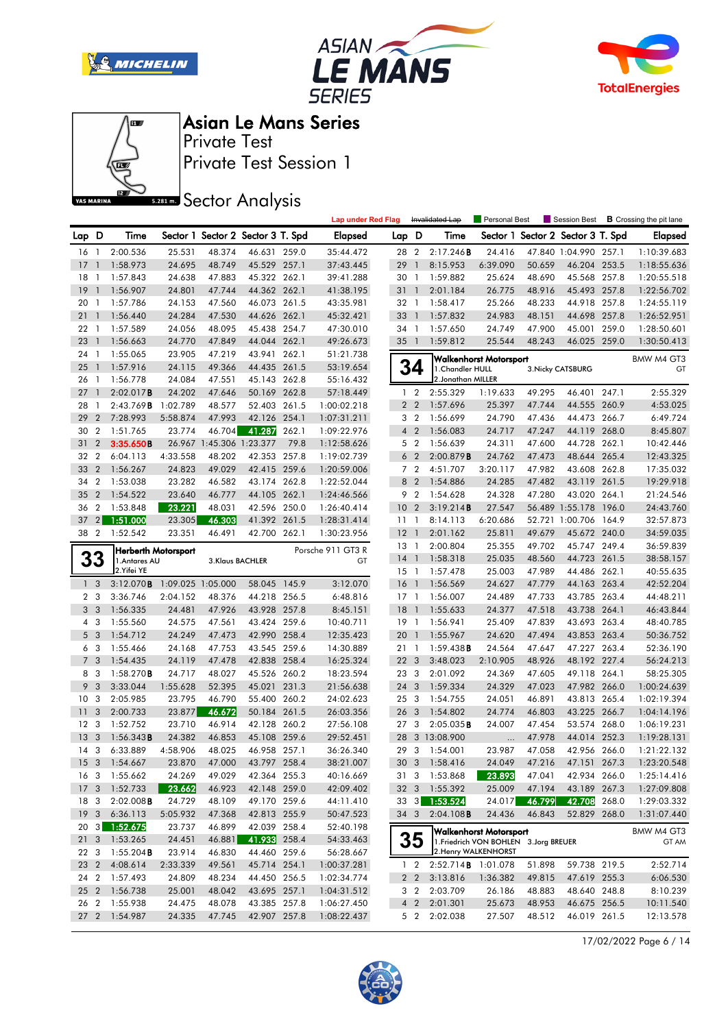# Asian Le Mans Series

Private Test

Private Test Session 1

## Sector Analysis

Lap under Red Flag | ~~Invalidated Lap~~ | Personal Best | Session Best | **B** Crossing the pit lane

| Lap | D | Time | Sector 1 | Sector 2 | Sector 3 | T. Spd | Elapsed |
|---|---|---|---|---|---|---|---|
| 16 | 1 | 2:00.536 | 25.531 | 48.374 | 46.631 | 259.0 | 35:44.472 |
| 17 | 1 | 1:58.973 | 24.695 | 48.749 | 45.529 | 257.1 | 37:43.445 |
| 18 | 1 | 1:57.843 | 24.638 | 47.883 | 45.322 | 262.1 | 39:41.288 |
| 19 | 1 | 1:56.907 | 24.801 | 47.744 | 44.362 | 262.1 | 41:38.195 |
| 20 | 1 | 1:57.786 | 24.153 | 47.560 | 46.073 | 261.5 | 43:35.981 |
| 21 | 1 | 1:56.440 | 24.284 | 47.530 | 44.626 | 262.1 | 45:32.421 |
| 22 | 1 | 1:57.589 | 24.056 | 48.095 | 45.438 | 254.7 | 47:30.010 |
| 23 | 1 | 1:56.663 | 24.770 | 47.849 | 44.044 | 262.1 | 49:26.673 |
| 24 | 1 | 1:55.065 | 23.905 | 47.219 | 43.941 | 262.1 | 51:21.738 |
| 25 | 1 | 1:57.916 | 24.115 | 49.366 | 44.435 | 261.5 | 53:19.654 |
| 26 | 1 | 1:56.778 | 24.084 | 47.551 | 45.143 | 262.8 | 55:16.432 |
| 27 | 1 | 2:02.017**B** | 24.202 | 47.646 | 50.169 | 262.8 | 57:18.449 |
| 28 | 1 | 2:43.769**B** | 1:02.789 | 48.577 | 52.403 | 261.5 | 1:00:02.218 |
| 29 | 2 | 7:28.993 | 5:58.874 | 47.993 | 42.126 | 254.1 | 1:07:31.211 |
| 30 | 2 | 1:51.765 | 23.774 | 46.704 | 41.287 | 262.1 | 1:09:22.976 |
| 31 | 2 | 3:35.650**B** | 26.967 | 1:45.306 | 1:23.377 | 79.8 | 1:12:58.626 |
| 32 | 2 | 6:04.113 | 4:33.558 | 48.202 | 42.353 | 257.8 | 1:19:02.739 |
| 33 | 2 | 1:56.267 | 24.823 | 49.029 | 42.415 | 259.6 | 1:20:59.006 |
| 34 | 2 | 1:53.038 | 23.282 | 46.582 | 43.174 | 262.8 | 1:22:52.044 |
| 35 | 2 | 1:54.522 | 23.640 | 46.777 | 44.105 | 262.1 | 1:24:46.566 |
| 36 | 2 | 1:53.848 | 23.221 | 48.031 | 42.596 | 250.0 | 1:26:40.414 |
| 37 | 2 | 1:51.000 | 23.305 | 46.303 | 41.392 | 261.5 | 1:28:31.414 |
| 38 | 2 | 1:52.542 | 23.351 | 46.491 | 42.700 | 262.1 | 1:30:23.956 |

### 33 — Herberth Motorsport — Porsche 911 GT3 R — GT

1.Antares AU, 2.Yifei YE, 3.Klaus BACHLER

| Lap | D | Time | Sector 1 | Sector 2 | Sector 3 | T. Spd | Elapsed |
|---|---|---|---|---|---|---|---|
| 1 | 3 | 3:12.070**B** | 1:09.025 | 1:05.000 | 58.045 | 145.9 | 3:12.070 |
| 2 | 3 | 3:36.746 | 2:04.152 | 48.376 | 44.218 | 256.5 | 6:48.816 |
| 3 | 3 | 1:56.335 | 24.481 | 47.926 | 43.928 | 257.8 | 8:45.151 |
| 4 | 3 | 1:55.560 | 24.575 | 47.561 | 43.424 | 259.6 | 10:40.711 |
| 5 | 3 | 1:54.712 | 24.249 | 47.473 | 42.990 | 258.4 | 12:35.423 |
| 6 | 3 | 1:55.466 | 24.168 | 47.753 | 43.545 | 259.6 | 14:30.889 |
| 7 | 3 | 1:54.435 | 24.119 | 47.478 | 42.838 | 258.4 | 16:25.324 |
| 8 | 3 | 1:58.270**B** | 24.717 | 48.027 | 45.526 | 260.2 | 18:23.594 |
| 9 | 3 | 3:33.044 | 1:55.628 | 52.395 | 45.021 | 231.3 | 21:56.638 |
| 10 | 3 | 2:05.985 | 23.795 | 46.790 | 55.400 | 260.2 | 24:02.623 |
| 11 | 3 | 2:00.733 | 23.877 | 46.672 | 50.184 | 261.5 | 26:03.356 |
| 12 | 3 | 1:52.752 | 23.710 | 46.914 | 42.128 | 260.2 | 27:56.108 |
| 13 | 3 | 1:56.343**B** | 24.382 | 46.853 | 45.108 | 259.6 | 29:52.451 |
| 14 | 3 | 6:33.889 | 4:58.906 | 48.025 | 46.958 | 257.1 | 36:26.340 |
| 15 | 3 | 1:54.667 | 23.870 | 47.000 | 43.797 | 258.4 | 38:21.007 |
| 16 | 3 | 1:55.662 | 24.269 | 49.029 | 42.364 | 255.3 | 40:16.669 |
| 17 | 3 | 1:52.733 | 23.662 | 46.923 | 42.148 | 259.0 | 42:09.402 |
| 18 | 3 | 2:02.008**B** | 24.729 | 48.109 | 49.170 | 259.6 | 44:11.410 |
| 19 | 3 | 6:36.113 | 5:05.932 | 47.368 | 42.813 | 255.9 | 50:47.523 |
| 20 | 3 | 1:52.675 | 23.737 | 46.899 | 42.039 | 258.4 | 52:40.198 |
| 21 | 3 | 1:53.265 | 24.451 | 46.881 | 41.933 | 258.4 | 54:33.463 |
| 22 | 3 | 1:55.204**B** | 23.914 | 46.830 | 44.460 | 259.6 | 56:28.667 |
| 23 | 2 | 4:08.614 | 2:33.339 | 49.561 | 45.714 | 254.1 | 1:00:37.281 |
| 24 | 2 | 1:57.493 | 24.809 | 48.234 | 44.450 | 256.5 | 1:02:34.774 |
| 25 | 2 | 1:56.738 | 25.001 | 48.042 | 43.695 | 257.1 | 1:04:31.512 |
| 26 | 2 | 1:55.938 | 24.475 | 48.078 | 43.385 | 257.8 | 1:06:27.450 |
| 27 | 2 | 1:54.987 | 24.335 | 47.745 | 42.907 | 257.8 | 1:08:22.437 |

| Lap | D | Time | Sector 1 | Sector 2 | Sector 3 | T. Spd | Elapsed |
|---|---|---|---|---|---|---|---|
| 28 | 2 | 2:17.246**B** | 24.416 | 47.840 | 1:04.990 | 257.1 | 1:10:39.683 |
| 29 | 1 | 8:15.953 | 6:39.090 | 50.659 | 46.204 | 253.5 | 1:18:55.636 |
| 30 | 1 | 1:59.882 | 25.624 | 48.690 | 45.568 | 257.8 | 1:20:55.518 |
| 31 | 1 | 2:01.184 | 26.775 | 48.916 | 45.493 | 257.8 | 1:22:56.702 |
| 32 | 1 | 1:58.417 | 25.266 | 48.233 | 44.918 | 257.8 | 1:24:55.119 |
| 33 | 1 | 1:57.832 | 24.983 | 48.151 | 44.698 | 257.8 | 1:26:52.951 |
| 34 | 1 | 1:57.650 | 24.749 | 47.900 | 45.001 | 259.0 | 1:28:50.601 |
| 35 | 1 | 1:59.812 | 25.544 | 48.243 | 46.025 | 259.0 | 1:30:50.413 |

### 34 — Walkenhorst Motorsport — BMW M4 GT3 — GT

1.Chandler HULL, 2.Jonathan MILLER, 3.Nicky CATSBURG

| Lap | D | Time | Sector 1 | Sector 2 | Sector 3 | T. Spd | Elapsed |
|---|---|---|---|---|---|---|---|
| 1 | 2 | 2:55.329 | 1:19.633 | 49.295 | 46.401 | 247.1 | 2:55.329 |
| 2 | 2 | 1:57.696 | 25.397 | 47.744 | 44.555 | 260.9 | 4:53.025 |
| 3 | 2 | 1:56.699 | 24.790 | 47.436 | 44.473 | 266.7 | 6:49.724 |
| 4 | 2 | 1:56.083 | 24.717 | 47.247 | 44.119 | 268.0 | 8:45.807 |
| 5 | 2 | 1:56.639 | 24.311 | 47.600 | 44.728 | 262.1 | 10:42.446 |
| 6 | 2 | 2:00.879**B** | 24.762 | 47.473 | 48.644 | 265.4 | 12:43.325 |
| 7 | 2 | 4:51.707 | 3:20.117 | 47.982 | 43.608 | 262.8 | 17:35.032 |
| 8 | 2 | 1:54.886 | 24.285 | 47.482 | 43.119 | 261.5 | 19:29.918 |
| 9 | 2 | 1:54.628 | 24.328 | 47.280 | 43.020 | 264.1 | 21:24.546 |
| 10 | 2 | 3:19.214**B** | 27.547 | 56.489 | 1:55.178 | 196.0 | 24:43.760 |
| 11 | 1 | 8:14.113 | 6:20.686 | 52.721 | 1:00.706 | 164.9 | 32:57.873 |
| 12 | 1 | 2:01.162 | 25.811 | 49.679 | 45.672 | 240.0 | 34:59.035 |
| 13 | 1 | 2:00.804 | 25.355 | 49.702 | 45.747 | 249.4 | 36:59.839 |
| 14 | 1 | 1:58.318 | 25.035 | 48.560 | 44.723 | 261.5 | 38:58.157 |
| 15 | 1 | 1:57.478 | 25.003 | 47.989 | 44.486 | 262.1 | 40:55.635 |
| 16 | 1 | 1:56.569 | 24.627 | 47.779 | 44.163 | 263.4 | 42:52.204 |
| 17 | 1 | 1:56.007 | 24.489 | 47.733 | 43.785 | 263.4 | 44:48.211 |
| 18 | 1 | 1:55.633 | 24.377 | 47.518 | 43.738 | 264.1 | 46:43.844 |
| 19 | 1 | 1:56.941 | 25.409 | 47.839 | 43.693 | 263.4 | 48:40.785 |
| 20 | 1 | 1:55.967 | 24.620 | 47.494 | 43.853 | 263.4 | 50:36.752 |
| 21 | 1 | 1:59.438**B** | 24.564 | 47.647 | 47.227 | 263.4 | 52:36.190 |
| 22 | 3 | 3:48.023 | 2:10.905 | 48.926 | 48.192 | 227.4 | 56:24.213 |
| 23 | 3 | 2:01.092 | 24.369 | 47.605 | 49.118 | 264.1 | 58:25.305 |
| 24 | 3 | 1:59.334 | 24.329 | 47.023 | 47.982 | 266.0 | 1:00:24.639 |
| 25 | 3 | 1:54.755 | 24.051 | 46.891 | 43.813 | 265.4 | 1:02:19.394 |
| 26 | 3 | 1:54.802 | 24.774 | 46.803 | 43.225 | 266.7 | 1:04:14.196 |
| 27 | 3 | 2:05.035**B** | 24.007 | 47.454 | 53.574 | 268.0 | 1:06:19.231 |
| 28 | 3 | 13:08.900 | ... | 47.978 | 44.014 | 252.3 | 1:19:28.131 |
| 29 | 3 | 1:54.001 | 23.987 | 47.058 | 42.956 | 266.0 | 1:21:22.132 |
| 30 | 3 | 1:58.416 | 24.049 | 47.216 | 47.151 | 267.3 | 1:23:20.548 |
| 31 | 3 | 1:53.868 | 23.893 | 47.041 | 42.934 | 266.0 | 1:25:14.416 |
| 32 | 3 | 1:55.392 | 25.009 | 47.194 | 43.189 | 267.3 | 1:27:09.808 |
| 33 | 3 | 1:53.524 | 24.017 | 46.799 | 42.708 | 268.0 | 1:29:03.332 |
| 34 | 3 | 2:04.108**B** | 24.436 | 46.843 | 52.829 | 268.0 | 1:31:07.440 |

### 35 — Walkenhorst Motorsport — BMW M4 GT3 — GT AM

1.Friedrich VON BOHLEN, 2.Henry WALKENHORST, 3.Jorg BREUER

| Lap | D | Time | Sector 1 | Sector 2 | Sector 3 | T. Spd | Elapsed |
|---|---|---|---|---|---|---|---|
| 1 | 2 | 2:52.714**B** | 1:01.078 | 51.898 | 59.738 | 219.5 | 2:52.714 |
| 2 | 2 | 3:13.816 | 1:36.382 | 49.815 | 47.619 | 255.3 | 6:06.530 |
| 3 | 2 | 2:03.709 | 26.186 | 48.883 | 48.640 | 248.8 | 8:10.239 |
| 4 | 2 | 2:01.301 | 25.673 | 48.953 | 46.675 | 256.5 | 10:11.540 |
| 5 | 2 | 2:02.038 | 27.507 | 48.512 | 46.019 | 261.5 | 12:13.578 |

17/02/2022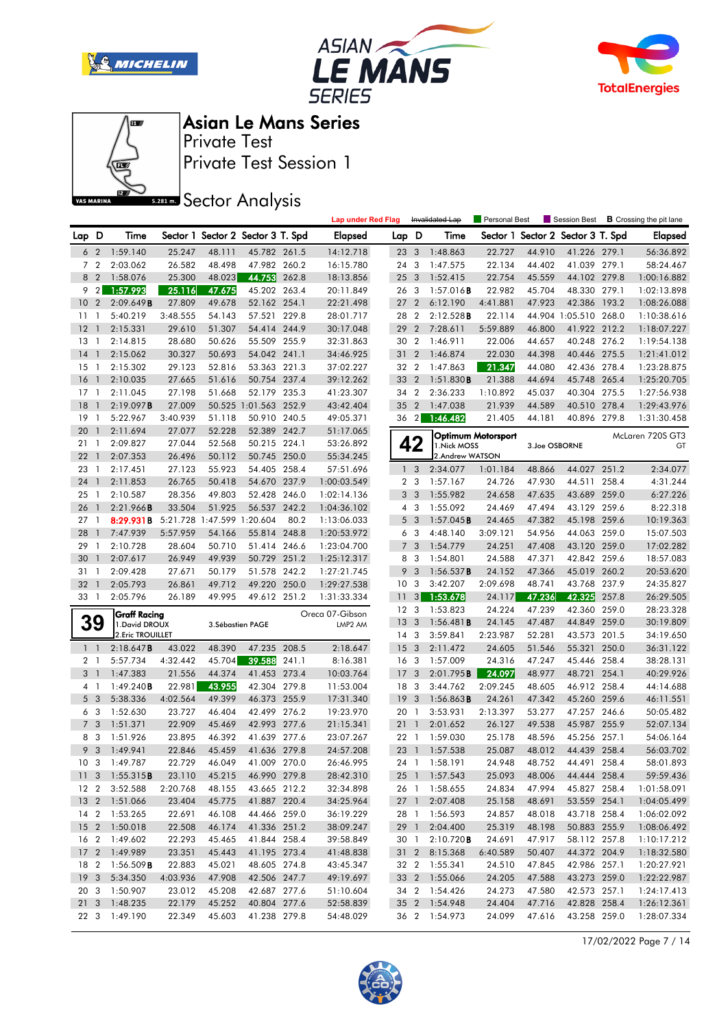# Asian Le Mans Series

Private Test

Private Test Session 1

Sector Analysis

YAS MARINA 5.281 m.

Lap under Red Flag | Invalidated Lap | Personal Best | Session Best | **B** Crossing the pit lane

| Lap | D | Time | Sector 1 | Sector 2 | Sector 3 | T. Spd | Elapsed |
|---|---|---|---|---|---|---|---|
| 6 | 2 | 1:59.140 | 25.247 | 48.111 | 45.782 | 261.5 | 14:12.718 |
| 7 | 2 | 2:03.062 | 26.582 | 48.498 | 47.982 | 260.2 | 16:15.780 |
| 8 | 2 | 1:58.076 | 25.300 | 48.023 | 44.753 | 262.8 | 18:13.856 |
| 9 | 2 | 1:57.993 | 25.116 | 47.675 | 45.202 | 263.4 | 20:11.849 |
| 10 | 2 | 2:09.649**B** | 27.809 | 49.678 | 52.162 | 254.1 | 22:21.498 |
| 11 | 1 | 5:40.219 | 3:48.555 | 54.143 | 57.521 | 229.8 | 28:01.717 |
| 12 | 1 | 2:15.331 | 29.610 | 51.307 | 54.414 | 244.9 | 30:17.048 |
| 13 | 1 | 2:14.815 | 28.680 | 50.626 | 55.509 | 255.9 | 32:31.863 |
| 14 | 1 | 2:15.062 | 30.327 | 50.693 | 54.042 | 241.1 | 34:46.925 |
| 15 | 1 | 2:15.302 | 29.123 | 52.816 | 53.363 | 221.3 | 37:02.227 |
| 16 | 1 | 2:10.035 | 27.665 | 51.616 | 50.754 | 237.4 | 39:12.262 |
| 17 | 1 | 2:11.045 | 27.198 | 51.668 | 52.179 | 235.3 | 41:23.307 |
| 18 | 1 | 2:19.097**B** | 27.009 | 50.525 | 1:01.563 | 252.9 | 43:42.404 |
| 19 | 1 | 5:22.967 | 3:40.939 | 51.118 | 50.910 | 240.5 | 49:05.371 |
| 20 | 1 | 2:11.694 | 27.077 | 52.228 | 52.389 | 242.7 | 51:17.065 |
| 21 | 1 | 2:09.827 | 27.044 | 52.568 | 50.215 | 224.1 | 53:26.892 |
| 22 | 1 | 2:07.353 | 26.496 | 50.112 | 50.745 | 250.0 | 55:34.245 |
| 23 | 1 | 2:17.451 | 27.123 | 55.923 | 54.405 | 258.4 | 57:51.696 |
| 24 | 1 | 2:11.853 | 26.765 | 50.418 | 54.670 | 237.9 | 1:00:03.549 |
| 25 | 1 | 2:10.587 | 28.356 | 49.803 | 52.428 | 246.0 | 1:02:14.136 |
| 26 | 1 | 2:21.966**B** | 33.504 | 51.925 | 56.537 | 242.2 | 1:04:36.102 |
| 27 | 1 | 8:29.931**B** | 5:21.728 | 1:47.599 | 1:20.604 | 80.2 | 1:13:06.033 |
| 28 | 1 | 7:47.939 | 5:57.959 | 54.166 | 55.814 | 248.8 | 1:20:53.972 |
| 29 | 1 | 2:10.728 | 28.604 | 50.710 | 51.414 | 246.6 | 1:23:04.700 |
| 30 | 1 | 2:07.617 | 26.949 | 49.939 | 50.729 | 251.2 | 1:25:12.317 |
| 31 | 1 | 2:09.428 | 27.671 | 50.179 | 51.578 | 242.2 | 1:27:21.745 |
| 32 | 1 | 2:05.793 | 26.861 | 49.712 | 49.220 | 250.0 | 1:29:27.538 |
| 33 | 1 | 2:05.796 | 26.189 | 49.995 | 49.612 | 251.2 | 1:31:33.334 |

## 39 Graff Racing — Oreca 07-Gibson — LMP2 AM
1.David DROUX, 2.Eric TROUILLET, 3.Sébastien PAGE

| Lap | D | Time | Sector 1 | Sector 2 | Sector 3 | T. Spd | Elapsed |
|---|---|---|---|---|---|---|---|
| 1 | 1 | 2:18.647**B** | 43.022 | 48.390 | 47.235 | 208.5 | 2:18.647 |
| 2 | 1 | 5:57.734 | 4:32.442 | 45.704 | 39.588 | 241.1 | 8:16.381 |
| 3 | 1 | 1:47.383 | 21.556 | 44.374 | 41.453 | 273.4 | 10:03.764 |
| 4 | 1 | 1:49.240**B** | 22.981 | 43.955 | 42.304 | 279.8 | 11:53.004 |
| 5 | 3 | 5:38.336 | 4:02.564 | 49.399 | 46.373 | 255.9 | 17:31.340 |
| 6 | 3 | 1:52.630 | 23.727 | 46.404 | 42.499 | 276.2 | 19:23.970 |
| 7 | 3 | 1:51.371 | 22.909 | 45.469 | 42.993 | 277.6 | 21:15.341 |
| 8 | 3 | 1:51.926 | 23.895 | 46.392 | 41.639 | 277.6 | 23:07.267 |
| 9 | 3 | 1:49.941 | 22.846 | 45.459 | 41.636 | 279.8 | 24:57.208 |
| 10 | 3 | 1:49.787 | 22.729 | 46.049 | 41.009 | 270.0 | 26:46.995 |
| 11 | 3 | 1:55.315**B** | 23.110 | 45.215 | 46.990 | 279.8 | 28:42.310 |
| 12 | 2 | 3:52.588 | 2:20.768 | 48.155 | 43.665 | 212.2 | 32:34.898 |
| 13 | 2 | 1:51.066 | 23.404 | 45.775 | 41.887 | 220.4 | 34:25.964 |
| 14 | 2 | 1:53.265 | 22.691 | 46.108 | 44.466 | 259.0 | 36:19.229 |
| 15 | 2 | 1:50.018 | 22.508 | 46.174 | 41.336 | 251.2 | 38:09.247 |
| 16 | 2 | 1:49.602 | 22.293 | 45.465 | 41.844 | 258.4 | 39:58.849 |
| 17 | 2 | 1:49.989 | 23.351 | 45.443 | 41.195 | 273.4 | 41:48.838 |
| 18 | 2 | 1:56.509**B** | 22.883 | 45.021 | 48.605 | 274.8 | 43:45.347 |
| 19 | 3 | 5:34.350 | 4:03.936 | 47.908 | 42.506 | 247.7 | 49:19.697 |
| 20 | 3 | 1:50.907 | 23.012 | 45.208 | 42.687 | 277.6 | 51:10.604 |
| 21 | 3 | 1:48.235 | 22.179 | 45.252 | 40.804 | 277.6 | 52:58.839 |
| 22 | 3 | 1:49.190 | 22.349 | 45.603 | 41.238 | 279.8 | 54:48.029 |
| 23 | 3 | 1:48.863 | 22.727 | 44.910 | 41.226 | 279.1 | 56:36.892 |
| 24 | 3 | 1:47.575 | 22.134 | 44.402 | 41.039 | 279.1 | 58:24.467 |
| 25 | 3 | 1:52.415 | 22.754 | 45.559 | 44.102 | 279.8 | 1:00:16.882 |
| 26 | 3 | 1:57.016**B** | 22.982 | 45.704 | 48.330 | 279.1 | 1:02:13.898 |
| 27 | 2 | 6:12.190 | 4:41.881 | 47.923 | 42.386 | 193.2 | 1:08:26.088 |
| 28 | 2 | 2:12.528**B** | 22.114 | 44.904 | 1:05.510 | 268.0 | 1:10:38.616 |
| 29 | 2 | 7:28.611 | 5:59.889 | 46.800 | 41.922 | 212.2 | 1:18:07.227 |
| 30 | 2 | 1:46.911 | 22.006 | 44.657 | 40.248 | 276.2 | 1:19:54.138 |
| 31 | 2 | 1:46.874 | 22.030 | 44.398 | 40.446 | 275.5 | 1:21:41.012 |
| 32 | 2 | 1:47.863 | 21.347 | 44.080 | 42.436 | 278.4 | 1:23:28.875 |
| 33 | 2 | 1:51.830**B** | 21.388 | 44.694 | 45.748 | 265.4 | 1:25:20.705 |
| 34 | 2 | 2:36.233 | 1:10.892 | 45.037 | 40.304 | 275.5 | 1:27:56.938 |
| 35 | 2 | 1:47.038 | 21.939 | 44.589 | 40.510 | 278.4 | 1:29:43.976 |
| 36 | 2 | 1:46.482 | 21.405 | 44.181 | 40.896 | 279.8 | 1:31:30.458 |

## 42 Optimum Motorsport — McLaren 720S GT3 — GT
1.Nick MOSS, 2.Andrew WATSON, 3.Joe OSBORNE

| Lap | D | Time | Sector 1 | Sector 2 | Sector 3 | T. Spd | Elapsed |
|---|---|---|---|---|---|---|---|
| 1 | 3 | 2:34.077 | 1:01.184 | 48.866 | 44.027 | 251.2 | 2:34.077 |
| 2 | 3 | 1:57.167 | 24.726 | 47.930 | 44.511 | 258.4 | 4:31.244 |
| 3 | 3 | 1:55.982 | 24.658 | 47.635 | 43.689 | 259.0 | 6:27.226 |
| 4 | 3 | 1:55.092 | 24.469 | 47.494 | 43.129 | 259.6 | 8:22.318 |
| 5 | 3 | 1:57.045**B** | 24.465 | 47.382 | 45.198 | 259.6 | 10:19.363 |
| 6 | 3 | 4:48.140 | 3:09.121 | 54.956 | 44.063 | 259.0 | 15:07.503 |
| 7 | 3 | 1:54.779 | 24.251 | 47.408 | 43.120 | 259.0 | 17:02.282 |
| 8 | 3 | 1:54.801 | 24.588 | 47.371 | 42.842 | 259.6 | 18:57.083 |
| 9 | 3 | 1:56.537**B** | 24.152 | 47.366 | 45.019 | 260.2 | 20:53.620 |
| 10 | 3 | 3:42.207 | 2:09.698 | 48.741 | 43.768 | 237.9 | 24:35.827 |
| 11 | 3 | 1:53.678 | 24.117 | 47.236 | 42.325 | 257.8 | 26:29.505 |
| 12 | 3 | 1:53.823 | 24.224 | 47.239 | 42.360 | 259.0 | 28:23.328 |
| 13 | 3 | 1:56.481**B** | 24.145 | 47.487 | 44.849 | 259.0 | 30:19.809 |
| 14 | 3 | 3:59.841 | 2:23.987 | 52.281 | 43.573 | 201.5 | 34:19.650 |
| 15 | 3 | 2:11.472 | 24.605 | 51.546 | 55.321 | 250.0 | 36:31.122 |
| 16 | 3 | 1:57.009 | 24.316 | 47.247 | 45.446 | 258.4 | 38:28.131 |
| 17 | 3 | 2:01.795**B** | 24.097 | 48.977 | 48.721 | 254.1 | 40:29.926 |
| 18 | 3 | 3:44.762 | 2:09.245 | 48.605 | 46.912 | 258.4 | 44:14.688 |
| 19 | 3 | 1:56.863**B** | 24.261 | 47.342 | 45.260 | 259.6 | 46:11.551 |
| 20 | 1 | 3:53.931 | 2:13.397 | 53.277 | 47.257 | 246.6 | 50:05.482 |
| 21 | 1 | 2:01.652 | 26.127 | 49.538 | 45.987 | 255.9 | 52:07.134 |
| 22 | 1 | 1:59.030 | 25.178 | 48.596 | 45.256 | 257.1 | 54:06.164 |
| 23 | 1 | 1:57.538 | 25.087 | 48.012 | 44.439 | 258.4 | 56:03.702 |
| 24 | 1 | 1:58.191 | 24.948 | 48.752 | 44.491 | 258.4 | 58:01.893 |
| 25 | 1 | 1:57.543 | 25.093 | 48.006 | 44.444 | 258.4 | 59:59.436 |
| 26 | 1 | 1:58.655 | 24.834 | 47.994 | 45.827 | 258.4 | 1:01:58.091 |
| 27 | 1 | 2:07.408 | 25.158 | 48.691 | 53.559 | 254.1 | 1:04:05.499 |
| 28 | 1 | 1:56.593 | 24.857 | 48.018 | 43.718 | 258.4 | 1:06:02.092 |
| 29 | 1 | 2:04.400 | 25.319 | 48.198 | 50.883 | 255.9 | 1:08:06.492 |
| 30 | 1 | 2:10.720**B** | 24.691 | 47.917 | 58.112 | 257.8 | 1:10:17.212 |
| 31 | 2 | 8:15.368 | 6:40.589 | 50.407 | 44.372 | 204.9 | 1:18:32.580 |
| 32 | 2 | 1:55.341 | 24.510 | 47.845 | 42.986 | 257.1 | 1:20:27.921 |
| 33 | 2 | 1:55.066 | 24.205 | 47.588 | 43.273 | 259.0 | 1:22:22.987 |
| 34 | 2 | 1:54.426 | 24.273 | 47.580 | 42.573 | 257.1 | 1:24:17.413 |
| 35 | 2 | 1:54.948 | 24.404 | 47.716 | 42.828 | 258.4 | 1:26:12.361 |
| 36 | 2 | 1:54.973 | 24.099 | 47.616 | 43.258 | 259.0 | 1:28:07.334 |

17/02/2022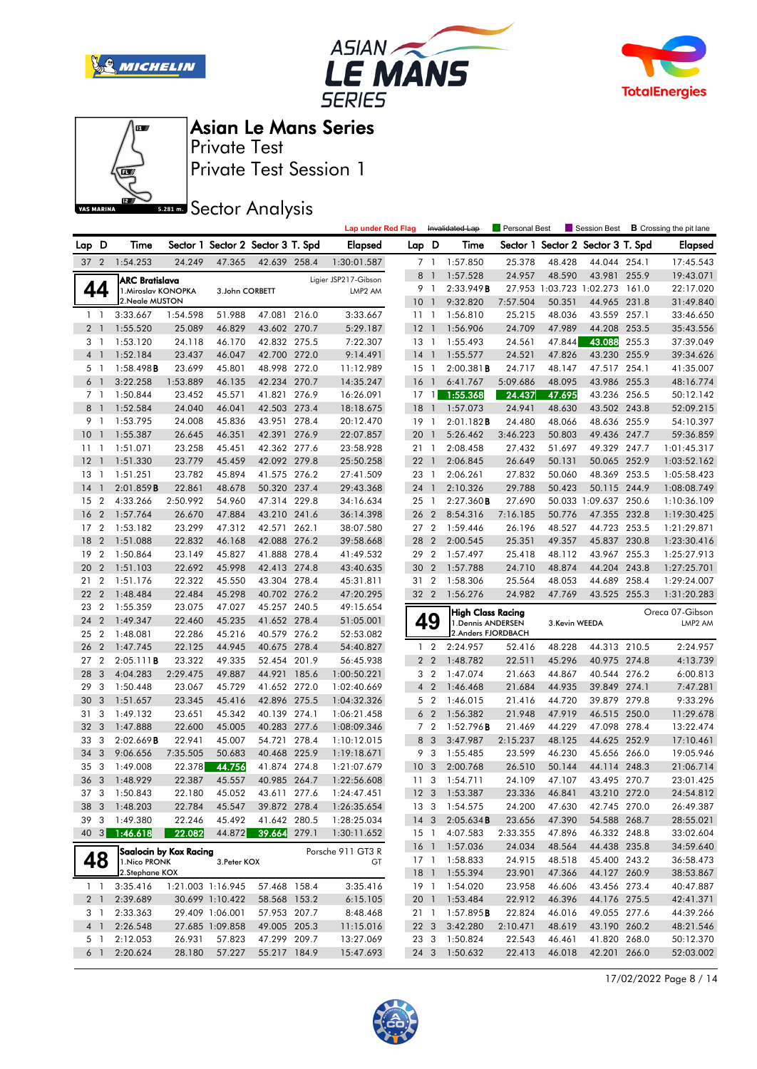# Asian Le Mans Series

Private Test

Private Test Session 1

Sector Analysis

Lap under Red Flag | ~~Invalidated Lap~~ | Personal Best | Session Best | **B** Crossing the pit lane

| Lap | D | Time | Sector 1 | Sector 2 | Sector 3 | T. Spd | Elapsed |
|---|---|---|---|---|---|---|---|
| 37 | 2 | 1:54.253 | 24.249 | 47.365 | 42.639 | 258.4 | 1:30:01.587 |

**44** — **ARC Bratislava** — Ligier JSP217-Gibson — LMP2 AM
1.Miroslav KONOPKA, 2.Neale MUSTON, 3.John CORBETT

| Lap | D | Time | Sector 1 | Sector 2 | Sector 3 | T. Spd | Elapsed |
|---|---|---|---|---|---|---|---|
| 1 | 1 | 3:33.667 | 1:54.598 | 51.988 | 47.081 | 216.0 | 3:33.667 |
| 2 | 1 | 1:55.520 | 25.089 | 46.829 | 43.602 | 270.7 | 5:29.187 |
| 3 | 1 | 1:53.120 | 24.118 | 46.170 | 42.832 | 275.5 | 7:22.307 |
| 4 | 1 | 1:52.184 | 23.437 | 46.047 | 42.700 | 272.0 | 9:14.491 |
| 5 | 1 | 1:58.498**B** | 23.699 | 45.801 | 48.998 | 272.0 | 11:12.989 |
| 6 | 1 | 3:22.258 | 1:53.889 | 46.135 | 42.234 | 270.7 | 14:35.247 |
| 7 | 1 | 1:50.844 | 23.452 | 45.571 | 41.821 | 276.9 | 16:26.091 |
| 8 | 1 | 1:52.584 | 24.040 | 46.041 | 42.503 | 273.4 | 18:18.675 |
| 9 | 1 | 1:53.795 | 24.008 | 45.836 | 43.951 | 278.4 | 20:12.470 |
| 10 | 1 | 1:55.387 | 26.645 | 46.351 | 42.391 | 276.9 | 22:07.857 |
| 11 | 1 | 1:51.071 | 23.258 | 45.451 | 42.362 | 277.6 | 23:58.928 |
| 12 | 1 | 1:51.330 | 23.779 | 45.459 | 42.092 | 279.8 | 25:50.258 |
| 13 | 1 | 1:51.251 | 23.782 | 45.894 | 41.575 | 276.2 | 27:41.509 |
| 14 | 1 | 2:01.859**B** | 22.861 | 48.678 | 50.320 | 237.4 | 29:43.368 |
| 15 | 2 | 4:33.266 | 2:50.992 | 54.960 | 47.314 | 229.8 | 34:16.634 |
| 16 | 2 | 1:57.764 | 26.670 | 47.884 | 43.210 | 241.6 | 36:14.398 |
| 17 | 2 | 1:53.182 | 23.299 | 47.312 | 42.571 | 262.1 | 38:07.580 |
| 18 | 2 | 1:51.088 | 22.832 | 46.168 | 42.088 | 276.2 | 39:58.668 |
| 19 | 2 | 1:50.864 | 23.149 | 45.827 | 41.888 | 278.4 | 41:49.532 |
| 20 | 2 | 1:51.103 | 22.692 | 45.998 | 42.413 | 274.8 | 43:40.635 |
| 21 | 2 | 1:51.176 | 22.322 | 45.550 | 43.304 | 278.4 | 45:31.811 |
| 22 | 2 | 1:48.484 | 22.484 | 45.298 | 40.702 | 276.2 | 47:20.295 |
| 23 | 2 | 1:55.359 | 23.075 | 47.027 | 45.257 | 240.5 | 49:15.654 |
| 24 | 2 | 1:49.347 | 22.460 | 45.235 | 41.652 | 278.4 | 51:05.001 |
| 25 | 2 | 1:48.081 | 22.286 | 45.216 | 40.579 | 276.2 | 52:53.082 |
| 26 | 2 | 1:47.745 | 22.125 | 44.945 | 40.675 | 278.4 | 54:40.827 |
| 27 | 2 | 2:05.111**B** | 23.322 | 49.335 | 52.454 | 201.9 | 56:45.938 |
| 28 | 3 | 4:04.283 | 2:29.475 | 49.887 | 44.921 | 185.6 | 1:00:50.221 |
| 29 | 3 | 1:50.448 | 23.067 | 45.729 | 41.652 | 272.0 | 1:02:40.669 |
| 30 | 3 | 1:51.657 | 23.345 | 45.416 | 42.896 | 275.5 | 1:04:32.326 |
| 31 | 3 | 1:49.132 | 23.651 | 45.342 | 40.139 | 274.1 | 1:06:21.458 |
| 32 | 3 | 1:47.888 | 22.600 | 45.005 | 40.283 | 277.6 | 1:08:09.346 |
| 33 | 3 | 2:02.669**B** | 22.941 | 45.007 | 54.721 | 278.4 | 1:10:12.015 |
| 34 | 3 | 9:06.656 | 7:35.505 | 50.683 | 40.468 | 225.9 | 1:19:18.671 |
| 35 | 3 | 1:49.008 | 22.378 | 44.756 | 41.874 | 274.8 | 1:21:07.679 |
| 36 | 3 | 1:48.929 | 22.387 | 45.557 | 40.985 | 264.7 | 1:22:56.608 |
| 37 | 3 | 1:50.843 | 22.180 | 45.052 | 43.611 | 277.6 | 1:24:47.451 |
| 38 | 3 | 1:48.203 | 22.784 | 45.547 | 39.872 | 278.4 | 1:26:35.654 |
| 39 | 3 | 1:49.380 | 22.246 | 45.492 | 41.642 | 280.5 | 1:28:25.034 |
| 40 | 3 | 1:46.618 | 22.082 | 44.872 | 39.664 | 279.1 | 1:30:11.652 |

**48** — **Saalocin by Kox Racing** — Porsche 911 GT3 R — GT
1.Nico PRONK, 2.Stephane KOX, 3.Peter KOX

| Lap | D | Time | Sector 1 | Sector 2 | Sector 3 | T. Spd | Elapsed |
|---|---|---|---|---|---|---|---|
| 1 | 1 | 3:35.416 | 1:21.003 | 1:16.945 | 57.468 | 158.4 | 3:35.416 |
| 2 | 1 | 2:39.689 | 30.699 | 1:10.422 | 58.568 | 153.2 | 6:15.105 |
| 3 | 1 | 2:33.363 | 29.409 | 1:06.001 | 57.953 | 207.7 | 8:48.468 |
| 4 | 1 | 2:26.548 | 27.685 | 1:09.858 | 49.005 | 205.3 | 11:15.016 |
| 5 | 1 | 2:12.053 | 26.931 | 57.823 | 47.299 | 209.7 | 13:27.069 |
| 6 | 1 | 2:20.624 | 28.180 | 57.227 | 55.217 | 184.9 | 15:47.693 |
| 7 | 1 | 1:57.850 | 25.378 | 48.428 | 44.044 | 254.1 | 17:45.543 |
| 8 | 1 | 1:57.528 | 24.957 | 48.590 | 43.981 | 255.9 | 19:43.071 |
| 9 | 1 | 2:33.949**B** | 27.953 | 1:03.723 | 1:02.273 | 161.0 | 22:17.020 |
| 10 | 1 | 9:32.820 | 7:57.504 | 50.351 | 44.965 | 231.8 | 31:49.840 |
| 11 | 1 | 1:56.810 | 25.215 | 48.036 | 43.559 | 257.1 | 33:46.650 |
| 12 | 1 | 1:56.906 | 24.709 | 47.989 | 44.208 | 253.5 | 35:43.556 |
| 13 | 1 | 1:55.493 | 24.561 | 47.844 | 43.088 | 255.3 | 37:39.049 |
| 14 | 1 | 1:55.577 | 24.521 | 47.826 | 43.230 | 255.9 | 39:34.626 |
| 15 | 1 | 2:00.381**B** | 24.717 | 48.147 | 47.517 | 254.1 | 41:35.007 |
| 16 | 1 | 6:41.767 | 5:09.686 | 48.095 | 43.986 | 255.3 | 48:16.774 |
| 17 | 1 | 1:55.368 | 24.437 | 47.695 | 43.236 | 256.5 | 50:12.142 |
| 18 | 1 | 1:57.073 | 24.941 | 48.630 | 43.502 | 243.8 | 52:09.215 |
| 19 | 1 | 2:01.182**B** | 24.480 | 48.066 | 48.636 | 255.9 | 54:10.397 |
| 20 | 1 | 5:26.462 | 3:46.223 | 50.803 | 49.436 | 247.7 | 59:36.859 |
| 21 | 1 | 2:08.458 | 27.432 | 51.697 | 49.329 | 247.7 | 1:01:45.317 |
| 22 | 1 | 2:06.845 | 26.649 | 50.131 | 50.065 | 252.9 | 1:03:52.162 |
| 23 | 1 | 2:06.261 | 27.832 | 50.060 | 48.369 | 253.5 | 1:05:58.423 |
| 24 | 1 | 2:10.326 | 29.788 | 50.423 | 50.115 | 244.9 | 1:08:08.749 |
| 25 | 1 | 2:27.360**B** | 27.690 | 50.033 | 1:09.637 | 250.6 | 1:10:36.109 |
| 26 | 2 | 8:54.316 | 7:16.185 | 50.776 | 47.355 | 232.8 | 1:19:30.425 |
| 27 | 2 | 1:59.446 | 26.196 | 48.527 | 44.723 | 253.5 | 1:21:29.871 |
| 28 | 2 | 2:00.545 | 25.351 | 49.357 | 45.837 | 230.8 | 1:23:30.416 |
| 29 | 2 | 1:57.497 | 25.418 | 48.112 | 43.967 | 255.3 | 1:25:27.913 |
| 30 | 2 | 1:57.788 | 24.710 | 48.874 | 44.204 | 243.8 | 1:27:25.701 |
| 31 | 2 | 1:58.306 | 25.564 | 48.053 | 44.689 | 258.4 | 1:29:24.007 |
| 32 | 2 | 1:56.276 | 24.982 | 47.769 | 43.525 | 255.3 | 1:31:20.283 |

**49** — **High Class Racing** — Oreca 07-Gibson — LMP2 AM
1.Dennis ANDERSEN, 2.Anders FJORDBACH, 3.Kevin WEEDA

| Lap | D | Time | Sector 1 | Sector 2 | Sector 3 | T. Spd | Elapsed |
|---|---|---|---|---|---|---|---|
| 1 | 2 | 2:24.957 | 52.416 | 48.228 | 44.313 | 210.5 | 2:24.957 |
| 2 | 2 | 1:48.782 | 22.511 | 45.296 | 40.975 | 274.8 | 4:13.739 |
| 3 | 2 | 1:47.074 | 21.663 | 44.867 | 40.544 | 276.2 | 6:00.813 |
| 4 | 2 | 1:46.468 | 21.684 | 44.935 | 39.849 | 274.1 | 7:47.281 |
| 5 | 2 | 1:46.015 | 21.416 | 44.720 | 39.879 | 279.8 | 9:33.296 |
| 6 | 2 | 1:56.382 | 21.948 | 47.919 | 46.515 | 250.0 | 11:29.678 |
| 7 | 2 | 1:52.796**B** | 21.469 | 44.229 | 47.098 | 278.4 | 13:22.474 |
| 8 | 3 | 3:47.987 | 2:15.237 | 48.125 | 44.625 | 252.9 | 17:10.461 |
| 9 | 3 | 1:55.485 | 23.599 | 46.230 | 45.656 | 266.0 | 19:05.946 |
| 10 | 3 | 2:00.768 | 26.510 | 50.144 | 44.114 | 248.3 | 21:06.714 |
| 11 | 3 | 1:54.711 | 24.109 | 47.107 | 43.495 | 270.7 | 23:01.425 |
| 12 | 3 | 1:53.387 | 23.336 | 46.841 | 43.210 | 272.0 | 24:54.812 |
| 13 | 3 | 1:54.575 | 24.200 | 47.630 | 42.745 | 270.0 | 26:49.387 |
| 14 | 3 | 2:05.634**B** | 23.656 | 47.390 | 54.588 | 268.7 | 28:55.021 |
| 15 | 1 | 4:07.583 | 2:33.355 | 47.896 | 46.332 | 248.8 | 33:02.604 |
| 16 | 1 | 1:57.036 | 24.034 | 48.564 | 44.438 | 235.8 | 34:59.640 |
| 17 | 1 | 1:58.833 | 24.915 | 48.518 | 45.400 | 243.2 | 36:58.473 |
| 18 | 1 | 1:55.394 | 23.901 | 47.366 | 44.127 | 260.9 | 38:53.867 |
| 19 | 1 | 1:54.020 | 23.958 | 46.606 | 43.456 | 273.4 | 40:47.887 |
| 20 | 1 | 1:53.484 | 22.912 | 46.396 | 44.176 | 275.5 | 42:41.371 |
| 21 | 1 | 1:57.895**B** | 22.824 | 46.016 | 49.055 | 277.6 | 44:39.266 |
| 22 | 3 | 3:42.280 | 2:10.471 | 48.619 | 43.190 | 260.2 | 48:21.546 |
| 23 | 3 | 1:50.824 | 22.543 | 46.461 | 41.820 | 268.0 | 50:12.370 |
| 24 | 3 | 1:50.632 | 22.413 | 46.018 | 42.201 | 266.0 | 52:03.002 |

17/02/2022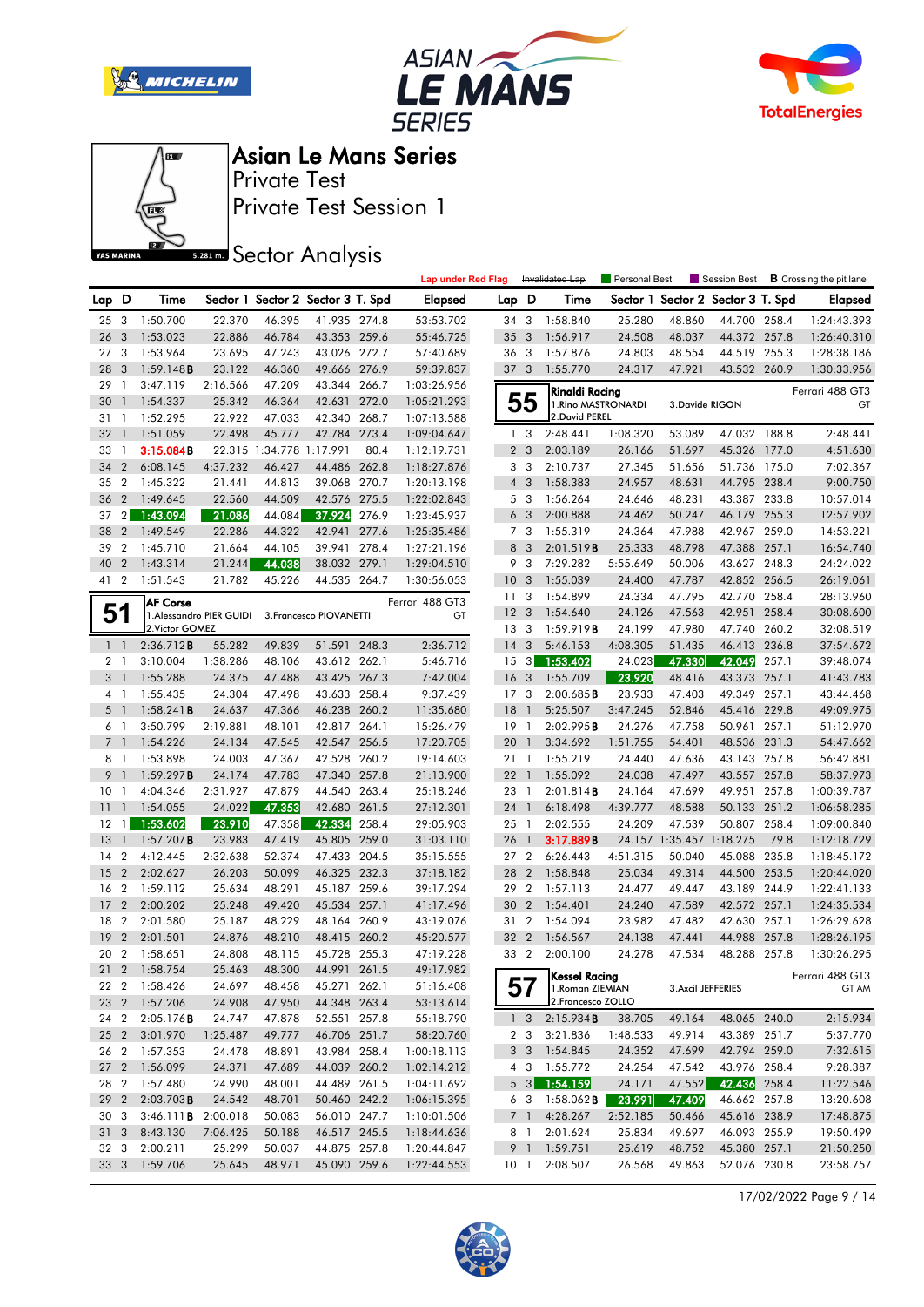# Asian Le Mans Series

Private Test

Private Test Session 1

## Sector Analysis

Lap under Red Flag | ~~Invalidated Lap~~ | Personal Best | Session Best | **B** Crossing the pit lane

| Lap | D | Time | Sector 1 | Sector 2 | Sector 3 | T. Spd | Elapsed |
|---|---|---|---|---|---|---|---|
| 25 | 3 | 1:50.700 | 22.370 | 46.395 | 41.935 | 274.8 | 53:53.702 |
| 26 | 3 | 1:53.023 | 22.886 | 46.784 | 43.353 | 259.6 | 55:46.725 |
| 27 | 3 | 1:53.964 | 23.695 | 47.243 | 43.026 | 272.7 | 57:40.689 |
| 28 | 3 | 1:59.148**B** | 23.122 | 46.360 | 49.666 | 276.9 | 59:39.837 |
| 29 | 1 | 3:47.119 | 2:16.566 | 47.209 | 43.344 | 266.7 | 1:03:26.956 |
| 30 | 1 | 1:54.337 | 25.342 | 46.364 | 42.631 | 272.0 | 1:05:21.293 |
| 31 | 1 | 1:52.295 | 22.922 | 47.033 | 42.340 | 268.7 | 1:07:13.588 |
| 32 | 1 | 1:51.059 | 22.498 | 45.777 | 42.784 | 273.4 | 1:09:04.647 |
| 33 | 1 | 3:15.084**B** | 22.315 | 1:34.778 | 1:17.991 | 80.4 | 1:12:19.731 |
| 34 | 2 | 6:08.145 | 4:37.232 | 46.427 | 44.486 | 262.8 | 1:18:27.876 |
| 35 | 2 | 1:45.322 | 21.441 | 44.813 | 39.068 | 270.7 | 1:20:13.198 |
| 36 | 2 | 1:49.645 | 22.560 | 44.509 | 42.576 | 275.5 | 1:22:02.843 |
| 37 | 2 | 1:43.094 | 21.086 | 44.084 | 37.924 | 276.9 | 1:23:45.937 |
| 38 | 2 | 1:49.549 | 22.286 | 44.322 | 42.941 | 277.6 | 1:25:35.486 |
| 39 | 2 | 1:45.710 | 21.664 | 44.105 | 39.941 | 278.4 | 1:27:21.196 |
| 40 | 2 | 1:43.314 | 21.244 | 44.038 | 38.032 | 279.1 | 1:29:04.510 |
| 41 | 2 | 1:51.543 | 21.782 | 45.226 | 44.535 | 264.7 | 1:30:56.053 |

### 51 — AF Corse — Ferrari 488 GT3 — GT
1. Alessandro PIER GUIDI 2. Victor GOMEZ 3. Francesco PIOVANETTI

| Lap | D | Time | Sector 1 | Sector 2 | Sector 3 | T. Spd | Elapsed |
|---|---|---|---|---|---|---|---|
| 1 | 1 | 2:36.712**B** | 55.282 | 49.839 | 51.591 | 248.3 | 2:36.712 |
| 2 | 1 | 3:10.004 | 1:38.286 | 48.106 | 43.612 | 262.1 | 5:46.716 |
| 3 | 1 | 1:55.288 | 24.375 | 47.488 | 43.425 | 267.3 | 7:42.004 |
| 4 | 1 | 1:55.435 | 24.304 | 47.498 | 43.633 | 258.4 | 9:37.439 |
| 5 | 1 | 1:58.241**B** | 24.637 | 47.366 | 46.238 | 260.2 | 11:35.680 |
| 6 | 1 | 3:50.799 | 2:19.881 | 48.101 | 42.817 | 264.1 | 15:26.479 |
| 7 | 1 | 1:54.226 | 24.134 | 47.545 | 42.547 | 256.5 | 17:20.705 |
| 8 | 1 | 1:53.898 | 24.003 | 47.367 | 42.528 | 260.2 | 19:14.603 |
| 9 | 1 | 1:59.297**B** | 24.174 | 47.783 | 47.340 | 257.8 | 21:13.900 |
| 10 | 1 | 4:04.346 | 2:31.927 | 47.879 | 44.540 | 263.4 | 25:18.246 |
| 11 | 1 | 1:54.055 | 24.022 | 47.353 | 42.680 | 261.5 | 27:12.301 |
| 12 | 1 | 1:53.602 | 23.910 | 47.358 | 42.334 | 258.4 | 29:05.903 |
| 13 | 1 | 1:57.207**B** | 23.983 | 47.419 | 45.805 | 259.0 | 31:03.110 |
| 14 | 2 | 4:12.445 | 2:32.638 | 52.374 | 47.433 | 204.5 | 35:15.555 |
| 15 | 2 | 2:02.627 | 26.203 | 50.099 | 46.325 | 232.3 | 37:18.182 |
| 16 | 2 | 1:59.112 | 25.634 | 48.291 | 45.187 | 259.6 | 39:17.294 |
| 17 | 2 | 2:00.202 | 25.248 | 49.420 | 45.534 | 257.1 | 41:17.496 |
| 18 | 2 | 2:01.580 | 25.187 | 48.229 | 48.164 | 260.9 | 43:19.076 |
| 19 | 2 | 2:01.501 | 24.876 | 48.210 | 48.415 | 260.2 | 45:20.577 |
| 20 | 2 | 1:58.651 | 24.808 | 48.115 | 45.728 | 255.3 | 47:19.228 |
| 21 | 2 | 1:58.754 | 25.463 | 48.300 | 44.991 | 261.5 | 49:17.982 |
| 22 | 2 | 1:58.426 | 24.697 | 48.458 | 45.271 | 262.1 | 51:16.408 |
| 23 | 2 | 1:57.206 | 24.908 | 47.950 | 44.348 | 263.4 | 53:13.614 |
| 24 | 2 | 2:05.176**B** | 24.747 | 47.878 | 52.551 | 257.8 | 55:18.790 |
| 25 | 2 | 3:01.970 | 1:25.487 | 49.777 | 46.706 | 251.7 | 58:20.760 |
| 26 | 2 | 1:57.353 | 24.478 | 48.891 | 43.984 | 258.4 | 1:00:18.113 |
| 27 | 2 | 1:56.099 | 24.371 | 47.689 | 44.039 | 260.2 | 1:02:14.212 |
| 28 | 2 | 1:57.480 | 24.990 | 48.001 | 44.489 | 261.5 | 1:04:11.692 |
| 29 | 2 | 2:03.703**B** | 24.542 | 48.701 | 50.460 | 242.2 | 1:06:15.395 |
| 30 | 3 | 3:46.111**B** | 2:00.018 | 50.083 | 56.010 | 247.7 | 1:10:01.506 |
| 31 | 3 | 8:43.130 | 7:06.425 | 50.188 | 46.517 | 245.5 | 1:18:44.636 |
| 32 | 3 | 2:00.211 | 25.299 | 50.037 | 44.875 | 257.8 | 1:20:44.847 |
| 33 | 3 | 1:59.706 | 25.645 | 48.971 | 45.090 | 259.6 | 1:22:44.553 |
| 34 | 3 | 1:58.840 | 25.280 | 48.860 | 44.700 | 258.4 | 1:24:43.393 |
| 35 | 3 | 1:56.917 | 24.508 | 48.037 | 44.372 | 257.8 | 1:26:40.310 |
| 36 | 3 | 1:57.876 | 24.803 | 48.554 | 44.519 | 255.3 | 1:28:38.186 |
| 37 | 3 | 1:55.770 | 24.317 | 47.921 | 43.532 | 260.9 | 1:30:33.956 |

### 55 — Rinaldi Racing — Ferrari 488 GT3 — GT
1. Rino MASTRONARDI 2. David PEREL 3. Davide RIGON

| Lap | D | Time | Sector 1 | Sector 2 | Sector 3 | T. Spd | Elapsed |
|---|---|---|---|---|---|---|---|
| 1 | 3 | 2:48.441 | 1:08.320 | 53.089 | 47.032 | 188.8 | 2:48.441 |
| 2 | 3 | 2:03.189 | 26.166 | 51.697 | 45.326 | 177.0 | 4:51.630 |
| 3 | 3 | 2:10.737 | 27.345 | 51.656 | 51.736 | 175.0 | 7:02.367 |
| 4 | 3 | 1:58.383 | 24.957 | 48.631 | 44.795 | 238.4 | 9:00.750 |
| 5 | 3 | 1:56.264 | 24.646 | 48.231 | 43.387 | 233.8 | 10:57.014 |
| 6 | 3 | 2:00.888 | 24.462 | 50.247 | 46.179 | 255.3 | 12:57.902 |
| 7 | 3 | 1:55.319 | 24.364 | 47.988 | 42.967 | 259.0 | 14:53.221 |
| 8 | 3 | 2:01.519**B** | 25.333 | 48.798 | 47.388 | 257.1 | 16:54.740 |
| 9 | 3 | 7:29.282 | 5:55.649 | 50.006 | 43.627 | 248.3 | 24:24.022 |
| 10 | 3 | 1:55.039 | 24.400 | 47.787 | 42.852 | 256.5 | 26:19.061 |
| 11 | 3 | 1:54.899 | 24.334 | 47.795 | 42.770 | 258.4 | 28:13.960 |
| 12 | 3 | 1:54.640 | 24.126 | 47.563 | 42.951 | 258.4 | 30:08.600 |
| 13 | 3 | 1:59.919**B** | 24.199 | 47.980 | 47.740 | 260.2 | 32:08.519 |
| 14 | 3 | 5:46.153 | 4:08.305 | 51.435 | 46.413 | 236.8 | 37:54.672 |
| 15 | 3 | 1:53.402 | 24.023 | 47.330 | 42.049 | 257.1 | 39:48.074 |
| 16 | 3 | 1:55.709 | 23.920 | 48.416 | 43.373 | 257.1 | 41:43.783 |
| 17 | 3 | 2:00.685**B** | 23.933 | 47.403 | 49.349 | 257.1 | 43:44.468 |
| 18 | 1 | 5:25.507 | 3:47.245 | 52.846 | 45.416 | 229.8 | 49:09.975 |
| 19 | 1 | 2:02.995**B** | 24.276 | 47.758 | 50.961 | 257.1 | 51:12.970 |
| 20 | 1 | 3:34.692 | 1:51.755 | 54.401 | 48.536 | 231.3 | 54:47.662 |
| 21 | 1 | 1:55.219 | 24.440 | 47.636 | 43.143 | 257.8 | 56:42.881 |
| 22 | 1 | 1:55.092 | 24.038 | 47.497 | 43.557 | 257.8 | 58:37.973 |
| 23 | 1 | 2:01.814**B** | 24.164 | 47.699 | 49.951 | 257.8 | 1:00:39.787 |
| 24 | 1 | 6:18.498 | 4:39.777 | 48.588 | 50.133 | 251.2 | 1:06:58.285 |
| 25 | 1 | 2:02.555 | 24.209 | 47.539 | 50.807 | 258.4 | 1:09:00.840 |
| 26 | 1 | 3:17.889**B** | 24.157 | 1:35.457 | 1:18.275 | 79.8 | 1:12:18.729 |
| 27 | 2 | 6:26.443 | 4:51.315 | 50.040 | 45.088 | 235.8 | 1:18:45.172 |
| 28 | 2 | 1:58.848 | 25.034 | 49.314 | 44.500 | 253.5 | 1:20:44.020 |
| 29 | 2 | 1:57.113 | 24.477 | 49.447 | 43.189 | 244.9 | 1:22:41.133 |
| 30 | 2 | 1:54.401 | 24.240 | 47.589 | 42.572 | 257.1 | 1:24:35.534 |
| 31 | 2 | 1:54.094 | 23.982 | 47.482 | 42.630 | 257.1 | 1:26:29.628 |
| 32 | 2 | 1:56.567 | 24.138 | 47.441 | 44.988 | 257.8 | 1:28:26.195 |
| 33 | 2 | 2:00.100 | 24.278 | 47.534 | 48.288 | 257.8 | 1:30:26.295 |

### 57 — Kessel Racing — Ferrari 488 GT3 — GT AM
1. Roman ZIEMIAN 2. Francesco ZOLLO 3. Axcil JEFFERIES

| Lap | D | Time | Sector 1 | Sector 2 | Sector 3 | T. Spd | Elapsed |
|---|---|---|---|---|---|---|---|
| 1 | 3 | 2:15.934**B** | 38.705 | 49.164 | 48.065 | 240.0 | 2:15.934 |
| 2 | 3 | 3:21.836 | 1:48.533 | 49.914 | 43.389 | 251.7 | 5:37.770 |
| 3 | 3 | 1:54.845 | 24.352 | 47.699 | 42.794 | 259.0 | 7:32.615 |
| 4 | 3 | 1:55.772 | 24.254 | 47.542 | 43.976 | 258.4 | 9:28.387 |
| 5 | 3 | 1:54.159 | 24.171 | 47.552 | 42.436 | 258.4 | 11:22.546 |
| 6 | 3 | 1:58.062**B** | 23.991 | 47.409 | 46.662 | 257.8 | 13:20.608 |
| 7 | 1 | 4:28.267 | 2:52.185 | 50.466 | 45.616 | 238.9 | 17:48.875 |
| 8 | 1 | 2:01.624 | 25.834 | 49.697 | 46.093 | 255.9 | 19:50.499 |
| 9 | 1 | 1:59.751 | 25.619 | 48.752 | 45.380 | 257.1 | 21:50.250 |
| 10 | 1 | 2:08.507 | 26.568 | 49.863 | 52.076 | 230.8 | 23:58.757 |

17/02/2022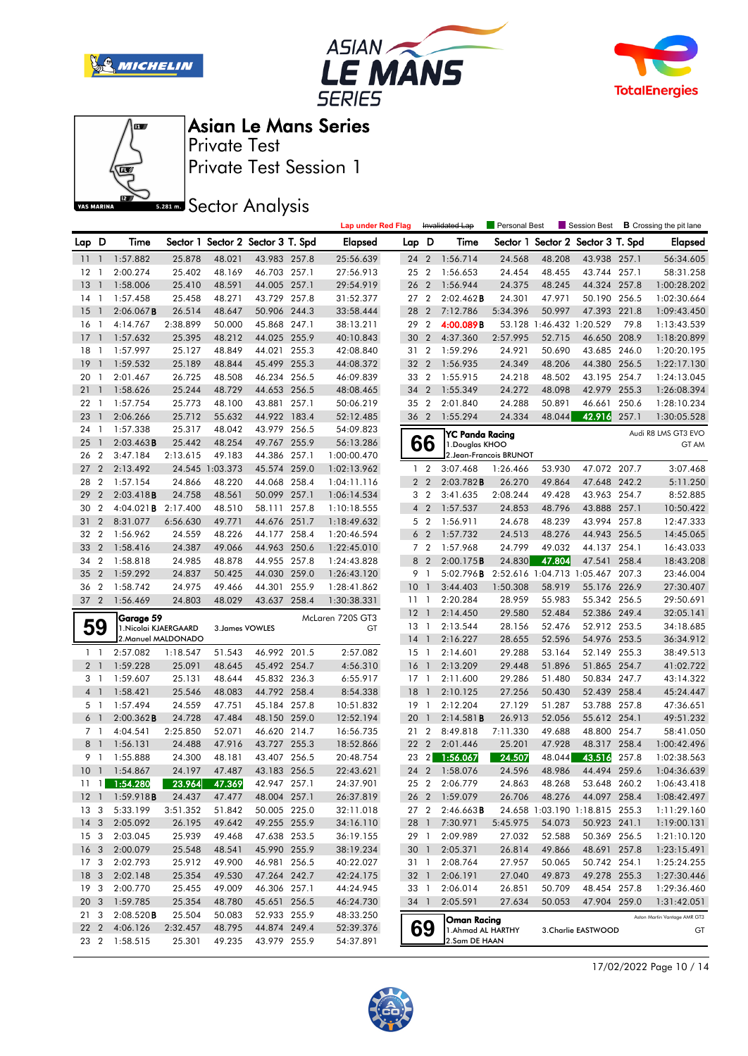# Asian Le Mans Series

Private Test

Private Test Session 1

## Sector Analysis

Lap under Red Flag | ~~Invalidated Lap~~ | Personal Best | Session Best | **B** Crossing the pit lane

| Lap | D | Time | Sector 1 | Sector 2 | Sector 3 | T. Spd | Elapsed |
|---|---|---|---|---|---|---|---|
| 11 | 1 | 1:57.882 | 25.878 | 48.021 | 43.983 | 257.1 | 25:56.639 |
| 12 | 1 | 2:00.274 | 25.402 | 48.169 | 46.703 | 257.1 | 27:56.913 |
| 13 | 1 | 1:58.006 | 25.410 | 48.591 | 44.005 | 257.1 | 29:54.919 |
| 14 | 1 | 1:57.458 | 25.458 | 48.271 | 43.729 | 257.8 | 31:52.377 |
| 15 | 1 | 2:06.067**B** | 26.514 | 48.647 | 50.906 | 244.3 | 33:58.444 |
| 16 | 1 | 4:14.767 | 2:38.899 | 50.000 | 45.868 | 247.1 | 38:13.211 |
| 17 | 1 | 1:57.632 | 25.395 | 48.212 | 44.025 | 255.9 | 40:10.843 |
| 18 | 1 | 1:57.997 | 25.127 | 48.849 | 44.021 | 255.3 | 42:08.840 |
| 19 | 1 | 1:59.532 | 25.189 | 48.844 | 45.499 | 255.3 | 44:08.372 |
| 20 | 1 | 2:01.467 | 26.725 | 48.508 | 46.234 | 256.5 | 46:09.839 |
| 21 | 1 | 1:58.626 | 25.244 | 48.729 | 44.653 | 256.5 | 48:08.465 |
| 22 | 1 | 1:57.754 | 25.773 | 48.100 | 43.881 | 257.1 | 50:06.219 |
| 23 | 1 | 2:06.266 | 25.712 | 55.632 | 44.922 | 183.4 | 52:12.485 |
| 24 | 1 | 1:57.338 | 25.317 | 48.042 | 43.979 | 256.5 | 54:09.823 |
| 25 | 1 | 2:03.463**B** | 25.442 | 48.254 | 49.767 | 255.9 | 56:13.286 |
| 26 | 2 | 3:47.184 | 2:13.615 | 49.183 | 44.386 | 257.1 | 1:00:00.470 |
| 27 | 2 | 2:13.492 | 24.545 | 1:03.373 | 45.574 | 259.0 | 1:02:13.962 |
| 28 | 2 | 1:57.154 | 24.866 | 48.220 | 44.068 | 258.4 | 1:04:11.116 |
| 29 | 2 | 2:03.418**B** | 24.758 | 48.561 | 50.099 | 257.1 | 1:06:14.534 |
| 30 | 2 | 4:04.021**B** | 2:17.400 | 48.510 | 58.111 | 257.8 | 1:10:18.555 |
| 31 | 2 | 8:31.077 | 6:56.630 | 49.771 | 44.676 | 251.7 | 1:18:49.632 |
| 32 | 2 | 1:56.962 | 24.559 | 48.226 | 44.177 | 258.4 | 1:20:46.594 |
| 33 | 2 | 1:58.416 | 24.387 | 49.066 | 44.963 | 250.6 | 1:22:45.010 |
| 34 | 2 | 1:58.818 | 24.985 | 48.878 | 44.955 | 257.8 | 1:24:43.828 |
| 35 | 2 | 1:59.292 | 24.837 | 50.425 | 44.030 | 259.0 | 1:26:43.120 |
| 36 | 2 | 1:58.742 | 24.975 | 49.466 | 44.301 | 255.9 | 1:28:41.862 |
| 37 | 2 | 1:56.469 | 24.803 | 48.029 | 43.637 | 258.4 | 1:30:38.331 |

**59** Garage 59 — McLaren 720S GT3 — GT
1.Nicolai KJAERGAARD, 2.Manuel MALDONADO, 3.James VOWLES

| Lap | D | Time | Sector 1 | Sector 2 | Sector 3 | T. Spd | Elapsed |
|---|---|---|---|---|---|---|---|
| 1 | 1 | 2:57.082 | 1:18.547 | 51.543 | 46.992 | 201.5 | 2:57.082 |
| 2 | 1 | 1:59.228 | 25.091 | 48.645 | 45.492 | 254.7 | 4:56.310 |
| 3 | 1 | 1:59.607 | 25.131 | 48.644 | 45.832 | 236.3 | 6:55.917 |
| 4 | 1 | 1:58.421 | 25.546 | 48.083 | 44.792 | 258.4 | 8:54.338 |
| 5 | 1 | 1:57.494 | 24.559 | 47.751 | 45.184 | 257.8 | 10:51.832 |
| 6 | 1 | 2:00.362**B** | 24.728 | 47.484 | 48.150 | 259.0 | 12:52.194 |
| 7 | 1 | 4:04.541 | 2:25.850 | 52.071 | 46.620 | 214.7 | 16:56.735 |
| 8 | 1 | 1:56.131 | 24.488 | 47.916 | 43.727 | 255.3 | 18:52.866 |
| 9 | 1 | 1:55.888 | 24.300 | 48.181 | 43.407 | 256.5 | 20:48.754 |
| 10 | 1 | 1:54.867 | 24.197 | 47.487 | 43.183 | 256.5 | 22:43.621 |
| 11 | 1 | 1:54.280 | 23.964 | 47.369 | 42.947 | 257.1 | 24:37.901 |
| 12 | 1 | 1:59.918**B** | 24.437 | 47.477 | 48.004 | 257.1 | 26:37.819 |
| 13 | 3 | 5:33.199 | 3:51.352 | 51.842 | 50.005 | 225.0 | 32:11.018 |
| 14 | 3 | 2:05.092 | 26.195 | 49.642 | 49.255 | 255.9 | 34:16.110 |
| 15 | 3 | 2:03.045 | 25.939 | 49.468 | 47.638 | 253.5 | 36:19.155 |
| 16 | 3 | 2:00.079 | 25.548 | 48.541 | 45.990 | 255.9 | 38:19.234 |
| 17 | 3 | 2:02.793 | 25.912 | 49.900 | 46.981 | 256.5 | 40:22.027 |
| 18 | 3 | 2:02.148 | 25.354 | 49.530 | 47.264 | 242.7 | 42:24.175 |
| 19 | 3 | 2:00.770 | 25.455 | 49.009 | 46.306 | 257.1 | 44:24.945 |
| 20 | 3 | 1:59.785 | 25.354 | 48.780 | 45.651 | 256.5 | 46:24.730 |
| 21 | 3 | 2:08.520**B** | 25.504 | 50.083 | 52.933 | 255.9 | 48:33.250 |
| 22 | 2 | 4:06.126 | 2:32.457 | 48.795 | 44.874 | 249.4 | 52:39.376 |
| 23 | 2 | 1:58.515 | 25.301 | 49.235 | 43.979 | 255.9 | 54:37.891 |
| 24 | 2 | 1:56.714 | 24.568 | 48.208 | 43.938 | 257.1 | 56:34.605 |
| 25 | 2 | 1:56.653 | 24.454 | 48.455 | 43.744 | 257.1 | 58:31.258 |
| 26 | 2 | 1:56.944 | 24.375 | 48.245 | 44.324 | 257.8 | 1:00:28.202 |
| 27 | 2 | 2:02.462**B** | 24.301 | 47.971 | 50.190 | 256.5 | 1:02:30.664 |
| 28 | 2 | 7:12.786 | 5:34.396 | 50.997 | 47.393 | 221.8 | 1:09:43.450 |
| 29 | 2 | 4:00.089**B** | 53.128 | 1:46.432 | 1:20.529 | 79.8 | 1:13:43.539 |
| 30 | 2 | 4:37.360 | 2:57.995 | 52.715 | 46.650 | 208.9 | 1:18:20.899 |
| 31 | 2 | 1:59.296 | 24.921 | 50.690 | 43.685 | 246.0 | 1:20:20.195 |
| 32 | 2 | 1:56.935 | 24.349 | 48.206 | 44.380 | 256.5 | 1:22:17.130 |
| 33 | 2 | 1:55.915 | 24.218 | 48.502 | 43.195 | 254.7 | 1:24:13.045 |
| 34 | 2 | 1:55.349 | 24.272 | 48.098 | 42.979 | 255.3 | 1:26:08.394 |
| 35 | 2 | 2:01.840 | 24.288 | 50.891 | 46.661 | 250.6 | 1:28:10.234 |
| 36 | 2 | 1:55.294 | 24.334 | 48.044 | 42.916 | 257.1 | 1:30:05.528 |

**66** YC Panda Racing — Audi R8 LMS GT3 EVO — GT AM
1.Douglas KHOO, 2.Jean-Francois BRUNOT

| Lap | D | Time | Sector 1 | Sector 2 | Sector 3 | T. Spd | Elapsed |
|---|---|---|---|---|---|---|---|
| 1 | 2 | 3:07.468 | 1:26.466 | 53.930 | 47.072 | 207.7 | 3:07.468 |
| 2 | 2 | 2:03.782**B** | 26.270 | 49.864 | 47.648 | 242.2 | 5:11.250 |
| 3 | 2 | 3:41.635 | 2:08.244 | 49.428 | 43.963 | 254.7 | 8:52.885 |
| 4 | 2 | 1:57.537 | 24.853 | 48.796 | 43.888 | 257.1 | 10:50.422 |
| 5 | 2 | 1:56.911 | 24.678 | 48.239 | 43.994 | 257.8 | 12:47.333 |
| 6 | 2 | 1:57.732 | 24.513 | 48.276 | 44.943 | 256.5 | 14:45.065 |
| 7 | 2 | 1:57.968 | 24.799 | 49.032 | 44.137 | 254.1 | 16:43.033 |
| 8 | 2 | 2:00.175**B** | 24.830 | 47.804 | 47.541 | 258.4 | 18:43.208 |
| 9 | 1 | 5:02.796**B** | 2:52.616 | 1:04.713 | 1:05.467 | 207.3 | 23:46.004 |
| 10 | 1 | 3:44.403 | 1:50.308 | 58.919 | 55.176 | 226.9 | 27:30.407 |
| 11 | 1 | 2:20.284 | 28.959 | 55.983 | 55.342 | 256.5 | 29:50.691 |
| 12 | 1 | 2:14.450 | 29.580 | 52.484 | 52.386 | 249.4 | 32:05.141 |
| 13 | 1 | 2:13.544 | 28.156 | 52.476 | 52.912 | 253.5 | 34:18.685 |
| 14 | 1 | 2:16.227 | 28.655 | 52.596 | 54.976 | 253.5 | 36:34.912 |
| 15 | 1 | 2:14.601 | 29.288 | 53.164 | 52.149 | 255.3 | 38:49.513 |
| 16 | 1 | 2:13.209 | 29.448 | 51.896 | 51.865 | 254.7 | 41:02.722 |
| 17 | 1 | 2:11.600 | 29.286 | 51.480 | 50.834 | 247.7 | 43:14.322 |
| 18 | 1 | 2:10.125 | 27.256 | 50.430 | 52.439 | 258.4 | 45:24.447 |
| 19 | 1 | 2:12.204 | 27.129 | 51.287 | 53.788 | 257.8 | 47:36.651 |
| 20 | 1 | 2:14.581**B** | 26.913 | 52.056 | 55.612 | 254.1 | 49:51.232 |
| 21 | 2 | 8:49.818 | 7:11.330 | 49.688 | 48.800 | 254.7 | 58:41.050 |
| 22 | 2 | 2:01.446 | 25.201 | 47.928 | 48.317 | 258.4 | 1:00:42.496 |
| 23 | 2 | 1:56.067 | 24.507 | 48.044 | 43.516 | 257.8 | 1:02:38.563 |
| 24 | 2 | 1:58.076 | 24.596 | 48.986 | 44.494 | 259.6 | 1:04:36.639 |
| 25 | 2 | 2:06.779 | 24.863 | 48.268 | 53.648 | 260.2 | 1:06:43.418 |
| 26 | 2 | 1:59.079 | 26.706 | 48.276 | 44.097 | 258.4 | 1:08:42.497 |
| 27 | 2 | 2:46.663**B** | 24.658 | 1:03.190 | 1:18.815 | 255.3 | 1:11:29.160 |
| 28 | 1 | 7:30.971 | 5:45.975 | 54.073 | 50.923 | 241.1 | 1:19:00.131 |
| 29 | 1 | 2:09.989 | 27.032 | 52.588 | 50.369 | 256.5 | 1:21:10.120 |
| 30 | 1 | 2:05.371 | 26.814 | 49.866 | 48.691 | 257.8 | 1:23:15.491 |
| 31 | 1 | 2:08.764 | 27.957 | 50.065 | 50.742 | 254.1 | 1:25:24.255 |
| 32 | 1 | 2:06.191 | 27.040 | 49.873 | 49.278 | 255.3 | 1:27:30.446 |
| 33 | 1 | 2:06.014 | 26.851 | 50.709 | 48.454 | 257.8 | 1:29:36.460 |
| 34 | 1 | 2:05.591 | 27.634 | 50.053 | 47.904 | 259.0 | 1:31:42.051 |

**69** Oman Racing — Aston Martin Vantage AMR GT3 — GT
1.Ahmad AL HARTHY, 2.Sam DE HAAN, 3.Charlie EASTWOOD

17/02/2022 Page 10 / 14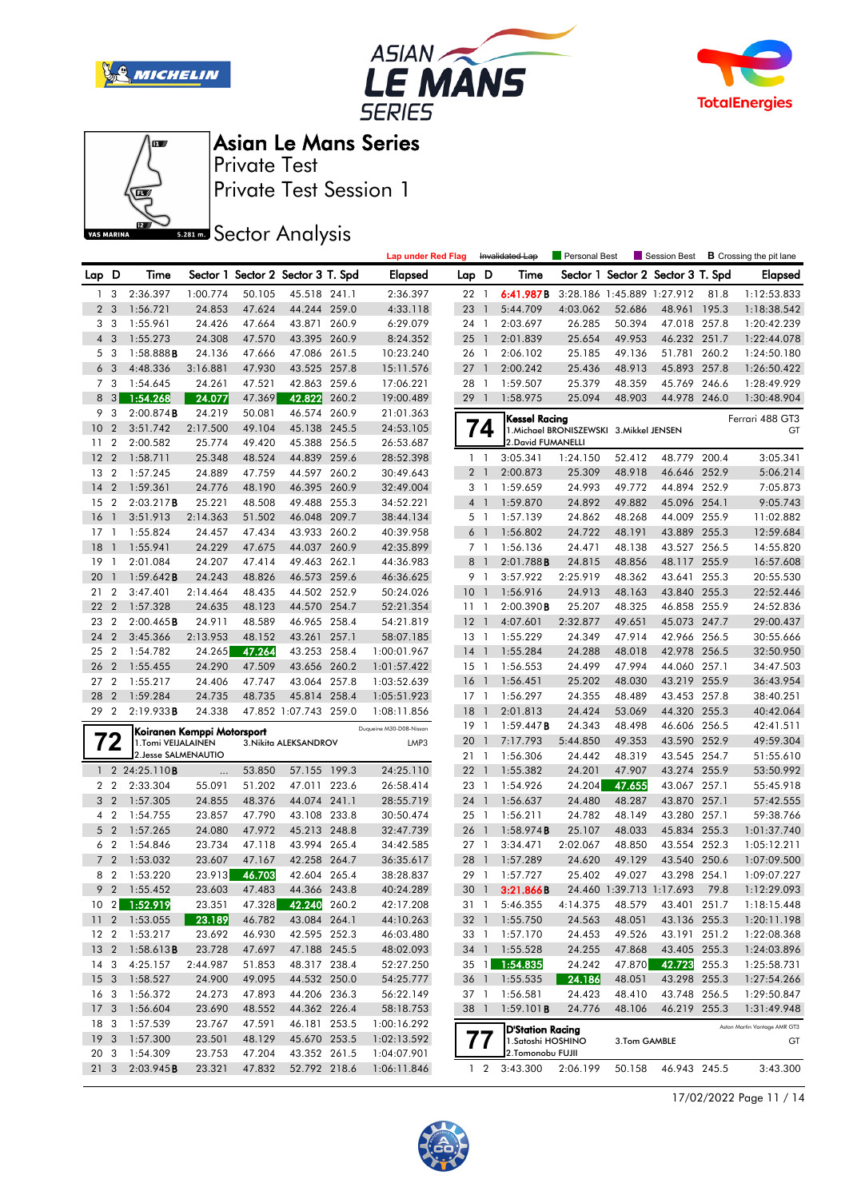# Asian Le Mans Series

Private Test

Private Test Session 1

## Sector Analysis

Lap under Red Flag | ~~Invalidated Lap~~ | Personal Best | Session Best | **B** Crossing the pit lane

| Lap | D | Time | Sector 1 | Sector 2 | Sector 3 | T. Spd | Elapsed |
|---|---|---|---|---|---|---|---|
| 1 | 3 | 2:36.397 | 1:00.774 | 50.105 | 45.518 | 241.1 | 2:36.397 |
| 2 | 3 | 1:56.721 | 24.853 | 47.624 | 44.244 | 259.0 | 4:33.118 |
| 3 | 3 | 1:55.961 | 24.426 | 47.664 | 43.871 | 260.9 | 6:29.079 |
| 4 | 3 | 1:55.273 | 24.308 | 47.570 | 43.395 | 260.9 | 8:24.352 |
| 5 | 3 | 1:58.888**B** | 24.136 | 47.666 | 47.086 | 261.5 | 10:23.240 |
| 6 | 3 | 4:48.336 | 3:16.881 | 47.930 | 43.525 | 257.8 | 15:11.576 |
| 7 | 3 | 1:54.645 | 24.261 | 47.521 | 42.863 | 259.6 | 17:06.221 |
| 8 | 3 | 1:54.268 | 24.077 | 47.369 | 42.822 | 260.2 | 19:00.489 |
| 9 | 3 | 2:00.874**B** | 24.219 | 50.081 | 46.574 | 260.9 | 21:01.363 |
| 10 | 2 | 3:51.742 | 2:17.500 | 49.104 | 45.138 | 245.5 | 24:53.105 |
| 11 | 2 | 2:00.582 | 25.774 | 49.420 | 45.388 | 256.5 | 26:53.687 |
| 12 | 2 | 1:58.711 | 25.348 | 48.524 | 44.839 | 259.6 | 28:52.398 |
| 13 | 2 | 1:57.245 | 24.889 | 47.759 | 44.597 | 260.2 | 30:49.643 |
| 14 | 2 | 1:59.361 | 24.776 | 48.190 | 46.395 | 260.9 | 32:49.004 |
| 15 | 2 | 2:03.217**B** | 25.221 | 48.508 | 49.488 | 255.3 | 34:52.221 |
| 16 | 1 | 3:51.913 | 2:14.363 | 51.502 | 46.048 | 209.7 | 38:44.134 |
| 17 | 1 | 1:55.824 | 24.457 | 47.434 | 43.933 | 260.2 | 40:39.958 |
| 18 | 1 | 1:55.941 | 24.229 | 47.675 | 44.037 | 260.9 | 42:35.899 |
| 19 | 1 | 2:01.084 | 24.207 | 47.414 | 49.463 | 262.1 | 44:36.983 |
| 20 | 1 | 1:59.642**B** | 24.243 | 48.826 | 46.573 | 259.6 | 46:36.625 |
| 21 | 2 | 3:47.401 | 2:14.464 | 48.435 | 44.502 | 252.9 | 50:24.026 |
| 22 | 2 | 1:57.328 | 24.635 | 48.123 | 44.570 | 254.7 | 52:21.354 |
| 23 | 2 | 2:00.465**B** | 24.911 | 48.589 | 46.965 | 258.4 | 54:21.819 |
| 24 | 2 | 3:45.366 | 2:13.953 | 48.152 | 43.261 | 257.1 | 58:07.185 |
| 25 | 2 | 1:54.782 | 24.265 | 47.264 | 43.253 | 258.4 | 1:00:01.967 |
| 26 | 2 | 1:55.455 | 24.290 | 47.509 | 43.656 | 260.2 | 1:01:57.422 |
| 27 | 2 | 1:55.217 | 24.406 | 47.747 | 43.064 | 257.8 | 1:03:52.639 |
| 28 | 2 | 1:59.284 | 24.735 | 48.735 | 45.814 | 258.4 | 1:05:51.923 |
| 29 | 2 | 2:19.933**B** | 24.338 | 47.852 | 1:07.743 | 259.0 | 1:08:11.856 |
| 22 | 1 | 6:41.987**B** | 3:28.186 | 1:45.889 | 1:27.912 | 81.8 | 1:12:53.833 |
| 23 | 1 | 5:44.709 | 4:03.062 | 52.686 | 48.961 | 195.3 | 1:18:38.542 |
| 24 | 1 | 2:03.697 | 26.285 | 50.394 | 47.018 | 257.8 | 1:20:42.239 |
| 25 | 1 | 2:01.839 | 25.654 | 49.953 | 46.232 | 251.7 | 1:22:44.078 |
| 26 | 1 | 2:06.102 | 25.185 | 49.136 | 51.781 | 260.2 | 1:24:50.180 |
| 27 | 1 | 2:00.242 | 25.436 | 48.913 | 45.893 | 257.8 | 1:26:50.422 |
| 28 | 1 | 1:59.507 | 25.379 | 48.359 | 45.769 | 246.6 | 1:28:49.929 |
| 29 | 1 | 1:58.975 | 25.094 | 48.903 | 44.978 | 246.0 | 1:30:48.904 |

### 72 Koiranen Kemppi Motorsport — Duqueine M30-D08-Nissan — LMP3
1.Tomi VEIJALAINEN 2.Jesse SALMENAUTIO 3.Nikita ALEKSANDROV

| Lap | D | Time | Sector 1 | Sector 2 | Sector 3 | T. Spd | Elapsed |
|---|---|---|---|---|---|---|---|
| 1 | 2 | 24:25.110**B** | ... | 53.850 | 57.155 | 199.3 | 24:25.110 |
| 2 | 2 | 2:33.304 | 55.091 | 51.202 | 47.011 | 223.6 | 26:58.414 |
| 3 | 2 | 1:57.305 | 24.855 | 48.376 | 44.074 | 241.1 | 28:55.719 |
| 4 | 2 | 1:54.755 | 23.857 | 47.790 | 43.108 | 233.8 | 30:50.474 |
| 5 | 2 | 1:57.265 | 24.080 | 47.972 | 45.213 | 248.8 | 32:47.739 |
| 6 | 2 | 1:54.846 | 23.734 | 47.118 | 43.994 | 265.4 | 34:42.585 |
| 7 | 2 | 1:53.032 | 23.607 | 47.167 | 42.258 | 264.7 | 36:35.617 |
| 8 | 2 | 1:53.220 | 23.913 | 46.703 | 42.604 | 265.4 | 38:28.837 |
| 9 | 2 | 1:55.452 | 23.603 | 47.483 | 44.366 | 243.8 | 40:24.289 |
| 10 | 2 | 1:52.919 | 23.351 | 47.328 | 42.240 | 260.2 | 42:17.208 |
| 11 | 2 | 1:53.055 | 23.189 | 46.782 | 43.084 | 264.1 | 44:10.263 |
| 12 | 2 | 1:53.217 | 23.692 | 46.930 | 42.595 | 252.3 | 46:03.480 |
| 13 | 2 | 1:58.613**B** | 23.728 | 47.697 | 47.188 | 245.5 | 48:02.093 |
| 14 | 3 | 4:25.157 | 2:44.987 | 51.853 | 48.317 | 238.4 | 52:27.250 |
| 15 | 3 | 1:58.527 | 24.900 | 49.095 | 44.532 | 250.0 | 54:25.777 |
| 16 | 3 | 1:56.372 | 24.273 | 47.893 | 44.206 | 236.3 | 56:22.149 |
| 17 | 3 | 1:56.604 | 23.690 | 48.552 | 44.362 | 226.4 | 58:18.753 |
| 18 | 3 | 1:57.539 | 23.767 | 47.591 | 46.181 | 253.5 | 1:00:16.292 |
| 19 | 3 | 1:57.300 | 23.501 | 48.129 | 45.670 | 253.5 | 1:02:13.592 |
| 20 | 3 | 1:54.309 | 23.753 | 47.204 | 43.352 | 261.5 | 1:04:07.901 |
| 21 | 3 | 2:03.945**B** | 23.321 | 47.832 | 52.792 | 218.6 | 1:06:11.846 |

### 74 Kessel Racing — Ferrari 488 GT3 — GT
1.Michael BRONISZEWSKI 2.David FUMANELLI 3.Mikkel JENSEN

| Lap | D | Time | Sector 1 | Sector 2 | Sector 3 | T. Spd | Elapsed |
|---|---|---|---|---|---|---|---|
| 1 | 1 | 3:05.341 | 1:24.150 | 52.412 | 48.779 | 200.4 | 3:05.341 |
| 2 | 1 | 2:00.873 | 25.309 | 48.918 | 46.646 | 252.9 | 5:06.214 |
| 3 | 1 | 1:59.659 | 24.993 | 49.772 | 44.894 | 252.9 | 7:05.873 |
| 4 | 1 | 1:59.870 | 24.892 | 49.882 | 45.096 | 254.1 | 9:05.743 |
| 5 | 1 | 1:57.139 | 24.862 | 48.268 | 44.009 | 255.9 | 11:02.882 |
| 6 | 1 | 1:56.802 | 24.722 | 48.191 | 43.889 | 255.3 | 12:59.684 |
| 7 | 1 | 1:56.136 | 24.471 | 48.138 | 43.527 | 256.5 | 14:55.820 |
| 8 | 1 | 2:01.788**B** | 24.815 | 48.856 | 48.117 | 255.9 | 16:57.608 |
| 9 | 1 | 3:57.922 | 2:25.919 | 48.362 | 43.641 | 255.3 | 20:55.530 |
| 10 | 1 | 1:56.916 | 24.913 | 48.163 | 43.840 | 255.3 | 22:52.446 |
| 11 | 1 | 2:00.390**B** | 25.207 | 48.325 | 46.858 | 255.9 | 24:52.836 |
| 12 | 1 | 4:07.601 | 2:32.877 | 49.651 | 45.073 | 247.7 | 29:00.437 |
| 13 | 1 | 1:55.229 | 24.349 | 47.914 | 42.966 | 256.5 | 30:55.666 |
| 14 | 1 | 1:55.284 | 24.288 | 48.018 | 42.978 | 256.5 | 32:50.950 |
| 15 | 1 | 1:56.553 | 24.499 | 47.994 | 44.060 | 257.1 | 34:47.503 |
| 16 | 1 | 1:56.451 | 25.202 | 48.030 | 43.219 | 255.9 | 36:43.954 |
| 17 | 1 | 1:56.297 | 24.355 | 48.489 | 43.453 | 257.8 | 38:40.251 |
| 18 | 1 | 2:01.813 | 24.424 | 53.069 | 44.320 | 255.3 | 40:42.064 |
| 19 | 1 | 1:59.447**B** | 24.343 | 48.498 | 46.606 | 256.5 | 42:41.511 |
| 20 | 1 | 7:17.793 | 5:44.850 | 49.353 | 43.590 | 252.9 | 49:59.304 |
| 21 | 1 | 1:56.306 | 24.442 | 48.319 | 43.545 | 254.7 | 51:55.610 |
| 22 | 1 | 1:55.382 | 24.201 | 47.907 | 43.274 | 255.9 | 53:50.992 |
| 23 | 1 | 1:54.926 | 24.204 | 47.655 | 43.067 | 257.1 | 55:45.918 |
| 24 | 1 | 1:56.637 | 24.480 | 48.287 | 43.870 | 257.1 | 57:42.555 |
| 25 | 1 | 1:56.211 | 24.782 | 48.149 | 43.280 | 257.1 | 59:38.766 |
| 26 | 1 | 1:58.974**B** | 25.107 | 48.033 | 45.834 | 255.3 | 1:01:37.740 |
| 27 | 1 | 3:34.471 | 2:02.067 | 48.850 | 43.554 | 252.3 | 1:05:12.211 |
| 28 | 1 | 1:57.289 | 24.620 | 49.129 | 43.540 | 250.6 | 1:07:09.500 |
| 29 | 1 | 1:57.727 | 25.402 | 49.027 | 43.298 | 254.1 | 1:09:07.227 |
| 30 | 1 | 3:21.866**B** | 24.460 | 1:39.713 | 1:17.693 | 79.8 | 1:12:29.093 |
| 31 | 1 | 5:46.355 | 4:14.375 | 48.579 | 43.401 | 251.7 | 1:18:15.448 |
| 32 | 1 | 1:55.750 | 24.563 | 48.051 | 43.136 | 255.3 | 1:20:11.198 |
| 33 | 1 | 1:57.170 | 24.453 | 49.526 | 43.191 | 251.2 | 1:22:08.368 |
| 34 | 1 | 1:55.528 | 24.255 | 47.868 | 43.405 | 255.3 | 1:24:03.896 |
| 35 | 1 | 1:54.835 | 24.242 | 47.870 | 42.723 | 255.3 | 1:25:58.731 |
| 36 | 1 | 1:55.535 | 24.186 | 48.051 | 43.298 | 255.3 | 1:27:54.266 |
| 37 | 1 | 1:56.581 | 24.423 | 48.410 | 43.748 | 256.5 | 1:29:50.847 |
| 38 | 1 | 1:59.101**B** | 24.776 | 48.106 | 46.219 | 255.3 | 1:31:49.948 |

### 77 D'Station Racing — Aston Martin Vantage AMR GT3 — GT
1.Satoshi HOSHINO 2.Tomonobu FUJII 3.Tom GAMBLE

| Lap | D | Time | Sector 1 | Sector 2 | Sector 3 | T. Spd | Elapsed |
|---|---|---|---|---|---|---|---|
| 1 | 2 | 3:43.300 | 2:06.199 | 50.158 | 46.943 | 245.5 | 3:43.300 |

17/02/2022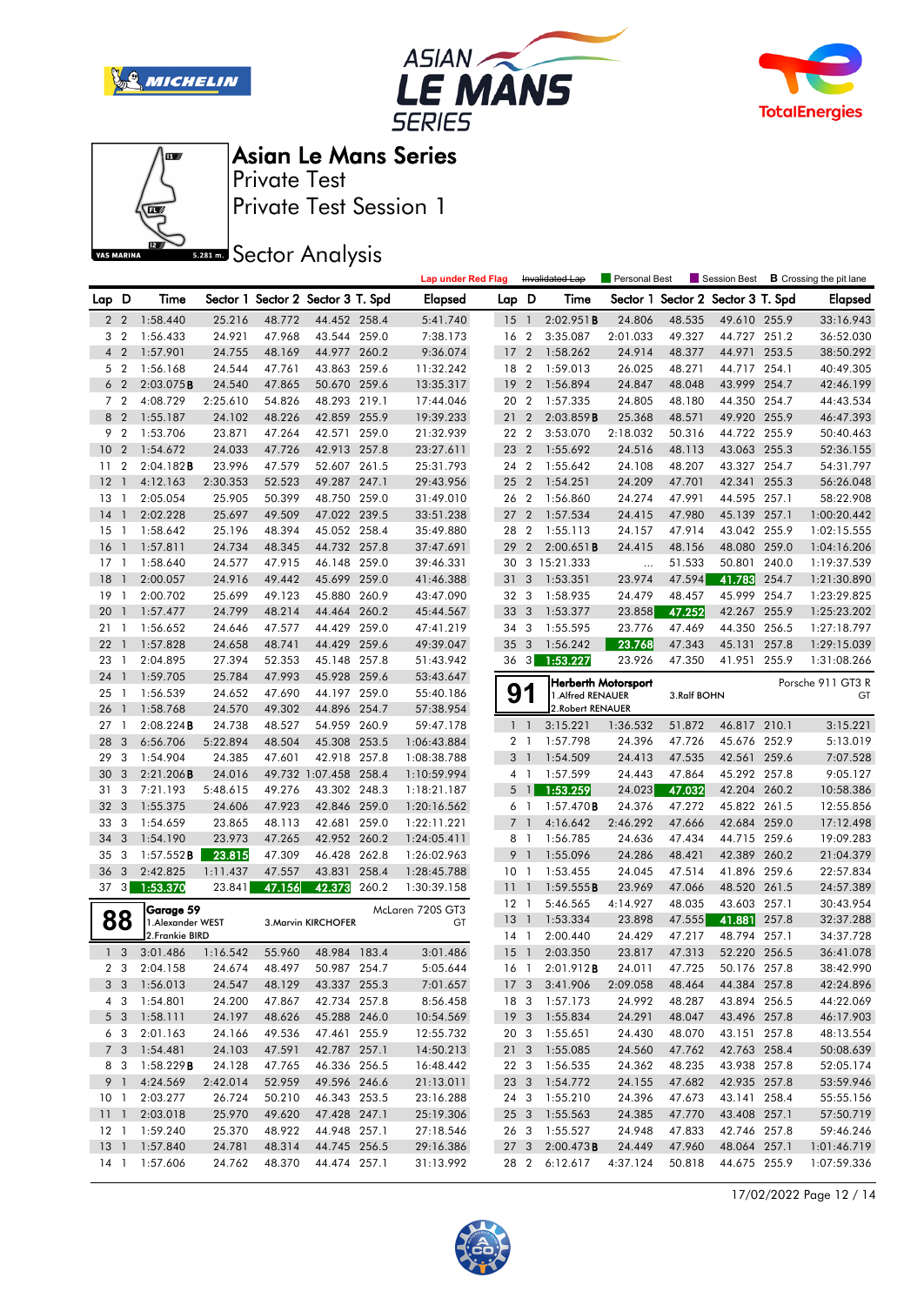# Asian Le Mans Series

Private Test

Private Test Session 1

## Sector Analysis

Lap under Red Flag | ~~Invalidated Lap~~ | Personal Best | Session Best | **B** Crossing the pit lane

| Lap | D | Time | Sector 1 | Sector 2 | Sector 3 | T. Spd | Elapsed |
|---|---|---|---|---|---|---|---|
| 2 | 2 | 1:58.440 | 25.216 | 48.772 | 44.452 | 258.4 | 5:41.740 |
| 3 | 2 | 1:56.433 | 24.921 | 47.968 | 43.544 | 259.0 | 7:38.173 |
| 4 | 2 | 1:57.901 | 24.755 | 48.169 | 44.977 | 260.2 | 9:36.074 |
| 5 | 2 | 1:56.168 | 24.544 | 47.761 | 43.863 | 259.6 | 11:32.242 |
| 6 | 2 | 2:03.075**B** | 24.540 | 47.865 | 50.670 | 259.6 | 13:35.317 |
| 7 | 2 | 4:08.729 | 2:25.610 | 54.826 | 48.293 | 219.1 | 17:44.046 |
| 8 | 2 | 1:55.187 | 24.102 | 48.226 | 42.859 | 255.9 | 19:39.233 |
| 9 | 2 | 1:53.706 | 23.871 | 47.264 | 42.571 | 259.0 | 21:32.939 |
| 10 | 2 | 1:54.672 | 24.033 | 47.726 | 42.913 | 257.8 | 23:27.611 |
| 11 | 2 | 2:04.182**B** | 23.996 | 47.579 | 52.607 | 261.5 | 25:31.793 |
| 12 | 1 | 4:12.163 | 2:30.353 | 52.523 | 49.287 | 247.1 | 29:43.956 |
| 13 | 1 | 2:05.054 | 25.905 | 50.399 | 48.750 | 259.0 | 31:49.010 |
| 14 | 1 | 2:02.228 | 25.697 | 49.509 | 47.022 | 239.5 | 33:51.238 |
| 15 | 1 | 1:58.642 | 25.196 | 48.394 | 45.052 | 258.4 | 35:49.880 |
| 16 | 1 | 1:57.811 | 24.734 | 48.345 | 44.732 | 257.8 | 37:47.691 |
| 17 | 1 | 1:58.640 | 24.577 | 47.915 | 46.148 | 259.0 | 39:46.331 |
| 18 | 1 | 2:00.057 | 24.916 | 49.442 | 45.699 | 259.0 | 41:46.388 |
| 19 | 1 | 2:00.702 | 25.699 | 49.123 | 45.880 | 260.9 | 43:47.090 |
| 20 | 1 | 1:57.477 | 24.799 | 48.214 | 44.464 | 260.2 | 45:44.567 |
| 21 | 1 | 1:56.652 | 24.646 | 47.577 | 44.429 | 259.0 | 47:41.219 |
| 22 | 1 | 1:57.828 | 24.658 | 48.741 | 44.429 | 259.6 | 49:39.047 |
| 23 | 1 | 2:04.895 | 27.394 | 52.353 | 45.148 | 257.8 | 51:43.942 |
| 24 | 1 | 1:59.705 | 25.784 | 47.993 | 45.928 | 259.6 | 53:43.647 |
| 25 | 1 | 1:56.539 | 24.652 | 47.690 | 44.197 | 259.0 | 55:40.186 |
| 26 | 1 | 1:58.768 | 24.570 | 49.302 | 44.896 | 254.7 | 57:38.954 |
| 27 | 1 | 2:08.224**B** | 24.738 | 48.527 | 54.959 | 260.9 | 59:47.178 |
| 28 | 3 | 6:56.706 | 5:22.894 | 48.504 | 45.308 | 253.5 | 1:06:43.884 |
| 29 | 3 | 1:54.904 | 24.385 | 47.601 | 42.918 | 257.8 | 1:08:38.788 |
| 30 | 3 | 2:21.206**B** | 24.016 | 49.732 | 1:07.458 | 258.4 | 1:10:59.994 |
| 31 | 3 | 7:21.193 | 5:48.615 | 49.276 | 43.302 | 248.3 | 1:18:21.187 |
| 32 | 3 | 1:55.375 | 24.606 | 47.923 | 42.846 | 259.0 | 1:20:16.562 |
| 33 | 3 | 1:54.659 | 23.865 | 48.113 | 42.681 | 259.0 | 1:22:11.221 |
| 34 | 3 | 1:54.190 | 23.973 | 47.265 | 42.952 | 260.2 | 1:24:05.411 |
| 35 | 3 | 1:57.552**B** | 23.815 | 47.309 | 46.428 | 262.8 | 1:26:02.963 |
| 36 | 3 | 2:42.825 | 1:11.437 | 47.557 | 43.831 | 258.4 | 1:28:45.788 |
| 37 | 3 | 1:53.370 | 23.841 | 47.156 | 42.373 | 260.2 | 1:30:39.158 |

**88** Garage 59 — McLaren 720S GT3 — GT
1.Alexander WEST, 2.Frankie BIRD, 3.Marvin KIRCHOFER

| Lap | D | Time | Sector 1 | Sector 2 | Sector 3 | T. Spd | Elapsed |
|---|---|---|---|---|---|---|---|
| 1 | 3 | 3:01.486 | 1:16.542 | 55.960 | 48.984 | 183.4 | 3:01.486 |
| 2 | 3 | 2:04.158 | 24.674 | 48.497 | 50.987 | 254.7 | 5:05.644 |
| 3 | 3 | 1:56.013 | 24.547 | 48.129 | 43.337 | 255.3 | 7:01.657 |
| 4 | 3 | 1:54.801 | 24.200 | 47.867 | 42.734 | 257.8 | 8:56.458 |
| 5 | 3 | 1:58.111 | 24.197 | 48.626 | 45.288 | 246.0 | 10:54.569 |
| 6 | 3 | 2:01.163 | 24.166 | 49.536 | 47.461 | 255.9 | 12:55.732 |
| 7 | 3 | 1:54.481 | 24.103 | 47.591 | 42.787 | 257.1 | 14:50.213 |
| 8 | 3 | 1:58.229**B** | 24.128 | 47.765 | 46.336 | 256.5 | 16:48.442 |
| 9 | 1 | 4:24.569 | 2:42.014 | 52.959 | 49.596 | 246.6 | 21:13.011 |
| 10 | 1 | 2:03.277 | 26.724 | 50.210 | 46.343 | 253.5 | 23:16.288 |
| 11 | 1 | 2:03.018 | 25.970 | 49.620 | 47.428 | 247.1 | 25:19.306 |
| 12 | 1 | 1:59.240 | 25.370 | 48.922 | 44.948 | 257.1 | 27:18.546 |
| 13 | 1 | 1:57.840 | 24.781 | 48.314 | 44.745 | 256.5 | 29:16.386 |
| 14 | 1 | 1:57.606 | 24.762 | 48.370 | 44.474 | 257.1 | 31:13.992 |
| 15 | 1 | 2:02.951**B** | 24.806 | 48.535 | 49.610 | 255.9 | 33:16.943 |
| 16 | 2 | 3:35.087 | 2:01.033 | 49.327 | 44.727 | 251.2 | 36:52.030 |
| 17 | 2 | 1:58.262 | 24.914 | 48.377 | 44.971 | 253.5 | 38:50.292 |
| 18 | 2 | 1:59.013 | 26.025 | 48.271 | 44.717 | 254.1 | 40:49.305 |
| 19 | 2 | 1:56.894 | 24.847 | 48.048 | 43.999 | 254.7 | 42:46.199 |
| 20 | 2 | 1:57.335 | 24.805 | 48.180 | 44.350 | 254.7 | 44:43.534 |
| 21 | 2 | 2:03.859**B** | 25.368 | 48.571 | 49.920 | 255.9 | 46:47.393 |
| 22 | 2 | 3:53.070 | 2:18.032 | 50.316 | 44.722 | 255.9 | 50:40.463 |
| 23 | 2 | 1:55.692 | 24.516 | 48.113 | 43.063 | 255.3 | 52:36.155 |
| 24 | 2 | 1:55.642 | 24.108 | 48.207 | 43.327 | 254.7 | 54:31.797 |
| 25 | 2 | 1:54.251 | 24.209 | 47.701 | 42.341 | 255.3 | 56:26.048 |
| 26 | 2 | 1:56.860 | 24.274 | 47.991 | 44.595 | 257.1 | 58:22.908 |
| 27 | 2 | 1:57.534 | 24.415 | 47.980 | 45.139 | 257.1 | 1:00:20.442 |
| 28 | 2 | 1:55.113 | 24.157 | 47.914 | 43.042 | 255.9 | 1:02:15.555 |
| 29 | 2 | 2:00.651**B** | 24.415 | 48.156 | 48.080 | 259.0 | 1:04:16.206 |
| 30 | 3 | 15:21.333 | ... | 51.533 | 50.801 | 240.0 | 1:19:37.539 |
| 31 | 3 | 1:53.351 | 23.974 | 47.594 | 41.783 | 254.7 | 1:21:30.890 |
| 32 | 3 | 1:58.935 | 24.479 | 48.457 | 45.999 | 254.7 | 1:23:29.825 |
| 33 | 3 | 1:53.377 | 23.858 | 47.252 | 42.267 | 255.9 | 1:25:23.202 |
| 34 | 3 | 1:55.595 | 23.776 | 47.469 | 44.350 | 256.5 | 1:27:18.797 |
| 35 | 3 | 1:56.242 | 23.768 | 47.343 | 45.131 | 257.8 | 1:29:15.039 |
| 36 | 3 | 1:53.227 | 23.926 | 47.350 | 41.951 | 255.9 | 1:31:08.266 |

**91** Herberth Motorsport — Porsche 911 GT3 R — GT
1.Alfred RENAUER, 2.Robert RENAUER, 3.Ralf BOHN

| Lap | D | Time | Sector 1 | Sector 2 | Sector 3 | T. Spd | Elapsed |
|---|---|---|---|---|---|---|---|
| 1 | 1 | 3:15.221 | 1:36.532 | 51.872 | 46.817 | 210.1 | 3:15.221 |
| 2 | 1 | 1:57.798 | 24.396 | 47.726 | 45.676 | 252.9 | 5:13.019 |
| 3 | 1 | 1:54.509 | 24.413 | 47.535 | 42.561 | 259.6 | 7:07.528 |
| 4 | 1 | 1:57.599 | 24.443 | 47.864 | 45.292 | 257.8 | 9:05.127 |
| 5 | 1 | 1:53.259 | 24.023 | 47.032 | 42.204 | 260.2 | 10:58.386 |
| 6 | 1 | 1:57.470**B** | 24.376 | 47.272 | 45.822 | 261.5 | 12:55.856 |
| 7 | 1 | 4:16.642 | 2:46.292 | 47.666 | 42.684 | 259.0 | 17:12.498 |
| 8 | 1 | 1:56.785 | 24.636 | 47.434 | 44.715 | 259.6 | 19:09.283 |
| 9 | 1 | 1:55.096 | 24.286 | 48.421 | 42.389 | 260.2 | 21:04.379 |
| 10 | 1 | 1:53.455 | 24.045 | 47.514 | 41.896 | 259.6 | 22:57.834 |
| 11 | 1 | 1:59.555**B** | 23.969 | 47.066 | 48.520 | 261.5 | 24:57.389 |
| 12 | 1 | 5:46.565 | 4:14.927 | 48.035 | 43.603 | 257.1 | 30:43.954 |
| 13 | 1 | 1:53.334 | 23.898 | 47.555 | 41.881 | 257.8 | 32:37.288 |
| 14 | 1 | 2:00.440 | 24.429 | 47.217 | 48.794 | 257.1 | 34:37.728 |
| 15 | 1 | 2:03.350 | 23.817 | 47.313 | 52.220 | 256.5 | 36:41.078 |
| 16 | 1 | 2:01.912**B** | 24.011 | 47.725 | 50.176 | 257.8 | 38:42.990 |
| 17 | 3 | 3:41.906 | 2:09.058 | 48.464 | 44.384 | 257.8 | 42:24.896 |
| 18 | 3 | 1:57.173 | 24.992 | 48.287 | 43.894 | 256.5 | 44:22.069 |
| 19 | 3 | 1:55.834 | 24.291 | 48.047 | 43.496 | 257.8 | 46:17.903 |
| 20 | 3 | 1:55.651 | 24.430 | 48.070 | 43.151 | 257.8 | 48:13.554 |
| 21 | 3 | 1:55.085 | 24.560 | 47.762 | 42.763 | 258.4 | 50:08.639 |
| 22 | 3 | 1:56.535 | 24.362 | 48.235 | 43.938 | 257.8 | 52:05.174 |
| 23 | 3 | 1:54.772 | 24.155 | 47.682 | 42.935 | 257.8 | 53:59.946 |
| 24 | 3 | 1:55.210 | 24.396 | 47.673 | 43.141 | 258.4 | 55:55.156 |
| 25 | 3 | 1:55.563 | 24.385 | 47.770 | 43.408 | 257.1 | 57:50.719 |
| 26 | 3 | 1:55.527 | 24.948 | 47.833 | 42.746 | 257.8 | 59:46.246 |
| 27 | 3 | 2:00.473**B** | 24.449 | 47.960 | 48.064 | 257.1 | 1:01:46.719 |
| 28 | 2 | 6:12.617 | 4:37.124 | 50.818 | 44.675 | 255.9 | 1:07:59.336 |

17/02/2022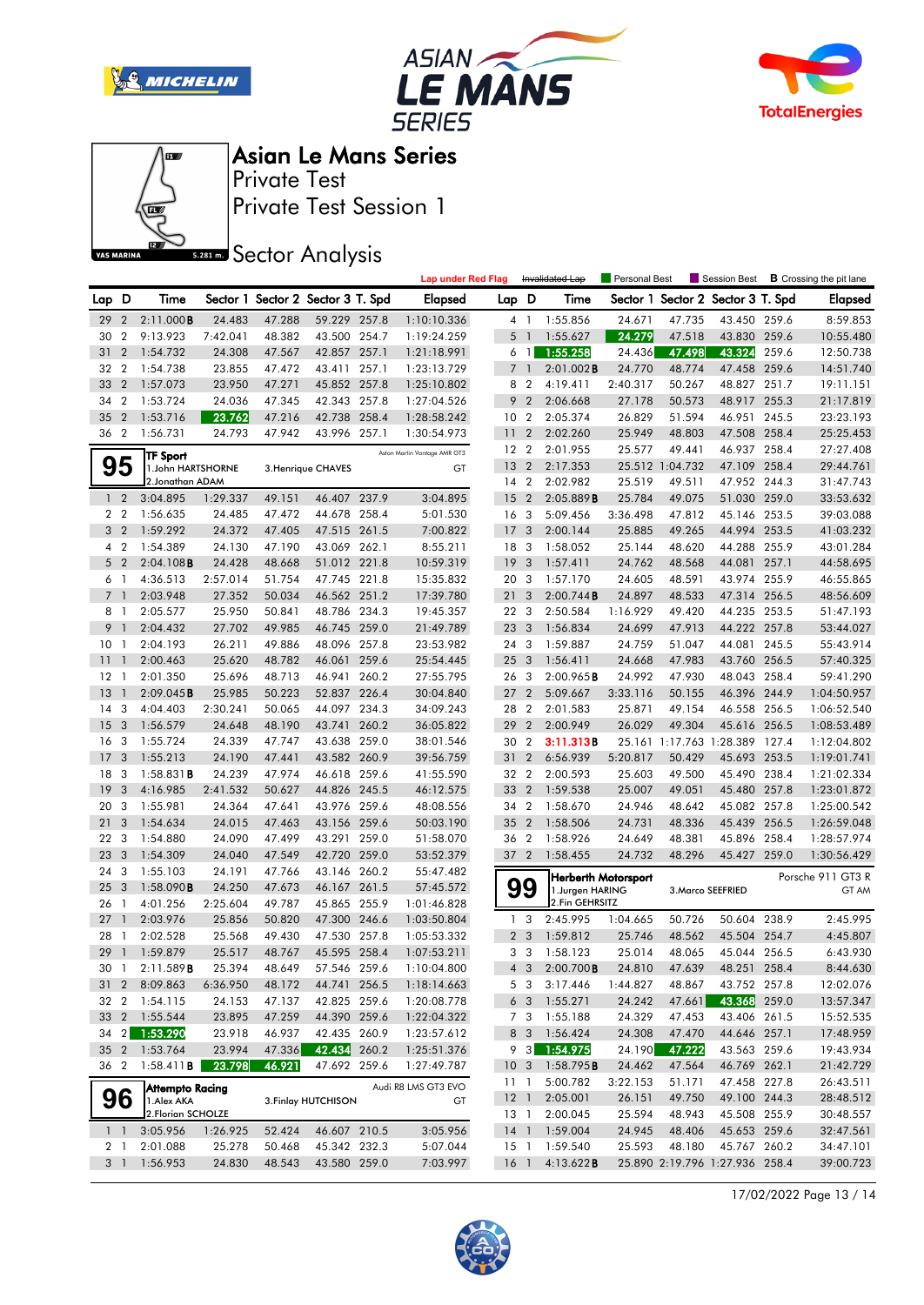# Asian Le Mans Series

Private Test

Private Test Session 1

## Sector Analysis

Lap under Red Flag | ~~Invalidated Lap~~ | Personal Best | Session Best | **B** Crossing the pit lane

| Lap | D | Time | Sector 1 | Sector 2 | Sector 3 | T. Spd | Elapsed |
|---|---|---|---|---|---|---|---|
| 29 | 2 | 2:11.000**B** | 24.483 | 47.288 | 59.229 | 257.8 | 1:10:10.336 |
| 30 | 2 | 9:13.923 | 7:42.041 | 48.382 | 43.500 | 254.7 | 1:19:24.259 |
| 31 | 2 | 1:54.732 | 24.308 | 47.567 | 42.857 | 257.1 | 1:21:18.991 |
| 32 | 2 | 1:54.738 | 23.855 | 47.472 | 43.411 | 257.1 | 1:23:13.729 |
| 33 | 2 | 1:57.073 | 23.950 | 47.271 | 45.852 | 257.8 | 1:25:10.802 |
| 34 | 2 | 1:53.724 | 24.036 | 47.345 | 42.343 | 257.8 | 1:27:04.526 |
| 35 | 2 | 1:53.716 | 23.762 | 47.216 | 42.738 | 258.4 | 1:28:58.242 |
| 36 | 2 | 1:56.731 | 24.793 | 47.942 | 43.996 | 257.1 | 1:30:54.973 |

**95** TF Sport — Aston Martin Vantage AMR GT3 — GT
1.John HARTSHORNE, 2.Jonathan ADAM, 3.Henrique CHAVES

| Lap | D | Time | Sector 1 | Sector 2 | Sector 3 | T. Spd | Elapsed |
|---|---|---|---|---|---|---|---|
| 1 | 2 | 3:04.895 | 1:29.337 | 49.151 | 46.407 | 237.9 | 3:04.895 |
| 2 | 2 | 1:56.635 | 24.485 | 47.472 | 44.678 | 258.4 | 5:01.530 |
| 3 | 2 | 1:59.292 | 24.372 | 47.405 | 47.515 | 261.5 | 7:00.822 |
| 4 | 2 | 1:54.389 | 24.130 | 47.190 | 43.069 | 262.1 | 8:55.211 |
| 5 | 2 | 2:04.108**B** | 24.428 | 48.668 | 51.012 | 221.8 | 10:59.319 |
| 6 | 1 | 4:36.513 | 2:57.014 | 51.754 | 47.745 | 221.8 | 15:35.832 |
| 7 | 1 | 2:03.948 | 27.352 | 50.034 | 46.562 | 251.2 | 17:39.780 |
| 8 | 1 | 2:05.577 | 25.950 | 50.841 | 48.786 | 234.3 | 19:45.357 |
| 9 | 1 | 2:04.432 | 27.702 | 49.985 | 46.745 | 259.0 | 21:49.789 |
| 10 | 1 | 2:04.193 | 26.211 | 49.886 | 48.096 | 257.8 | 23:53.982 |
| 11 | 1 | 2:00.463 | 25.620 | 48.782 | 46.061 | 259.6 | 25:54.445 |
| 12 | 1 | 2:01.350 | 25.696 | 48.713 | 46.941 | 260.2 | 27:55.795 |
| 13 | 1 | 2:09.045**B** | 25.985 | 50.223 | 52.837 | 226.4 | 30:04.840 |
| 14 | 3 | 4:04.403 | 2:30.241 | 50.065 | 44.097 | 234.3 | 34:09.243 |
| 15 | 3 | 1:56.579 | 24.648 | 48.190 | 43.741 | 260.2 | 36:05.822 |
| 16 | 3 | 1:55.724 | 24.339 | 47.747 | 43.638 | 259.0 | 38:01.546 |
| 17 | 3 | 1:55.213 | 24.190 | 47.441 | 43.582 | 260.9 | 39:56.759 |
| 18 | 3 | 1:58.831**B** | 24.239 | 47.974 | 46.618 | 259.6 | 41:55.590 |
| 19 | 3 | 4:16.985 | 2:41.532 | 50.627 | 44.826 | 245.5 | 46:12.575 |
| 20 | 3 | 1:55.981 | 24.364 | 47.641 | 43.976 | 259.6 | 48:08.556 |
| 21 | 3 | 1:54.634 | 24.015 | 47.463 | 43.156 | 259.6 | 50:03.190 |
| 22 | 3 | 1:54.880 | 24.090 | 47.499 | 43.291 | 259.0 | 51:58.070 |
| 23 | 3 | 1:54.309 | 24.040 | 47.549 | 42.720 | 259.0 | 53:52.379 |
| 24 | 3 | 1:55.103 | 24.191 | 47.766 | 43.146 | 260.2 | 55:47.482 |
| 25 | 3 | 1:58.090**B** | 24.250 | 47.673 | 46.167 | 261.5 | 57:45.572 |
| 26 | 1 | 4:01.256 | 2:25.604 | 49.787 | 45.865 | 255.9 | 1:01:46.828 |
| 27 | 1 | 2:03.976 | 25.856 | 50.820 | 47.300 | 246.6 | 1:03:50.804 |
| 28 | 1 | 2:02.528 | 25.568 | 49.430 | 47.530 | 257.8 | 1:05:53.332 |
| 29 | 1 | 1:59.879 | 25.517 | 48.767 | 45.595 | 258.4 | 1:07:53.211 |
| 30 | 1 | 2:11.589**B** | 25.394 | 48.649 | 57.546 | 259.6 | 1:10:04.800 |
| 31 | 2 | 8:09.863 | 6:36.950 | 48.172 | 44.741 | 256.5 | 1:18:14.663 |
| 32 | 2 | 1:54.115 | 24.153 | 47.137 | 42.825 | 259.6 | 1:20:08.778 |
| 33 | 2 | 1:55.544 | 23.895 | 47.259 | 44.390 | 259.6 | 1:22:04.322 |
| 34 | 2 | 1:53.290 | 23.918 | 46.937 | 42.435 | 260.9 | 1:23:57.612 |
| 35 | 2 | 1:53.764 | 23.994 | 47.336 | 42.434 | 260.2 | 1:25:51.376 |
| 36 | 2 | 1:58.411**B** | 23.798 | 46.921 | 47.692 | 259.6 | 1:27:49.787 |

**96** Attempto Racing — Audi R8 LMS GT3 EVO — GT
1.Alex AKA, 2.Florian SCHOLZE, 3.Finlay HUTCHISON

| Lap | D | Time | Sector 1 | Sector 2 | Sector 3 | T. Spd | Elapsed |
|---|---|---|---|---|---|---|---|
| 1 | 1 | 3:05.956 | 1:26.925 | 52.424 | 46.607 | 210.5 | 3:05.956 |
| 2 | 1 | 2:01.088 | 25.278 | 50.468 | 45.342 | 232.3 | 5:07.044 |
| 3 | 1 | 1:56.953 | 24.830 | 48.543 | 43.580 | 259.0 | 7:03.997 |
| 4 | 1 | 1:55.856 | 24.671 | 47.735 | 43.450 | 259.6 | 8:59.853 |
| 5 | 1 | 1:55.627 | 24.279 | 47.518 | 43.830 | 259.6 | 10:55.480 |
| 6 | 1 | 1:55.258 | 24.436 | 47.498 | 43.324 | 259.6 | 12:50.738 |
| 7 | 1 | 2:01.002**B** | 24.770 | 48.774 | 47.458 | 259.6 | 14:51.740 |
| 8 | 2 | 4:19.411 | 2:40.317 | 50.267 | 48.827 | 251.7 | 19:11.151 |
| 9 | 2 | 2:06.668 | 27.178 | 50.573 | 48.917 | 255.3 | 21:17.819 |
| 10 | 2 | 2:05.374 | 26.829 | 51.594 | 46.951 | 245.5 | 23:23.193 |
| 11 | 2 | 2:02.260 | 25.949 | 48.803 | 47.508 | 258.4 | 25:25.453 |
| 12 | 2 | 2:01.955 | 25.577 | 49.441 | 46.937 | 258.4 | 27:27.408 |
| 13 | 2 | 2:17.353 | 25.512 | 1:04.732 | 47.109 | 258.4 | 29:44.761 |
| 14 | 2 | 2:02.982 | 25.519 | 49.511 | 47.952 | 244.3 | 31:47.743 |
| 15 | 2 | 2:05.889**B** | 25.784 | 49.075 | 51.030 | 259.0 | 33:53.632 |
| 16 | 3 | 5:09.456 | 3:36.498 | 47.812 | 45.146 | 253.5 | 39:03.088 |
| 17 | 3 | 2:00.144 | 25.885 | 49.265 | 44.994 | 253.5 | 41:03.232 |
| 18 | 3 | 1:58.052 | 25.144 | 48.620 | 44.288 | 255.9 | 43:01.284 |
| 19 | 3 | 1:57.411 | 24.762 | 48.568 | 44.081 | 257.1 | 44:58.695 |
| 20 | 3 | 1:57.170 | 24.605 | 48.591 | 43.974 | 255.9 | 46:55.865 |
| 21 | 3 | 2:00.744**B** | 24.897 | 48.533 | 47.314 | 256.5 | 48:56.609 |
| 22 | 3 | 2:50.584 | 1:16.929 | 49.420 | 44.235 | 253.5 | 51:47.193 |
| 23 | 3 | 1:56.834 | 24.699 | 47.913 | 44.222 | 257.8 | 53:44.027 |
| 24 | 3 | 1:59.887 | 24.759 | 51.047 | 44.081 | 245.5 | 55:43.914 |
| 25 | 3 | 1:56.411 | 24.668 | 47.983 | 43.760 | 256.5 | 57:40.325 |
| 26 | 3 | 2:00.965**B** | 24.992 | 47.930 | 48.043 | 258.4 | 59:41.290 |
| 27 | 2 | 5:09.667 | 3:33.116 | 50.155 | 46.396 | 244.9 | 1:04:50.957 |
| 28 | 2 | 2:01.583 | 25.871 | 49.154 | 46.558 | 256.5 | 1:06:52.540 |
| 29 | 2 | 2:00.949 | 26.029 | 49.304 | 45.616 | 256.5 | 1:08:53.489 |
| 30 | 2 | 3:11.313**B** | 25.161 | 1:17.763 | 1:28.389 | 127.4 | 1:12:04.802 |
| 31 | 2 | 6:56.939 | 5:20.817 | 50.429 | 45.693 | 253.5 | 1:19:01.741 |
| 32 | 2 | 2:00.593 | 25.603 | 49.500 | 45.490 | 238.4 | 1:21:02.334 |
| 33 | 2 | 1:59.538 | 25.007 | 49.051 | 45.480 | 257.8 | 1:23:01.872 |
| 34 | 2 | 1:58.670 | 24.946 | 48.642 | 45.082 | 257.8 | 1:25:00.542 |
| 35 | 2 | 1:58.506 | 24.731 | 48.336 | 45.439 | 256.5 | 1:26:59.048 |
| 36 | 2 | 1:58.926 | 24.649 | 48.381 | 45.896 | 258.4 | 1:28:57.974 |
| 37 | 2 | 1:58.455 | 24.732 | 48.296 | 45.427 | 259.0 | 1:30:56.429 |

**99** Herberth Motorsport — Porsche 911 GT3 R — GT AM
1.Jurgen HARING, 2.Fin GEHRSITZ, 3.Marco SEEFRIED

| Lap | D | Time | Sector 1 | Sector 2 | Sector 3 | T. Spd | Elapsed |
|---|---|---|---|---|---|---|---|
| 1 | 3 | 2:45.995 | 1:04.665 | 50.726 | 50.604 | 238.9 | 2:45.995 |
| 2 | 3 | 1:59.812 | 25.746 | 48.562 | 45.504 | 254.7 | 4:45.807 |
| 3 | 3 | 1:58.123 | 25.014 | 48.065 | 45.044 | 256.5 | 6:43.930 |
| 4 | 3 | 2:00.700**B** | 24.810 | 47.639 | 48.251 | 258.4 | 8:44.630 |
| 5 | 3 | 3:17.446 | 1:44.827 | 48.867 | 43.752 | 257.8 | 12:02.076 |
| 6 | 3 | 1:55.271 | 24.242 | 47.661 | 43.368 | 259.0 | 13:57.347 |
| 7 | 3 | 1:55.188 | 24.329 | 47.453 | 43.406 | 261.5 | 15:52.535 |
| 8 | 3 | 1:56.424 | 24.308 | 47.470 | 44.646 | 257.1 | 17:48.959 |
| 9 | 3 | 1:54.975 | 24.190 | 47.222 | 43.563 | 259.6 | 19:43.934 |
| 10 | 3 | 1:58.795**B** | 24.462 | 47.564 | 46.769 | 262.1 | 21:42.729 |
| 11 | 1 | 5:00.782 | 3:22.153 | 51.171 | 47.458 | 227.8 | 26:43.511 |
| 12 | 1 | 2:05.001 | 26.151 | 49.750 | 49.100 | 244.3 | 28:48.512 |
| 13 | 1 | 2:00.045 | 25.594 | 48.943 | 45.508 | 255.9 | 30:48.557 |
| 14 | 1 | 1:59.004 | 24.945 | 48.406 | 45.653 | 259.6 | 32:47.561 |
| 15 | 1 | 1:59.540 | 25.593 | 48.180 | 45.767 | 260.2 | 34:47.101 |
| 16 | 1 | 4:13.622**B** | 25.890 | 2:19.796 | 1:27.936 | 258.4 | 39:00.723 |

17/02/2022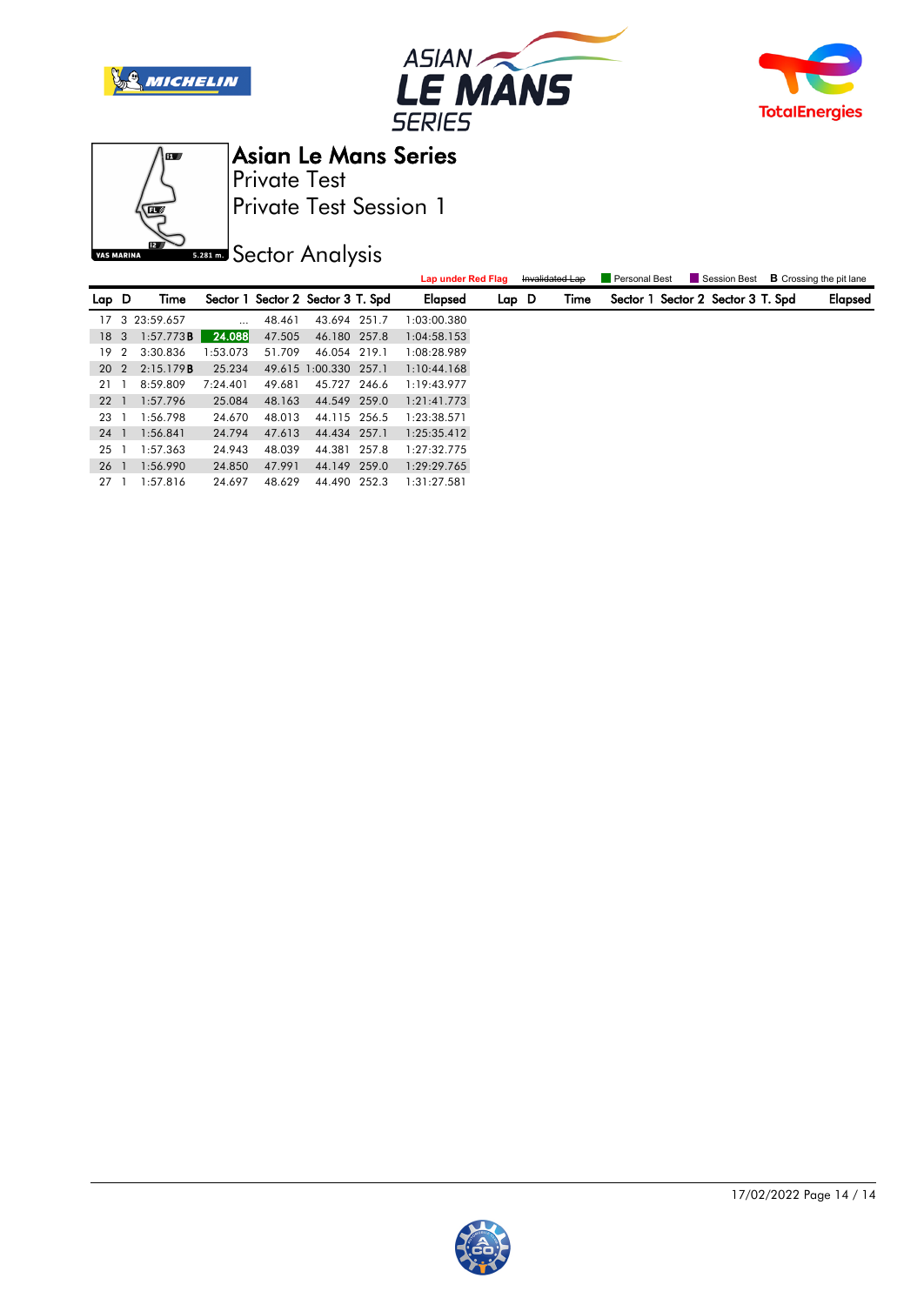# Asian Le Mans Series

Private Test

Private Test Session 1

Sector Analysis

Lap under Red Flag | ~~Invalidated Lap~~ | Personal Best | Session Best | **B** Crossing the pit lane

| Lap | D | Time | Sector 1 | Sector 2 | Sector 3 | T. Spd | Elapsed |
|---|---|---|---|---|---|---|---|
| 17 | 3 | 23:59.657 | ... | 48.461 | 43.694 | 251.7 | 1:03:00.380 |
| 18 | 3 | 1:57.773**B** | 24.088 | 47.505 | 46.180 | 257.8 | 1:04:58.153 |
| 19 | 2 | 3:30.836 | 1:53.073 | 51.709 | 46.054 | 219.1 | 1:08:28.989 |
| 20 | 2 | 2:15.179**B** | 25.234 | 49.615 | 1:00.330 | 257.1 | 1:10:44.168 |
| 21 | 1 | 8:59.809 | 7:24.401 | 49.681 | 45.727 | 246.6 | 1:19:43.977 |
| 22 | 1 | 1:57.796 | 25.084 | 48.163 | 44.549 | 259.0 | 1:21:41.773 |
| 23 | 1 | 1:56.798 | 24.670 | 48.013 | 44.115 | 256.5 | 1:23:38.571 |
| 24 | 1 | 1:56.841 | 24.794 | 47.613 | 44.434 | 257.1 | 1:25:35.412 |
| 25 | 1 | 1:57.363 | 24.943 | 48.039 | 44.381 | 257.8 | 1:27:32.775 |
| 26 | 1 | 1:56.990 | 24.850 | 47.991 | 44.149 | 259.0 | 1:29:29.765 |
| 27 | 1 | 1:57.816 | 24.697 | 48.629 | 44.490 | 252.3 | 1:31:27.581 |

17/02/2022